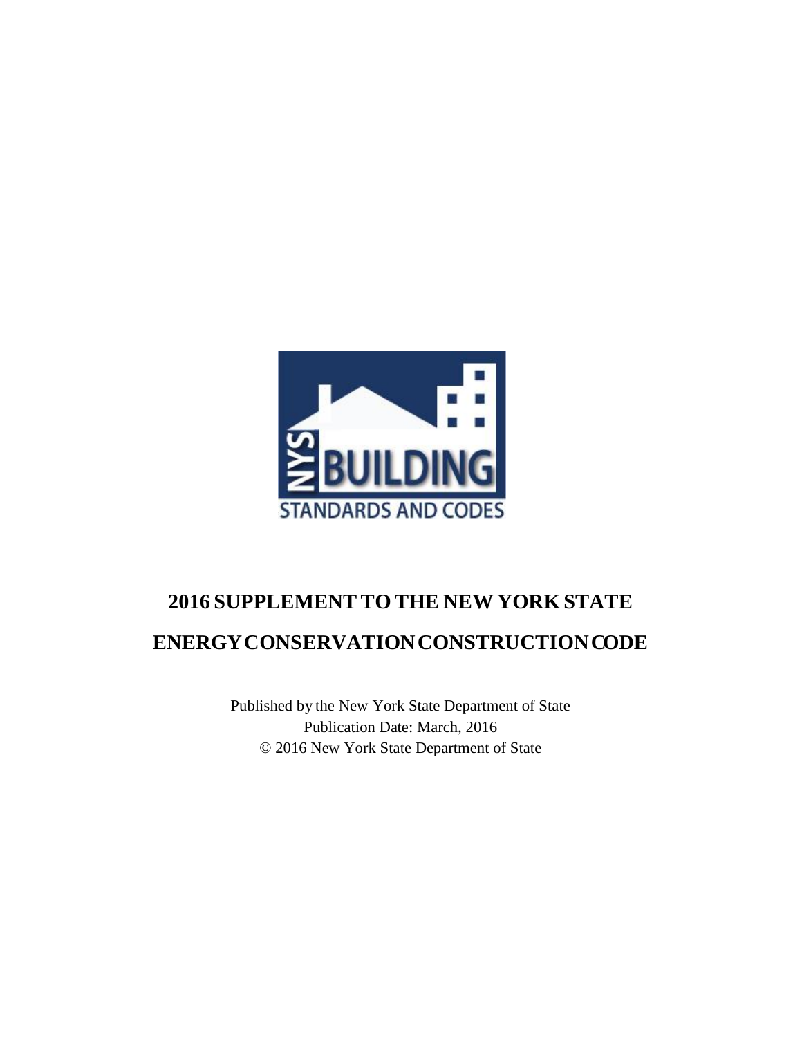# 2016 SUPPLEMENT TO THE NEW YORK STATE ENERGY CONSERVATION CONSTRUCTION CODE

Published by the New York State Department of State
Publication Date: March, 2016
© 2016 New York State Department of State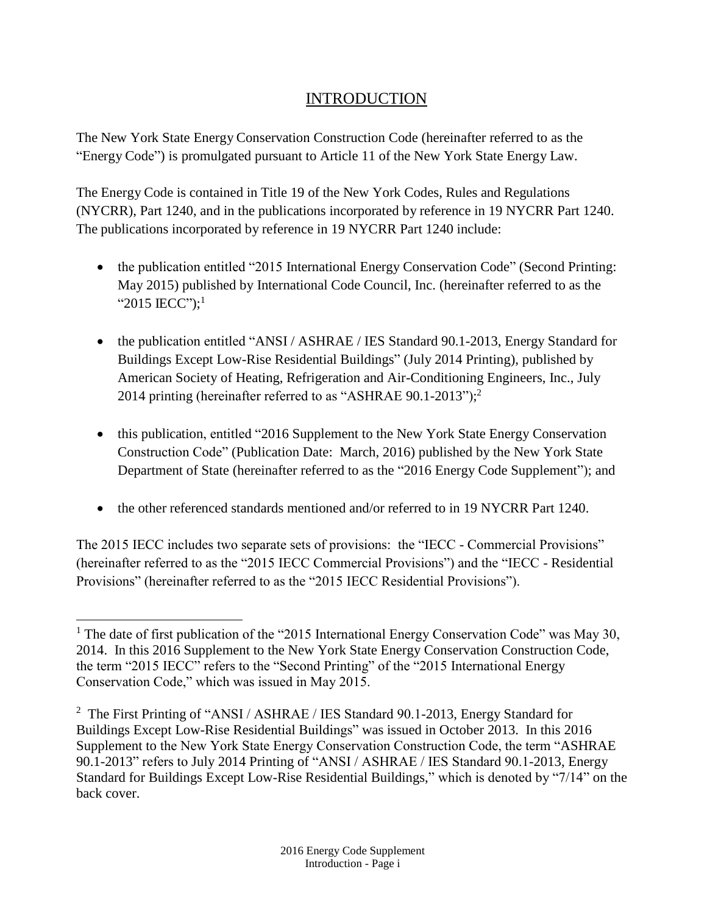# INTRODUCTION

The New York State Energy Conservation Construction Code (hereinafter referred to as the "Energy Code") is promulgated pursuant to Article 11 of the New York State Energy Law.

The Energy Code is contained in Title 19 of the New York Codes, Rules and Regulations (NYCRR), Part 1240, and in the publications incorporated by reference in 19 NYCRR Part 1240. The publications incorporated by reference in 19 NYCRR Part 1240 include:

- the publication entitled "2015 International Energy Conservation Code" (Second Printing: May 2015) published by International Code Council, Inc. (hereinafter referred to as the "2015 IECC");[1]

- the publication entitled "ANSI / ASHRAE / IES Standard 90.1-2013, Energy Standard for Buildings Except Low-Rise Residential Buildings" (July 2014 Printing), published by American Society of Heating, Refrigeration and Air-Conditioning Engineers, Inc., July 2014 printing (hereinafter referred to as "ASHRAE 90.1-2013");[2]

- this publication, entitled "2016 Supplement to the New York State Energy Conservation Construction Code" (Publication Date: March, 2016) published by the New York State Department of State (hereinafter referred to as the "2016 Energy Code Supplement"); and

- the other referenced standards mentioned and/or referred to in 19 NYCRR Part 1240.

The 2015 IECC includes two separate sets of provisions: the "IECC - Commercial Provisions" (hereinafter referred to as the "2015 IECC Commercial Provisions") and the "IECC - Residential Provisions" (hereinafter referred to as the "2015 IECC Residential Provisions").

---

[1] The date of first publication of the "2015 International Energy Conservation Code" was May 30, 2014. In this 2016 Supplement to the New York State Energy Conservation Construction Code, the term "2015 IECC" refers to the "Second Printing" of the "2015 International Energy Conservation Code," which was issued in May 2015.

[2] The First Printing of "ANSI / ASHRAE / IES Standard 90.1-2013, Energy Standard for Buildings Except Low-Rise Residential Buildings" was issued in October 2013. In this 2016 Supplement to the New York State Energy Conservation Construction Code, the term "ASHRAE 90.1-2013" refers to July 2014 Printing of "ANSI / ASHRAE / IES Standard 90.1-2013, Energy Standard for Buildings Except Low-Rise Residential Buildings," which is denoted by "7/14" on the back cover.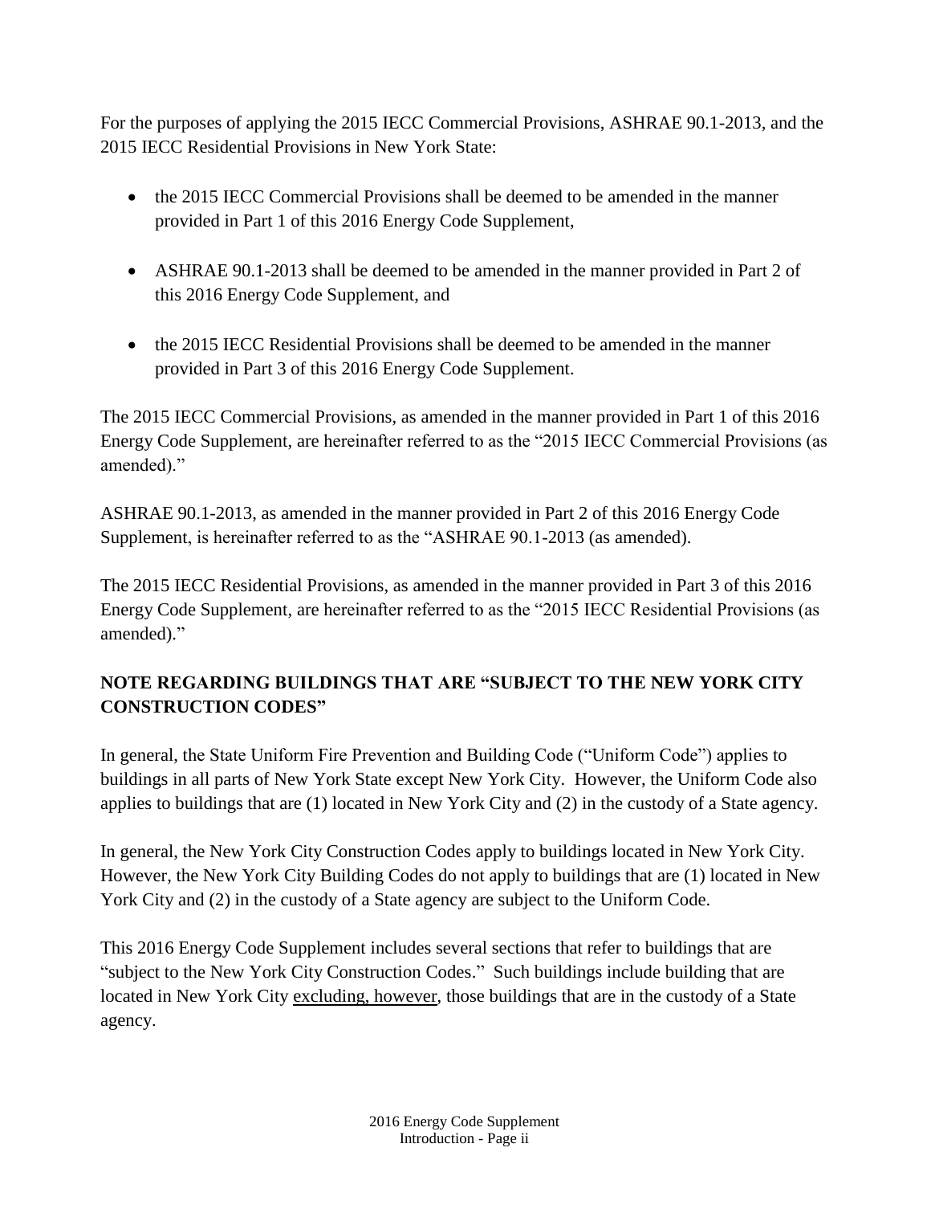For the purposes of applying the 2015 IECC Commercial Provisions, ASHRAE 90.1-2013, and the 2015 IECC Residential Provisions in New York State:

- the 2015 IECC Commercial Provisions shall be deemed to be amended in the manner provided in Part 1 of this 2016 Energy Code Supplement,
- ASHRAE 90.1-2013 shall be deemed to be amended in the manner provided in Part 2 of this 2016 Energy Code Supplement, and
- the 2015 IECC Residential Provisions shall be deemed to be amended in the manner provided in Part 3 of this 2016 Energy Code Supplement.

The 2015 IECC Commercial Provisions, as amended in the manner provided in Part 1 of this 2016 Energy Code Supplement, are hereinafter referred to as the "2015 IECC Commercial Provisions (as amended)."

ASHRAE 90.1-2013, as amended in the manner provided in Part 2 of this 2016 Energy Code Supplement, is hereinafter referred to as the "ASHRAE 90.1-2013 (as amended).

The 2015 IECC Residential Provisions, as amended in the manner provided in Part 3 of this 2016 Energy Code Supplement, are hereinafter referred to as the "2015 IECC Residential Provisions (as amended)."

**NOTE REGARDING BUILDINGS THAT ARE "SUBJECT TO THE NEW YORK CITY CONSTRUCTION CODES"**

In general, the State Uniform Fire Prevention and Building Code ("Uniform Code") applies to buildings in all parts of New York State except New York City. However, the Uniform Code also applies to buildings that are (1) located in New York City and (2) in the custody of a State agency.

In general, the New York City Construction Codes apply to buildings located in New York City. However, the New York City Building Codes do not apply to buildings that are (1) located in New York City and (2) in the custody of a State agency are subject to the Uniform Code.

This 2016 Energy Code Supplement includes several sections that refer to buildings that are "subject to the New York City Construction Codes." Such buildings include building that are located in New York City <u>excluding, however</u>, those buildings that are in the custody of a State agency.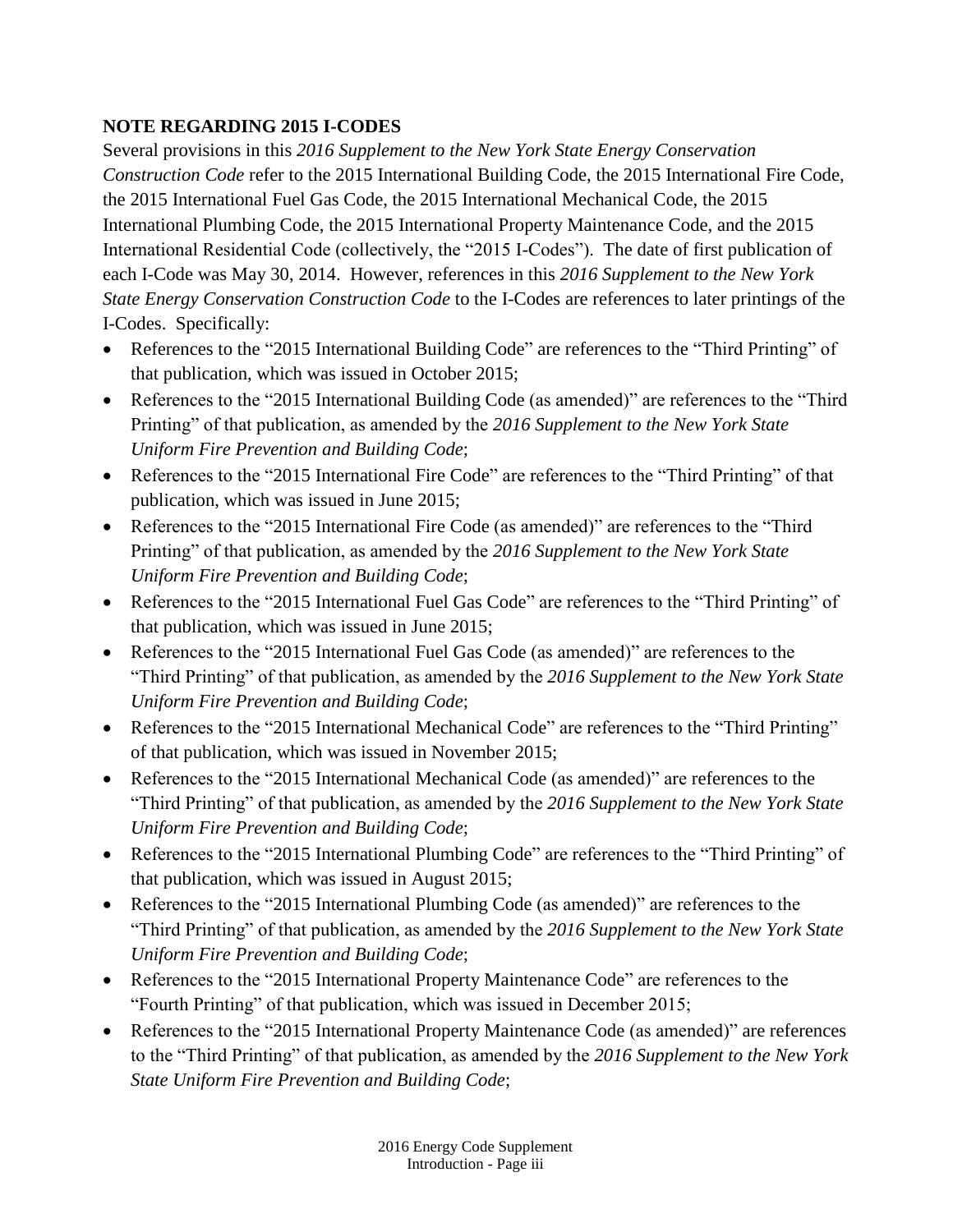**NOTE REGARDING 2015 I-CODES**

Several provisions in this *2016 Supplement to the New York State Energy Conservation Construction Code* refer to the 2015 International Building Code, the 2015 International Fire Code, the 2015 International Fuel Gas Code, the 2015 International Mechanical Code, the 2015 International Plumbing Code, the 2015 International Property Maintenance Code, and the 2015 International Residential Code (collectively, the "2015 I-Codes"). The date of first publication of each I-Code was May 30, 2014. However, references in this *2016 Supplement to the New York State Energy Conservation Construction Code* to the I-Codes are references to later printings of the I-Codes. Specifically:

- References to the "2015 International Building Code" are references to the "Third Printing" of that publication, which was issued in October 2015;
- References to the "2015 International Building Code (as amended)" are references to the "Third Printing" of that publication, as amended by the *2016 Supplement to the New York State Uniform Fire Prevention and Building Code*;
- References to the "2015 International Fire Code" are references to the "Third Printing" of that publication, which was issued in June 2015;
- References to the "2015 International Fire Code (as amended)" are references to the "Third Printing" of that publication, as amended by the *2016 Supplement to the New York State Uniform Fire Prevention and Building Code*;
- References to the "2015 International Fuel Gas Code" are references to the "Third Printing" of that publication, which was issued in June 2015;
- References to the "2015 International Fuel Gas Code (as amended)" are references to the "Third Printing" of that publication, as amended by the *2016 Supplement to the New York State Uniform Fire Prevention and Building Code*;
- References to the "2015 International Mechanical Code" are references to the "Third Printing" of that publication, which was issued in November 2015;
- References to the "2015 International Mechanical Code (as amended)" are references to the "Third Printing" of that publication, as amended by the *2016 Supplement to the New York State Uniform Fire Prevention and Building Code*;
- References to the "2015 International Plumbing Code" are references to the "Third Printing" of that publication, which was issued in August 2015;
- References to the "2015 International Plumbing Code (as amended)" are references to the "Third Printing" of that publication, as amended by the *2016 Supplement to the New York State Uniform Fire Prevention and Building Code*;
- References to the "2015 International Property Maintenance Code" are references to the "Fourth Printing" of that publication, which was issued in December 2015;
- References to the "2015 International Property Maintenance Code (as amended)" are references to the "Third Printing" of that publication, as amended by the *2016 Supplement to the New York State Uniform Fire Prevention and Building Code*;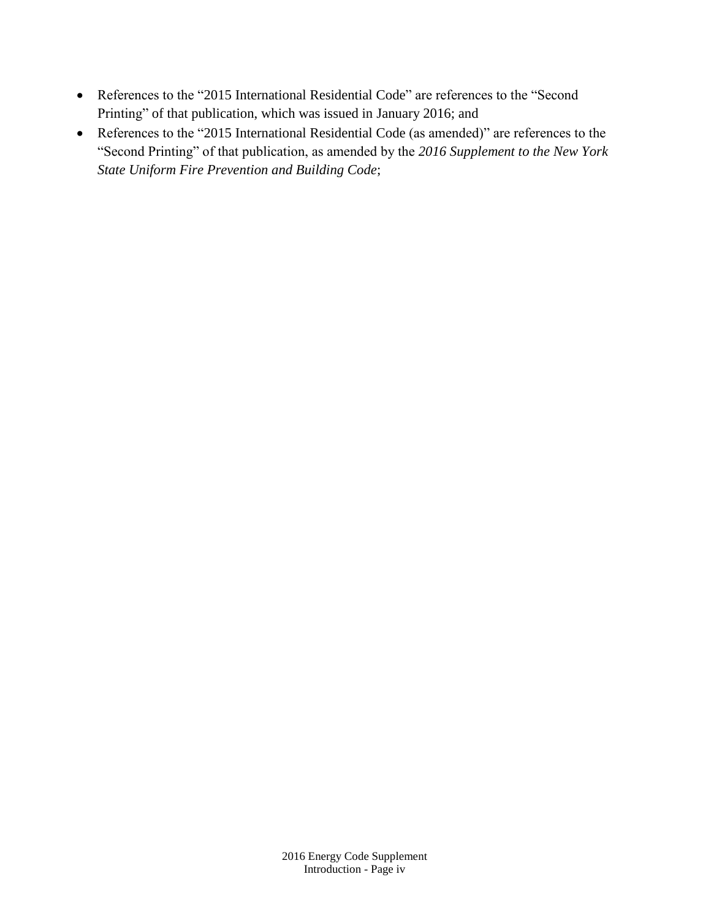- References to the "2015 International Residential Code" are references to the "Second Printing" of that publication, which was issued in January 2016; and
- References to the "2015 International Residential Code (as amended)" are references to the "Second Printing" of that publication, as amended by the *2016 Supplement to the New York State Uniform Fire Prevention and Building Code*;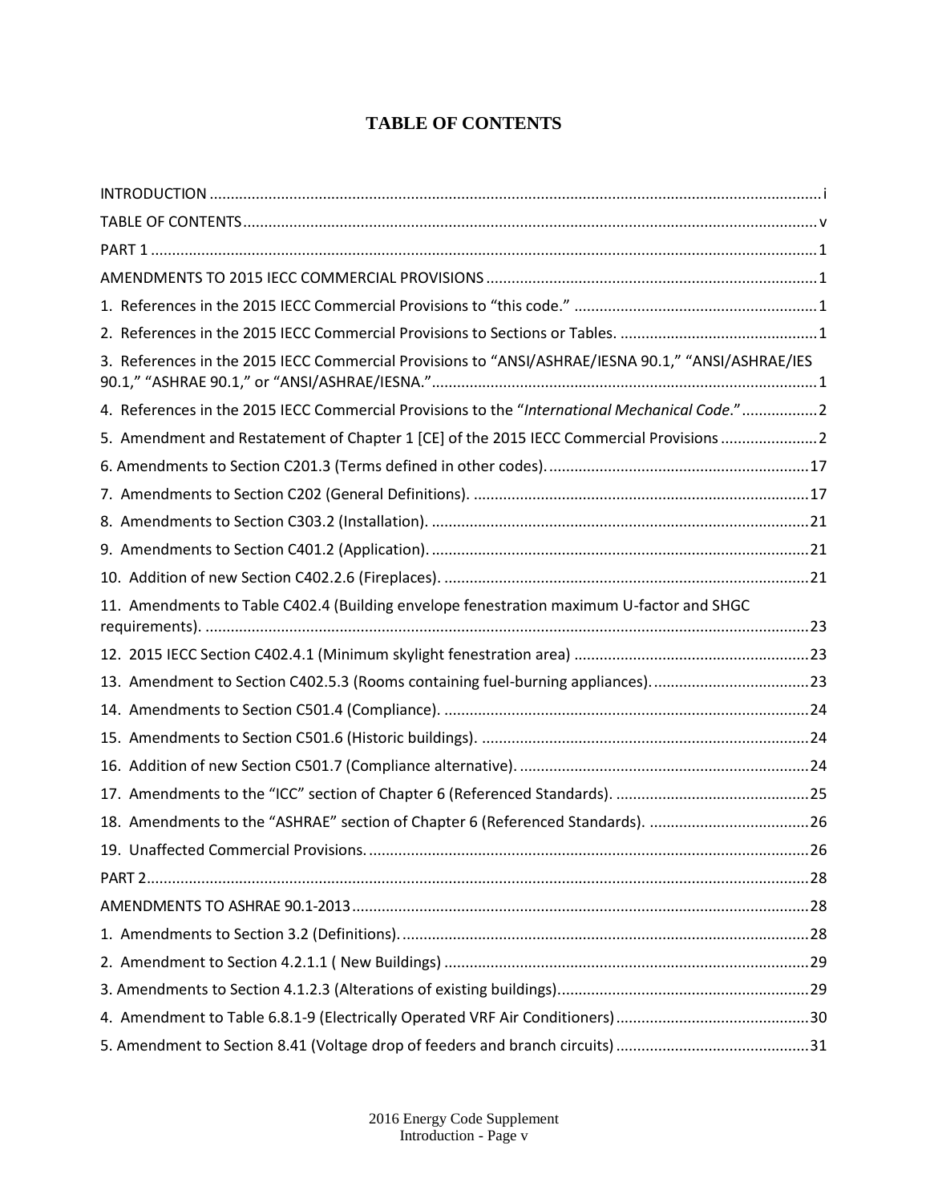# TABLE OF CONTENTS

INTRODUCTION ....................................................................................................................................... i

TABLE OF CONTENTS ............................................................................................................................. v

PART 1 .................................................................................................................................................... 1

AMENDMENTS TO 2015 IECC COMMERCIAL PROVISIONS ..................................................................... 1

1. References in the 2015 IECC Commercial Provisions to "this code." ................................................ 1

2. References in the 2015 IECC Commercial Provisions to Sections or Tables. ...................................... 1

3. References in the 2015 IECC Commercial Provisions to "ANSI/ASHRAE/IESNA 90.1," "ANSI/ASHRAE/IES 90.1," "ASHRAE 90.1," or "ANSI/ASHRAE/IESNA." ........................................................................... 1

4. References in the 2015 IECC Commercial Provisions to the "*International Mechanical Code*." ................. 2

5. Amendment and Restatement of Chapter 1 [CE] of the 2015 IECC Commercial Provisions ..................... 2

6. Amendments to Section C201.3 (Terms defined in other codes). ......................................................... 17

7. Amendments to Section C202 (General Definitions). ......................................................................... 17

8. Amendments to Section C303.2 (Installation). ................................................................................... 21

9. Amendments to Section C401.2 (Application). ................................................................................... 21

10. Addition of new Section C402.2.6 (Fireplaces). ................................................................................. 21

11. Amendments to Table C402.4 (Building envelope fenestration maximum U-factor and SHGC requirements). ...................................................................................................................................... 23

12. 2015 IECC Section C402.4.1 (Minimum skylight fenestration area) .................................................. 23

13. Amendment to Section C402.5.3 (Rooms containing fuel-burning appliances). ................................. 23

14. Amendments to Section C501.4 (Compliance). ................................................................................. 24

15. Amendments to Section C501.6 (Historic buildings). ......................................................................... 24

16. Addition of new Section C501.7 (Compliance alternative). ................................................................ 24

17. Amendments to the "ICC" section of Chapter 6 (Referenced Standards). .......................................... 25

18. Amendments to the "ASHRAE" section of Chapter 6 (Referenced Standards). .................................. 26

19. Unaffected Commercial Provisions. ................................................................................................... 26

PART 2 .................................................................................................................................................... 28

AMENDMENTS TO ASHRAE 90.1-2013 ................................................................................................... 28

1. Amendments to Section 3.2 (Definitions). .......................................................................................... 28

2. Amendment to Section 4.2.1.1 ( New Buildings) ................................................................................ 29

3. Amendments to Section 4.1.2.3 (Alterations of existing buildings) .................................................... 29

4. Amendment to Table 6.8.1-9 (Electrically Operated VRF Air Conditioners) ........................................ 30

5. Amendment to Section 8.41 (Voltage drop of feeders and branch circuits) ....................................... 31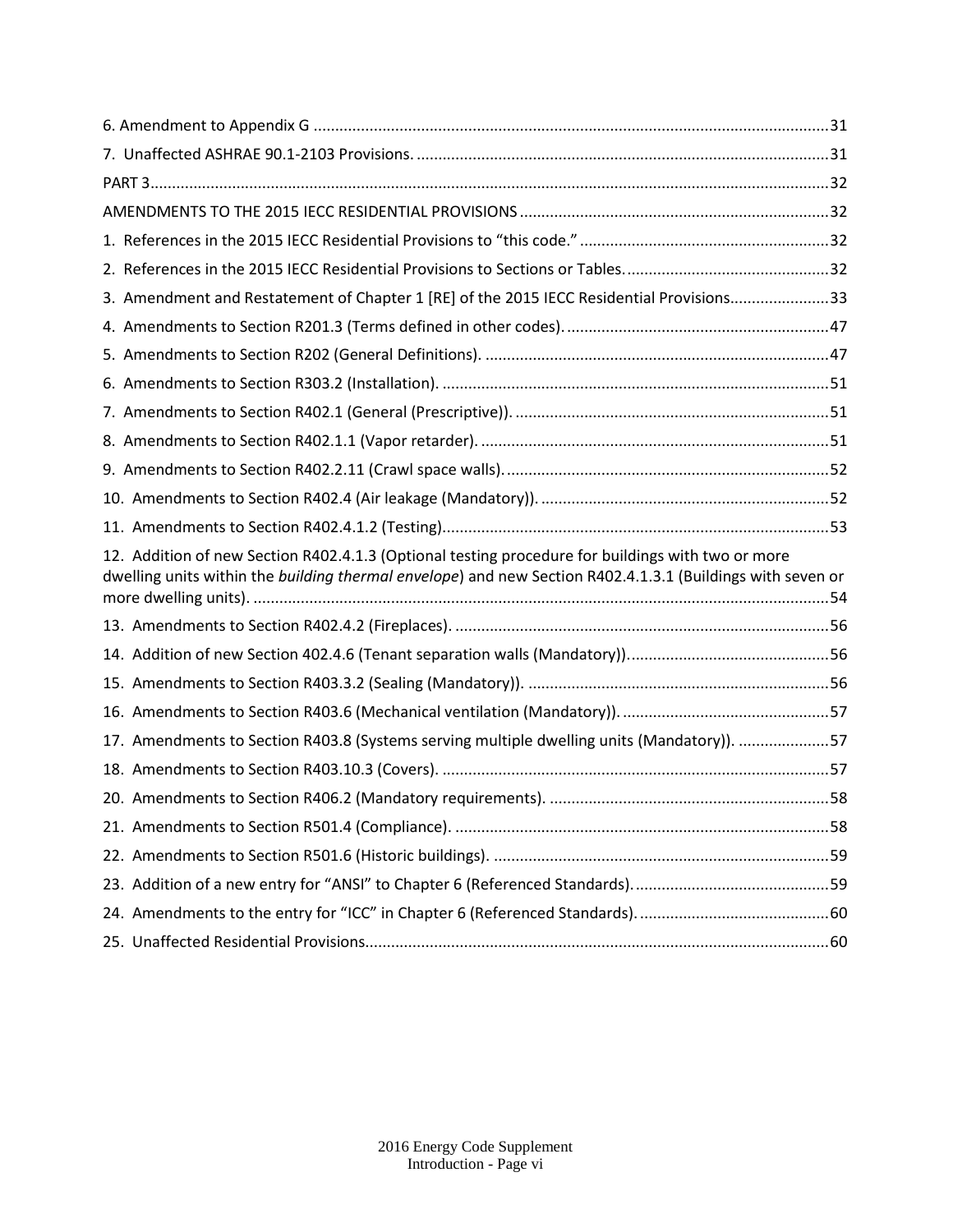6. Amendment to Appendix G ....................................................................................................................31

7. Unaffected ASHRAE 90.1-2103 Provisions. ...............................................................................................31

PART 3.......................................................................................................................................................32

AMENDMENTS TO THE 2015 IECC RESIDENTIAL PROVISIONS ........................................................................32

1. References in the 2015 IECC Residential Provisions to "this code." .........................................................32

2. References in the 2015 IECC Residential Provisions to Sections or Tables. ...............................................32

3. Amendment and Restatement of Chapter 1 [RE] of the 2015 IECC Residential Provisions......................33

4. Amendments to Section R201.3 (Terms defined in other codes). ............................................................47

5. Amendments to Section R202 (General Definitions). ...............................................................................47

6. Amendments to Section R303.2 (Installation). .........................................................................................51

7. Amendments to Section R402.1 (General (Prescriptive)). ........................................................................51

8. Amendments to Section R402.1.1 (Vapor retarder). ................................................................................51

9. Amendments to Section R402.2.11 (Crawl space walls). ..........................................................................52

10. Amendments to Section R402.4 (Air leakage (Mandatory)). ..................................................................52

11. Amendments to Section R402.4.1.2 (Testing). ........................................................................................53

12. Addition of new Section R402.4.1.3 (Optional testing procedure for buildings with two or more dwelling units within the *building thermal envelope*) and new Section R402.4.1.3.1 (Buildings with seven or more dwelling units). ....................................................................................................................54

13. Amendments to Section R402.4.2 (Fireplaces). ......................................................................................56

14. Addition of new Section 402.4.6 (Tenant separation walls (Mandatory)). ..............................................56

15. Amendments to Section R403.3.2 (Sealing (Mandatory)). .....................................................................56

16. Amendments to Section R403.6 (Mechanical ventilation (Mandatory)). ................................................57

17. Amendments to Section R403.8 (Systems serving multiple dwelling units (Mandatory)). .....................57

18. Amendments to Section R403.10.3 (Covers). .........................................................................................57

20. Amendments to Section R406.2 (Mandatory requirements). ................................................................58

21. Amendments to Section R501.4 (Compliance). ......................................................................................58

22. Amendments to Section R501.6 (Historic buildings). .............................................................................59

23. Addition of a new entry for "ANSI" to Chapter 6 (Referenced Standards). ............................................59

24. Amendments to the entry for "ICC" in Chapter 6 (Referenced Standards). ............................................60

25. Unaffected Residential Provisions..........................................................................................................60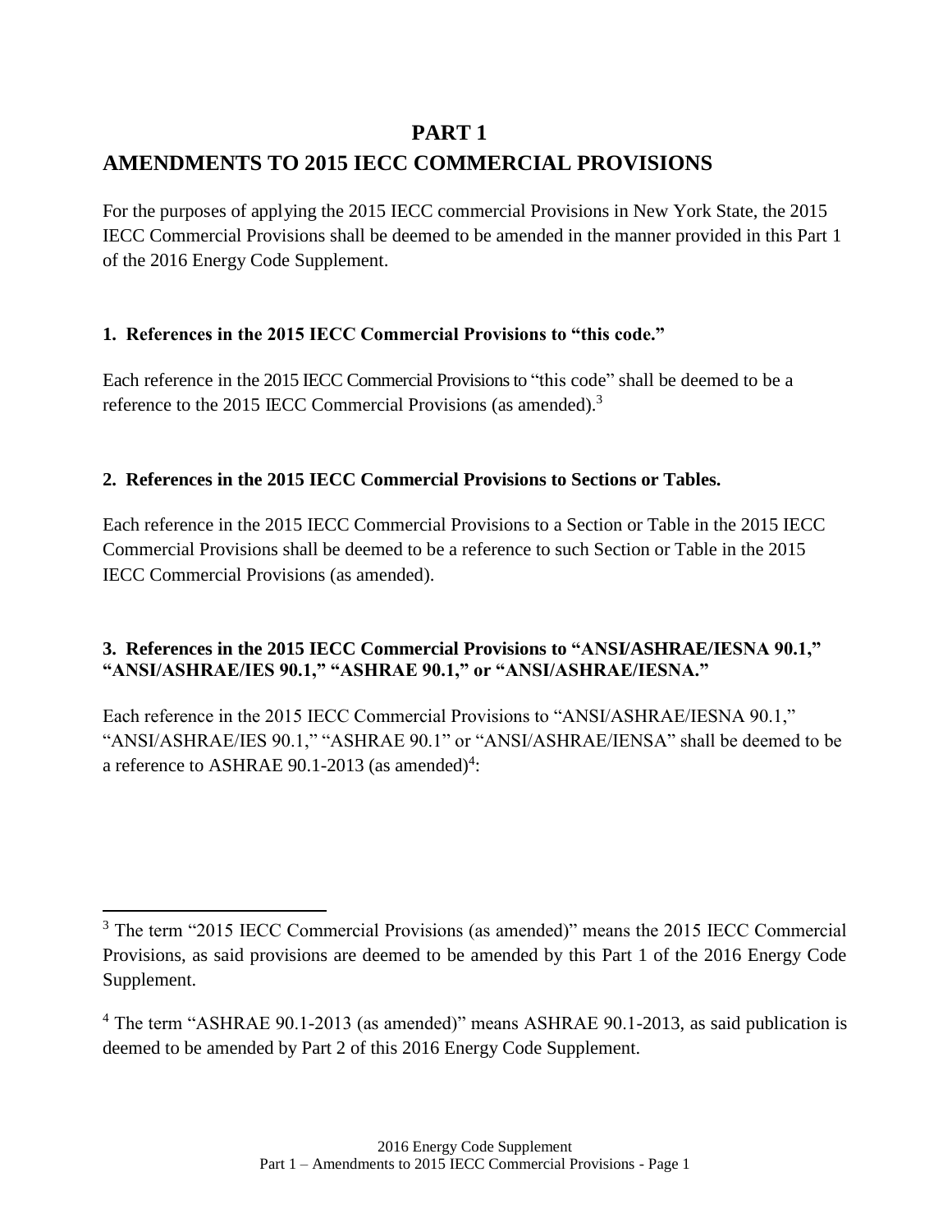# PART 1

# AMENDMENTS TO 2015 IECC COMMERCIAL PROVISIONS

For the purposes of applying the 2015 IECC commercial Provisions in New York State, the 2015 IECC Commercial Provisions shall be deemed to be amended in the manner provided in this Part 1 of the 2016 Energy Code Supplement.

### 1. References in the 2015 IECC Commercial Provisions to "this code."

Each reference in the 2015 IECC Commercial Provisions to "this code" shall be deemed to be a reference to the 2015 IECC Commercial Provisions (as amended).[3]

### 2. References in the 2015 IECC Commercial Provisions to Sections or Tables.

Each reference in the 2015 IECC Commercial Provisions to a Section or Table in the 2015 IECC Commercial Provisions shall be deemed to be a reference to such Section or Table in the 2015 IECC Commercial Provisions (as amended).

### 3. References in the 2015 IECC Commercial Provisions to "ANSI/ASHRAE/IESNA 90.1," "ANSI/ASHRAE/IES 90.1," "ASHRAE 90.1," or "ANSI/ASHRAE/IESNA."

Each reference in the 2015 IECC Commercial Provisions to "ANSI/ASHRAE/IESNA 90.1," "ANSI/ASHRAE/IES 90.1," "ASHRAE 90.1" or "ANSI/ASHRAE/IENSA" shall be deemed to be a reference to ASHRAE 90.1-2013 (as amended)[4]:

---

[3] The term "2015 IECC Commercial Provisions (as amended)" means the 2015 IECC Commercial Provisions, as said provisions are deemed to be amended by this Part 1 of the 2016 Energy Code Supplement.

[4] The term "ASHRAE 90.1-2013 (as amended)" means ASHRAE 90.1-2013, as said publication is deemed to be amended by Part 2 of this 2016 Energy Code Supplement.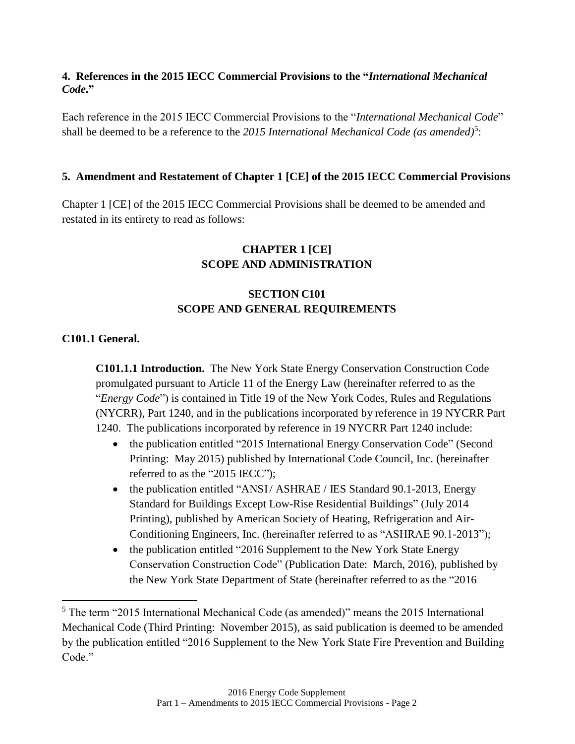**4. References in the 2015 IECC Commercial Provisions to the "*International Mechanical Code*."**

Each reference in the 2015 IECC Commercial Provisions to the "*International Mechanical Code*" shall be deemed to be a reference to the *2015 International Mechanical Code (as amended)*[5]:

**5. Amendment and Restatement of Chapter 1 [CE] of the 2015 IECC Commercial Provisions**

Chapter 1 [CE] of the 2015 IECC Commercial Provisions shall be deemed to be amended and restated in its entirety to read as follows:

## CHAPTER 1 [CE]
## SCOPE AND ADMINISTRATION

### SECTION C101
### SCOPE AND GENERAL REQUIREMENTS

**C101.1 General.**

**C101.1.1 Introduction.** The New York State Energy Conservation Construction Code promulgated pursuant to Article 11 of the Energy Law (hereinafter referred to as the "*Energy Code*") is contained in Title 19 of the New York Codes, Rules and Regulations (NYCRR), Part 1240, and in the publications incorporated by reference in 19 NYCRR Part 1240. The publications incorporated by reference in 19 NYCRR Part 1240 include:

- the publication entitled "2015 International Energy Conservation Code" (Second Printing: May 2015) published by International Code Council, Inc. (hereinafter referred to as the "2015 IECC");
- the publication entitled "ANSI / ASHRAE / IES Standard 90.1-2013, Energy Standard for Buildings Except Low-Rise Residential Buildings" (July 2014 Printing), published by American Society of Heating, Refrigeration and Air-Conditioning Engineers, Inc. (hereinafter referred to as "ASHRAE 90.1-2013");
- the publication entitled "2016 Supplement to the New York State Energy Conservation Construction Code" (Publication Date: March, 2016), published by the New York State Department of State (hereinafter referred to as the "2016

[5] The term "2015 International Mechanical Code (as amended)" means the 2015 International Mechanical Code (Third Printing: November 2015), as said publication is deemed to be amended by the publication entitled "2016 Supplement to the New York State Fire Prevention and Building Code."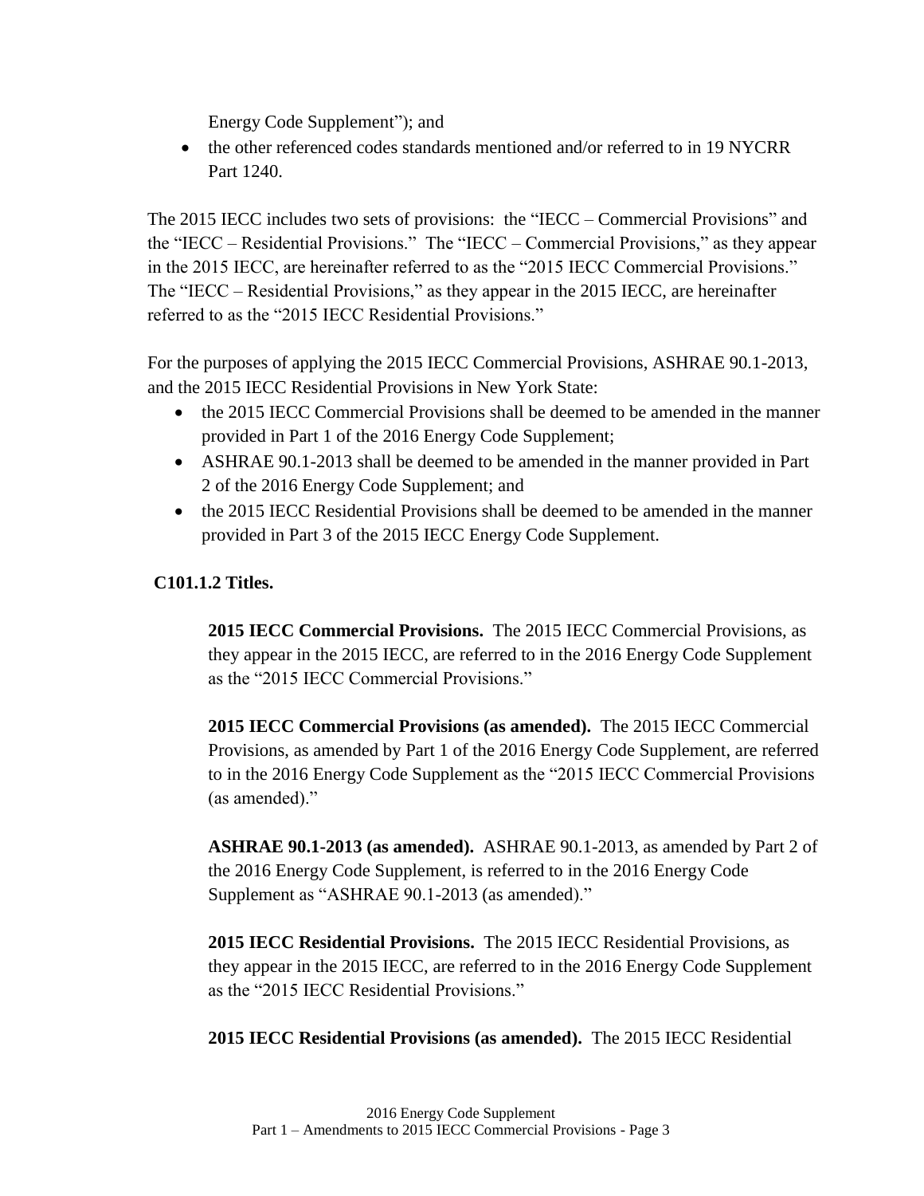Energy Code Supplement"); and

- the other referenced codes standards mentioned and/or referred to in 19 NYCRR Part 1240.

The 2015 IECC includes two sets of provisions: the "IECC – Commercial Provisions" and the "IECC – Residential Provisions." The "IECC – Commercial Provisions," as they appear in the 2015 IECC, are hereinafter referred to as the "2015 IECC Commercial Provisions." The "IECC – Residential Provisions," as they appear in the 2015 IECC, are hereinafter referred to as the "2015 IECC Residential Provisions."

For the purposes of applying the 2015 IECC Commercial Provisions, ASHRAE 90.1-2013, and the 2015 IECC Residential Provisions in New York State:

- the 2015 IECC Commercial Provisions shall be deemed to be amended in the manner provided in Part 1 of the 2016 Energy Code Supplement;
- ASHRAE 90.1-2013 shall be deemed to be amended in the manner provided in Part 2 of the 2016 Energy Code Supplement; and
- the 2015 IECC Residential Provisions shall be deemed to be amended in the manner provided in Part 3 of the 2015 IECC Energy Code Supplement.

**C101.1.2 Titles.**

**2015 IECC Commercial Provisions.** The 2015 IECC Commercial Provisions, as they appear in the 2015 IECC, are referred to in the 2016 Energy Code Supplement as the "2015 IECC Commercial Provisions."

**2015 IECC Commercial Provisions (as amended).** The 2015 IECC Commercial Provisions, as amended by Part 1 of the 2016 Energy Code Supplement, are referred to in the 2016 Energy Code Supplement as the "2015 IECC Commercial Provisions (as amended)."

**ASHRAE 90.1-2013 (as amended).** ASHRAE 90.1-2013, as amended by Part 2 of the 2016 Energy Code Supplement, is referred to in the 2016 Energy Code Supplement as "ASHRAE 90.1-2013 (as amended)."

**2015 IECC Residential Provisions.** The 2015 IECC Residential Provisions, as they appear in the 2015 IECC, are referred to in the 2016 Energy Code Supplement as the "2015 IECC Residential Provisions."

**2015 IECC Residential Provisions (as amended).** The 2015 IECC Residential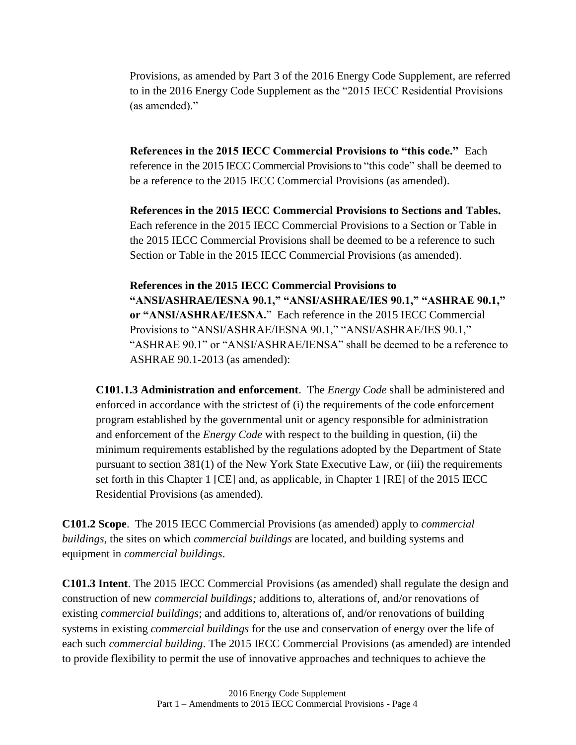Provisions, as amended by Part 3 of the 2016 Energy Code Supplement, are referred to in the 2016 Energy Code Supplement as the "2015 IECC Residential Provisions (as amended)."

**References in the 2015 IECC Commercial Provisions to "this code."** Each reference in the 2015 IECC Commercial Provisions to "this code" shall be deemed to be a reference to the 2015 IECC Commercial Provisions (as amended).

**References in the 2015 IECC Commercial Provisions to Sections and Tables.** Each reference in the 2015 IECC Commercial Provisions to a Section or Table in the 2015 IECC Commercial Provisions shall be deemed to be a reference to such Section or Table in the 2015 IECC Commercial Provisions (as amended).

**References in the 2015 IECC Commercial Provisions to "ANSI/ASHRAE/IESNA 90.1," "ANSI/ASHRAE/IES 90.1," "ASHRAE 90.1," or "ANSI/ASHRAE/IESNA."** Each reference in the 2015 IECC Commercial Provisions to "ANSI/ASHRAE/IESNA 90.1," "ANSI/ASHRAE/IES 90.1," "ASHRAE 90.1" or "ANSI/ASHRAE/IENSA" shall be deemed to be a reference to ASHRAE 90.1-2013 (as amended):

**C101.1.3 Administration and enforcement**. The *Energy Code* shall be administered and enforced in accordance with the strictest of (i) the requirements of the code enforcement program established by the governmental unit or agency responsible for administration and enforcement of the *Energy Code* with respect to the building in question, (ii) the minimum requirements established by the regulations adopted by the Department of State pursuant to section 381(1) of the New York State Executive Law, or (iii) the requirements set forth in this Chapter 1 [CE] and, as applicable, in Chapter 1 [RE] of the 2015 IECC Residential Provisions (as amended).

**C101.2 Scope**. The 2015 IECC Commercial Provisions (as amended) apply to *commercial buildings*, the sites on which *commercial buildings* are located, and building systems and equipment in *commercial buildings*.

**C101.3 Intent**. The 2015 IECC Commercial Provisions (as amended) shall regulate the design and construction of new *commercial buildings;* additions to, alterations of, and/or renovations of existing *commercial buildings*; and additions to, alterations of, and/or renovations of building systems in existing *commercial buildings* for the use and conservation of energy over the life of each such *commercial building*. The 2015 IECC Commercial Provisions (as amended) are intended to provide flexibility to permit the use of innovative approaches and techniques to achieve the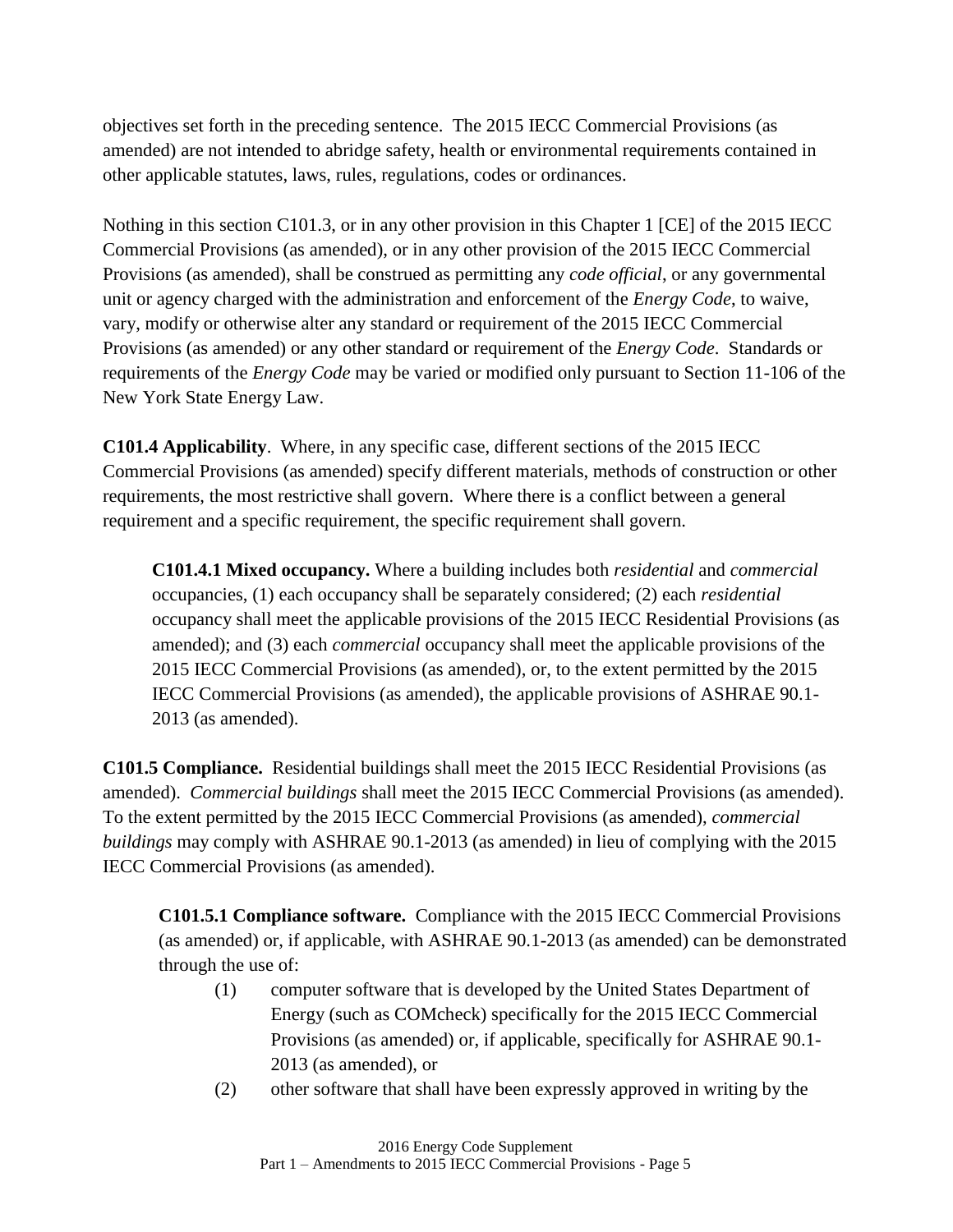objectives set forth in the preceding sentence. The 2015 IECC Commercial Provisions (as amended) are not intended to abridge safety, health or environmental requirements contained in other applicable statutes, laws, rules, regulations, codes or ordinances.

Nothing in this section C101.3, or in any other provision in this Chapter 1 [CE] of the 2015 IECC Commercial Provisions (as amended), or in any other provision of the 2015 IECC Commercial Provisions (as amended), shall be construed as permitting any *code official*, or any governmental unit or agency charged with the administration and enforcement of the *Energy Code*, to waive, vary, modify or otherwise alter any standard or requirement of the 2015 IECC Commercial Provisions (as amended) or any other standard or requirement of the *Energy Code*. Standards or requirements of the *Energy Code* may be varied or modified only pursuant to Section 11-106 of the New York State Energy Law.

**C101.4 Applicability**. Where, in any specific case, different sections of the 2015 IECC Commercial Provisions (as amended) specify different materials, methods of construction or other requirements, the most restrictive shall govern. Where there is a conflict between a general requirement and a specific requirement, the specific requirement shall govern.

> **C101.4.1 Mixed occupancy.** Where a building includes both *residential* and *commercial* occupancies, (1) each occupancy shall be separately considered; (2) each *residential* occupancy shall meet the applicable provisions of the 2015 IECC Residential Provisions (as amended); and (3) each *commercial* occupancy shall meet the applicable provisions of the 2015 IECC Commercial Provisions (as amended), or, to the extent permitted by the 2015 IECC Commercial Provisions (as amended), the applicable provisions of ASHRAE 90.1-2013 (as amended).

**C101.5 Compliance.** Residential buildings shall meet the 2015 IECC Residential Provisions (as amended). *Commercial buildings* shall meet the 2015 IECC Commercial Provisions (as amended). To the extent permitted by the 2015 IECC Commercial Provisions (as amended), *commercial buildings* may comply with ASHRAE 90.1-2013 (as amended) in lieu of complying with the 2015 IECC Commercial Provisions (as amended).

> **C101.5.1 Compliance software.** Compliance with the 2015 IECC Commercial Provisions (as amended) or, if applicable, with ASHRAE 90.1-2013 (as amended) can be demonstrated through the use of:
>
> (1) computer software that is developed by the United States Department of Energy (such as COMcheck) specifically for the 2015 IECC Commercial Provisions (as amended) or, if applicable, specifically for ASHRAE 90.1-2013 (as amended), or
>
> (2) other software that shall have been expressly approved in writing by the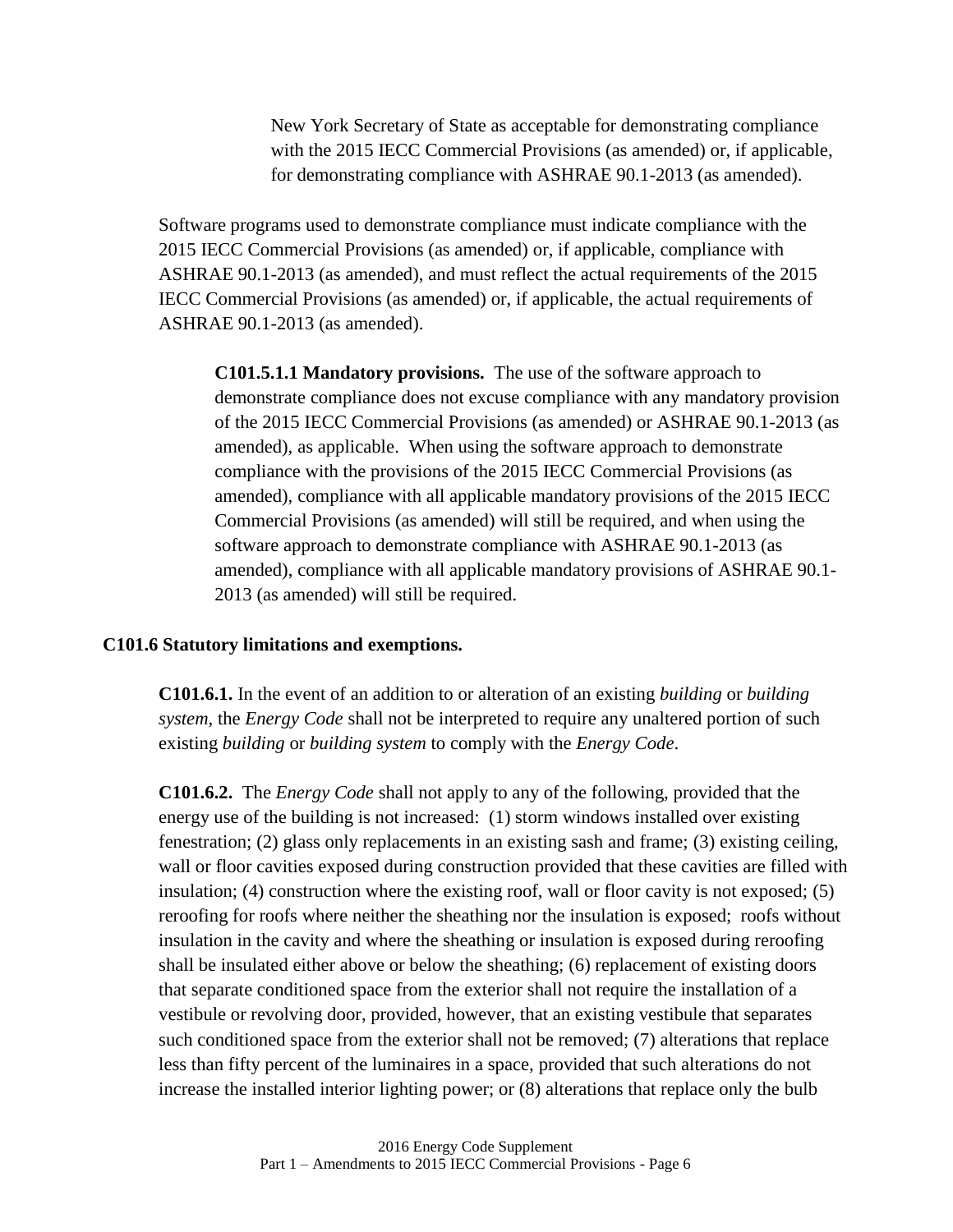New York Secretary of State as acceptable for demonstrating compliance with the 2015 IECC Commercial Provisions (as amended) or, if applicable, for demonstrating compliance with ASHRAE 90.1-2013 (as amended).

Software programs used to demonstrate compliance must indicate compliance with the 2015 IECC Commercial Provisions (as amended) or, if applicable, compliance with ASHRAE 90.1-2013 (as amended), and must reflect the actual requirements of the 2015 IECC Commercial Provisions (as amended) or, if applicable, the actual requirements of ASHRAE 90.1-2013 (as amended).

**C101.5.1.1 Mandatory provisions.** The use of the software approach to demonstrate compliance does not excuse compliance with any mandatory provision of the 2015 IECC Commercial Provisions (as amended) or ASHRAE 90.1-2013 (as amended), as applicable. When using the software approach to demonstrate compliance with the provisions of the 2015 IECC Commercial Provisions (as amended), compliance with all applicable mandatory provisions of the 2015 IECC Commercial Provisions (as amended) will still be required, and when using the software approach to demonstrate compliance with ASHRAE 90.1-2013 (as amended), compliance with all applicable mandatory provisions of ASHRAE 90.1-2013 (as amended) will still be required.

**C101.6 Statutory limitations and exemptions.**

**C101.6.1.** In the event of an addition to or alteration of an existing *building* or *building system*, the *Energy Code* shall not be interpreted to require any unaltered portion of such existing *building* or *building system* to comply with the *Energy Code*.

**C101.6.2.** The *Energy Code* shall not apply to any of the following, provided that the energy use of the building is not increased: (1) storm windows installed over existing fenestration; (2) glass only replacements in an existing sash and frame; (3) existing ceiling, wall or floor cavities exposed during construction provided that these cavities are filled with insulation; (4) construction where the existing roof, wall or floor cavity is not exposed; (5) reroofing for roofs where neither the sheathing nor the insulation is exposed; roofs without insulation in the cavity and where the sheathing or insulation is exposed during reroofing shall be insulated either above or below the sheathing; (6) replacement of existing doors that separate conditioned space from the exterior shall not require the installation of a vestibule or revolving door, provided, however, that an existing vestibule that separates such conditioned space from the exterior shall not be removed; (7) alterations that replace less than fifty percent of the luminaires in a space, provided that such alterations do not increase the installed interior lighting power; or (8) alterations that replace only the bulb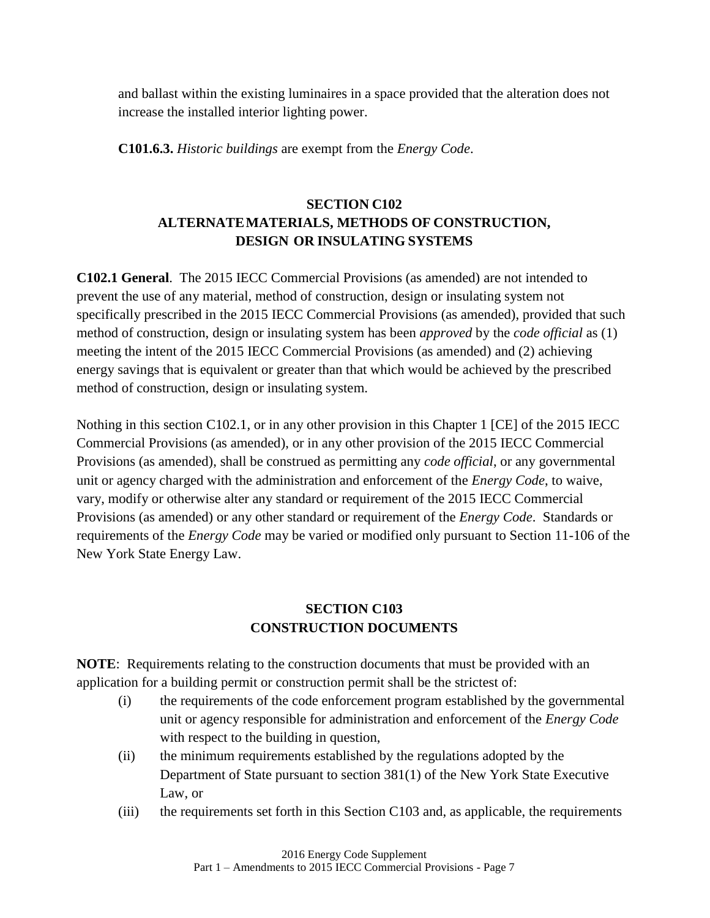and ballast within the existing luminaires in a space provided that the alteration does not increase the installed interior lighting power.

**C101.6.3.** *Historic buildings* are exempt from the *Energy Code*.

## SECTION C102
## ALTERNATE MATERIALS, METHODS OF CONSTRUCTION, DESIGN OR INSULATING SYSTEMS

**C102.1 General**. The 2015 IECC Commercial Provisions (as amended) are not intended to prevent the use of any material, method of construction, design or insulating system not specifically prescribed in the 2015 IECC Commercial Provisions (as amended), provided that such method of construction, design or insulating system has been *approved* by the *code official* as (1) meeting the intent of the 2015 IECC Commercial Provisions (as amended) and (2) achieving energy savings that is equivalent or greater than that which would be achieved by the prescribed method of construction, design or insulating system.

Nothing in this section C102.1, or in any other provision in this Chapter 1 [CE] of the 2015 IECC Commercial Provisions (as amended), or in any other provision of the 2015 IECC Commercial Provisions (as amended), shall be construed as permitting any *code official*, or any governmental unit or agency charged with the administration and enforcement of the *Energy Code*, to waive, vary, modify or otherwise alter any standard or requirement of the 2015 IECC Commercial Provisions (as amended) or any other standard or requirement of the *Energy Code*. Standards or requirements of the *Energy Code* may be varied or modified only pursuant to Section 11-106 of the New York State Energy Law.

## SECTION C103
## CONSTRUCTION DOCUMENTS

**NOTE**: Requirements relating to the construction documents that must be provided with an application for a building permit or construction permit shall be the strictest of:

(i) the requirements of the code enforcement program established by the governmental unit or agency responsible for administration and enforcement of the *Energy Code* with respect to the building in question,

(ii) the minimum requirements established by the regulations adopted by the Department of State pursuant to section 381(1) of the New York State Executive Law, or

(iii) the requirements set forth in this Section C103 and, as applicable, the requirements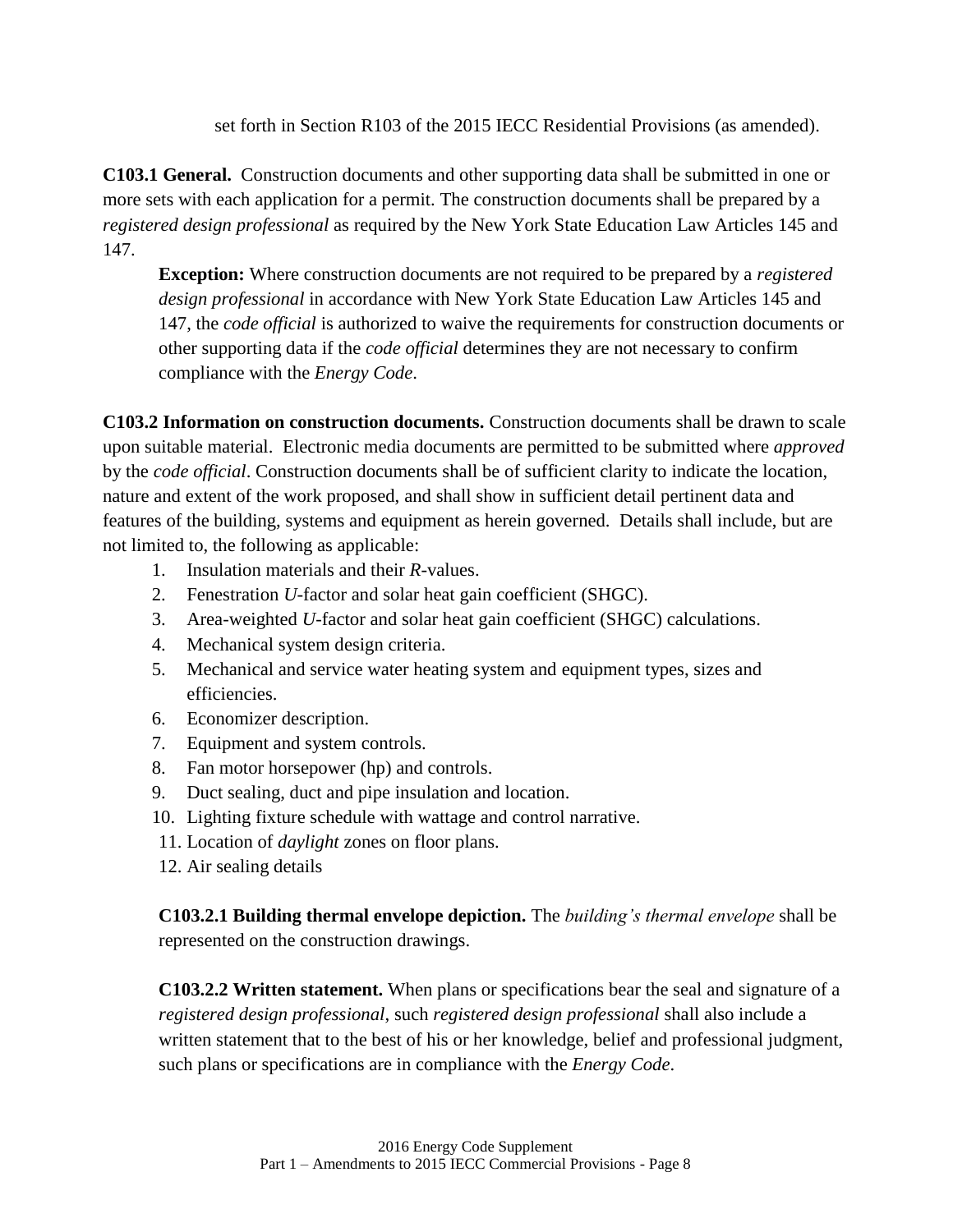set forth in Section R103 of the 2015 IECC Residential Provisions (as amended).

**C103.1 General.** Construction documents and other supporting data shall be submitted in one or more sets with each application for a permit. The construction documents shall be prepared by a *registered design professional* as required by the New York State Education Law Articles 145 and 147.

> **Exception:** Where construction documents are not required to be prepared by a *registered design professional* in accordance with New York State Education Law Articles 145 and 147, the *code official* is authorized to waive the requirements for construction documents or other supporting data if the *code official* determines they are not necessary to confirm compliance with the *Energy Code*.

**C103.2 Information on construction documents.** Construction documents shall be drawn to scale upon suitable material. Electronic media documents are permitted to be submitted where *approved* by the *code official*. Construction documents shall be of sufficient clarity to indicate the location, nature and extent of the work proposed, and shall show in sufficient detail pertinent data and features of the building, systems and equipment as herein governed. Details shall include, but are not limited to, the following as applicable:

1. Insulation materials and their *R*-values.
2. Fenestration *U*-factor and solar heat gain coefficient (SHGC).
3. Area-weighted *U*-factor and solar heat gain coefficient (SHGC) calculations.
4. Mechanical system design criteria.
5. Mechanical and service water heating system and equipment types, sizes and efficiencies.
6. Economizer description.
7. Equipment and system controls.
8. Fan motor horsepower (hp) and controls.
9. Duct sealing, duct and pipe insulation and location.
10. Lighting fixture schedule with wattage and control narrative.
11. Location of *daylight* zones on floor plans.
12. Air sealing details

**C103.2.1 Building thermal envelope depiction.** The *building's thermal envelope* shall be represented on the construction drawings.

**C103.2.2 Written statement.** When plans or specifications bear the seal and signature of a *registered design professional*, such *registered design professional* shall also include a written statement that to the best of his or her knowledge, belief and professional judgment, such plans or specifications are in compliance with the *Energy Code*.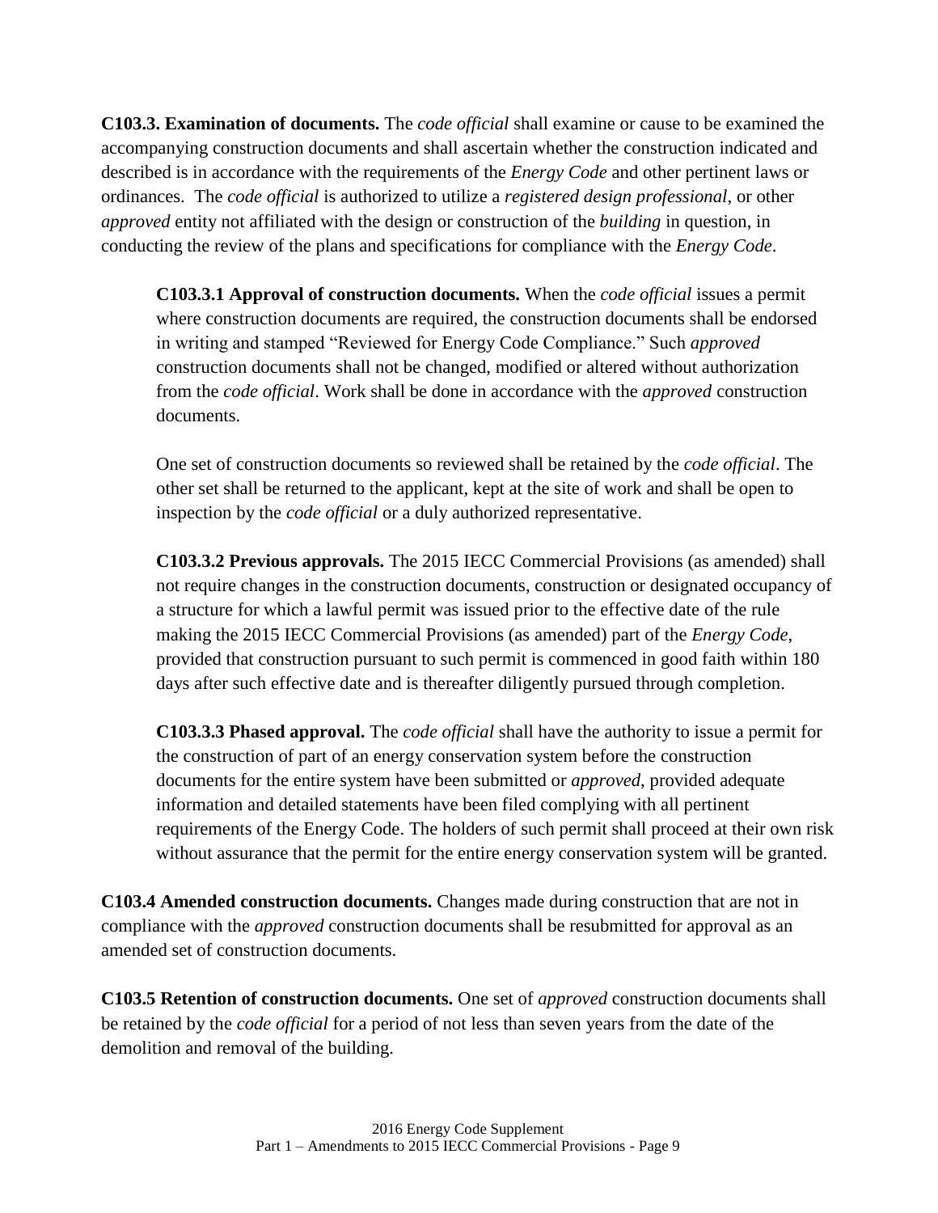**C103.3. Examination of documents.** The *code official* shall examine or cause to be examined the accompanying construction documents and shall ascertain whether the construction indicated and described is in accordance with the requirements of the *Energy Code* and other pertinent laws or ordinances. The *code official* is authorized to utilize a *registered design professional*, or other *approved* entity not affiliated with the design or construction of the *building* in question, in conducting the review of the plans and specifications for compliance with the *Energy Code*.

> **C103.3.1 Approval of construction documents.** When the *code official* issues a permit where construction documents are required, the construction documents shall be endorsed in writing and stamped "Reviewed for Energy Code Compliance." Such *approved* construction documents shall not be changed, modified or altered without authorization from the *code official*. Work shall be done in accordance with the *approved* construction documents.
>
> One set of construction documents so reviewed shall be retained by the *code official*. The other set shall be returned to the applicant, kept at the site of work and shall be open to inspection by the *code official* or a duly authorized representative.
>
> **C103.3.2 Previous approvals.** The 2015 IECC Commercial Provisions (as amended) shall not require changes in the construction documents, construction or designated occupancy of a structure for which a lawful permit was issued prior to the effective date of the rule making the 2015 IECC Commercial Provisions (as amended) part of the *Energy Code*, provided that construction pursuant to such permit is commenced in good faith within 180 days after such effective date and is thereafter diligently pursued through completion.
>
> **C103.3.3 Phased approval.** The *code official* shall have the authority to issue a permit for the construction of part of an energy conservation system before the construction documents for the entire system have been submitted or *approved*, provided adequate information and detailed statements have been filed complying with all pertinent requirements of the Energy Code. The holders of such permit shall proceed at their own risk without assurance that the permit for the entire energy conservation system will be granted.

**C103.4 Amended construction documents.** Changes made during construction that are not in compliance with the *approved* construction documents shall be resubmitted for approval as an amended set of construction documents.

**C103.5 Retention of construction documents.** One set of *approved* construction documents shall be retained by the *code official* for a period of not less than seven years from the date of the demolition and removal of the building.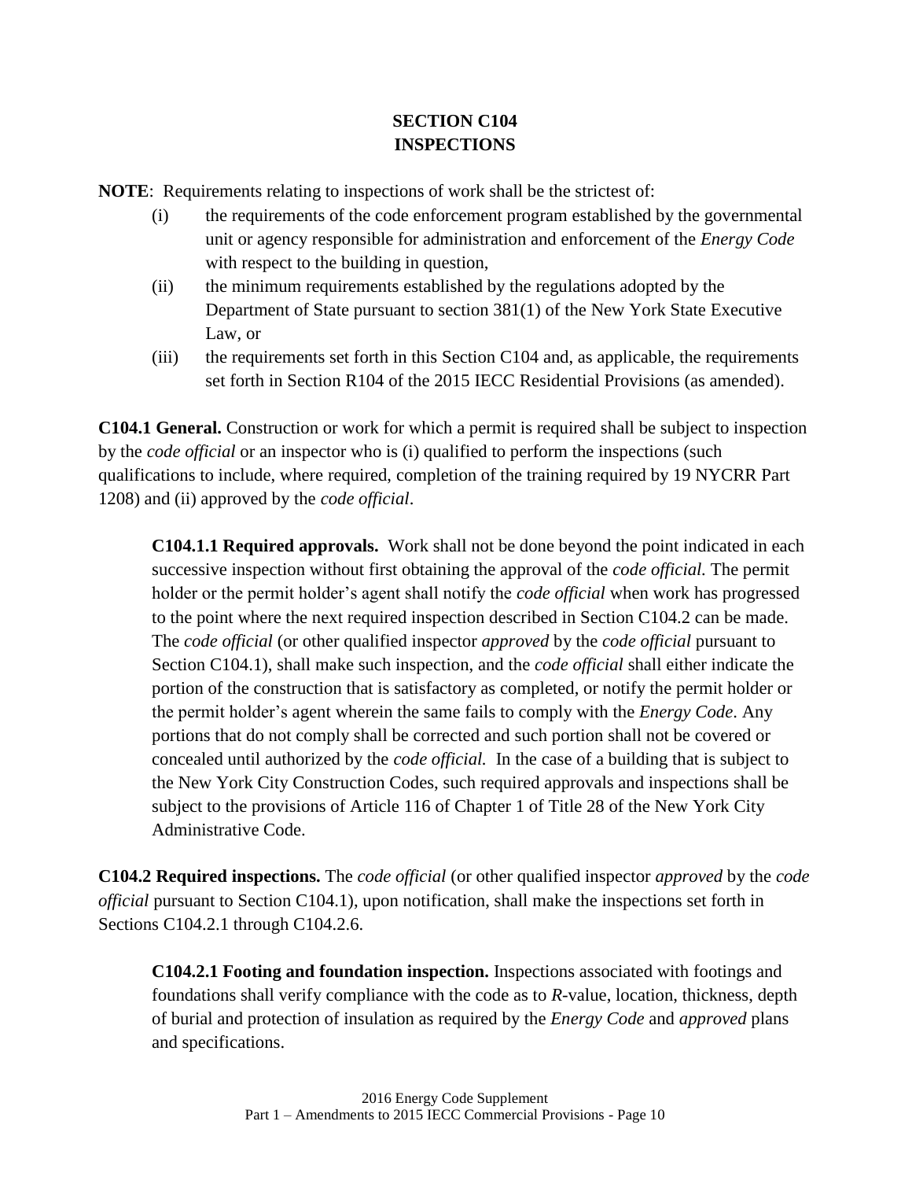## SECTION C104
## INSPECTIONS

**NOTE**: Requirements relating to inspections of work shall be the strictest of:

(i) the requirements of the code enforcement program established by the governmental unit or agency responsible for administration and enforcement of the *Energy Code* with respect to the building in question,

(ii) the minimum requirements established by the regulations adopted by the Department of State pursuant to section 381(1) of the New York State Executive Law, or

(iii) the requirements set forth in this Section C104 and, as applicable, the requirements set forth in Section R104 of the 2015 IECC Residential Provisions (as amended).

**C104.1 General.** Construction or work for which a permit is required shall be subject to inspection by the *code official* or an inspector who is (i) qualified to perform the inspections (such qualifications to include, where required, completion of the training required by 19 NYCRR Part 1208) and (ii) approved by the *code official*.

**C104.1.1 Required approvals.** Work shall not be done beyond the point indicated in each successive inspection without first obtaining the approval of the *code official.* The permit holder or the permit holder's agent shall notify the *code official* when work has progressed to the point where the next required inspection described in Section C104.2 can be made. The *code official* (or other qualified inspector *approved* by the *code official* pursuant to Section C104.1), shall make such inspection, and the *code official* shall either indicate the portion of the construction that is satisfactory as completed, or notify the permit holder or the permit holder's agent wherein the same fails to comply with the *Energy Code*. Any portions that do not comply shall be corrected and such portion shall not be covered or concealed until authorized by the *code official.* In the case of a building that is subject to the New York City Construction Codes, such required approvals and inspections shall be subject to the provisions of Article 116 of Chapter 1 of Title 28 of the New York City Administrative Code.

**C104.2 Required inspections.** The *code official* (or other qualified inspector *approved* by the *code official* pursuant to Section C104.1), upon notification, shall make the inspections set forth in Sections C104.2.1 through C104.2.6.

**C104.2.1 Footing and foundation inspection.** Inspections associated with footings and foundations shall verify compliance with the code as to *R*-value, location, thickness, depth of burial and protection of insulation as required by the *Energy Code* and *approved* plans and specifications.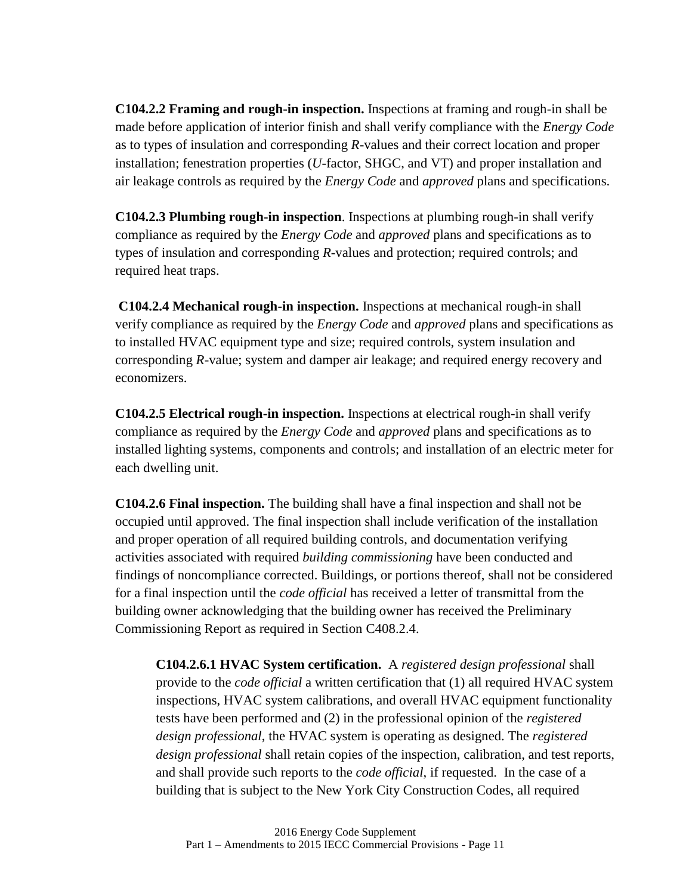**C104.2.2 Framing and rough-in inspection.** Inspections at framing and rough-in shall be made before application of interior finish and shall verify compliance with the *Energy Code* as to types of insulation and corresponding *R*-values and their correct location and proper installation; fenestration properties (*U*-factor, SHGC, and VT) and proper installation and air leakage controls as required by the *Energy Code* and *approved* plans and specifications.

**C104.2.3 Plumbing rough-in inspection**. Inspections at plumbing rough-in shall verify compliance as required by the *Energy Code* and *approved* plans and specifications as to types of insulation and corresponding *R*-values and protection; required controls; and required heat traps.

**C104.2.4 Mechanical rough-in inspection.** Inspections at mechanical rough-in shall verify compliance as required by the *Energy Code* and *approved* plans and specifications as to installed HVAC equipment type and size; required controls, system insulation and corresponding *R*-value; system and damper air leakage; and required energy recovery and economizers.

**C104.2.5 Electrical rough-in inspection.** Inspections at electrical rough-in shall verify compliance as required by the *Energy Code* and *approved* plans and specifications as to installed lighting systems, components and controls; and installation of an electric meter for each dwelling unit.

**C104.2.6 Final inspection.** The building shall have a final inspection and shall not be occupied until approved. The final inspection shall include verification of the installation and proper operation of all required building controls, and documentation verifying activities associated with required *building commissioning* have been conducted and findings of noncompliance corrected. Buildings, or portions thereof, shall not be considered for a final inspection until the *code official* has received a letter of transmittal from the building owner acknowledging that the building owner has received the Preliminary Commissioning Report as required in Section C408.2.4.

> **C104.2.6.1 HVAC System certification.** A *registered design professional* shall provide to the *code official* a written certification that (1) all required HVAC system inspections, HVAC system calibrations, and overall HVAC equipment functionality tests have been performed and (2) in the professional opinion of the *registered design professional*, the HVAC system is operating as designed. The *registered design professional* shall retain copies of the inspection, calibration, and test reports, and shall provide such reports to the *code official*, if requested. In the case of a building that is subject to the New York City Construction Codes, all required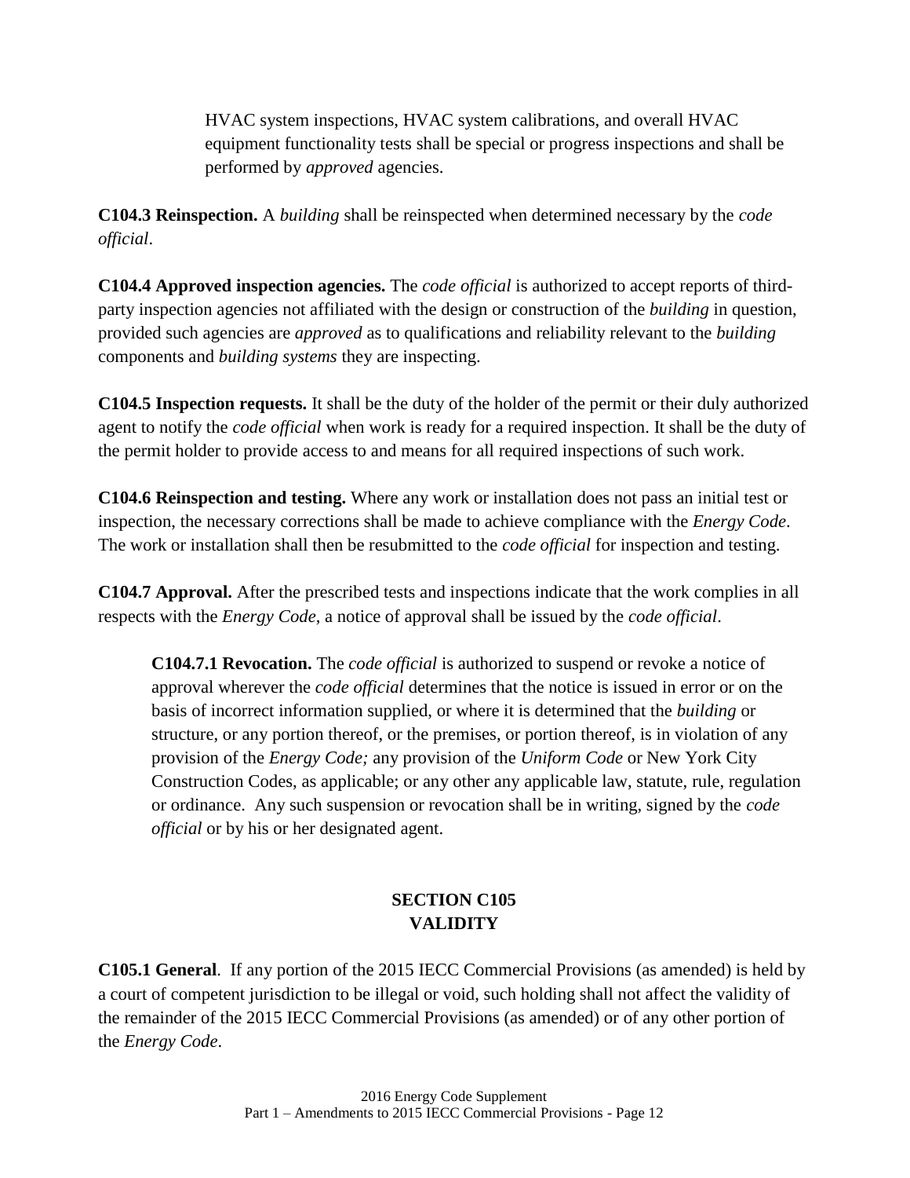HVAC system inspections, HVAC system calibrations, and overall HVAC equipment functionality tests shall be special or progress inspections and shall be performed by *approved* agencies.

**C104.3 Reinspection.** A *building* shall be reinspected when determined necessary by the *code official*.

**C104.4 Approved inspection agencies.** The *code official* is authorized to accept reports of third-party inspection agencies not affiliated with the design or construction of the *building* in question, provided such agencies are *approved* as to qualifications and reliability relevant to the *building* components and *building systems* they are inspecting.

**C104.5 Inspection requests.** It shall be the duty of the holder of the permit or their duly authorized agent to notify the *code official* when work is ready for a required inspection. It shall be the duty of the permit holder to provide access to and means for all required inspections of such work.

**C104.6 Reinspection and testing.** Where any work or installation does not pass an initial test or inspection, the necessary corrections shall be made to achieve compliance with the *Energy Code*. The work or installation shall then be resubmitted to the *code official* for inspection and testing.

**C104.7 Approval.** After the prescribed tests and inspections indicate that the work complies in all respects with the *Energy Code*, a notice of approval shall be issued by the *code official*.

**C104.7.1 Revocation.** The *code official* is authorized to suspend or revoke a notice of approval wherever the *code official* determines that the notice is issued in error or on the basis of incorrect information supplied, or where it is determined that the *building* or structure, or any portion thereof, or the premises, or portion thereof, is in violation of any provision of the *Energy Code;* any provision of the *Uniform Code* or New York City Construction Codes, as applicable; or any other any applicable law, statute, rule, regulation or ordinance. Any such suspension or revocation shall be in writing, signed by the *code official* or by his or her designated agent.

## SECTION C105
## VALIDITY

**C105.1 General**. If any portion of the 2015 IECC Commercial Provisions (as amended) is held by a court of competent jurisdiction to be illegal or void, such holding shall not affect the validity of the remainder of the 2015 IECC Commercial Provisions (as amended) or of any other portion of the *Energy Code*.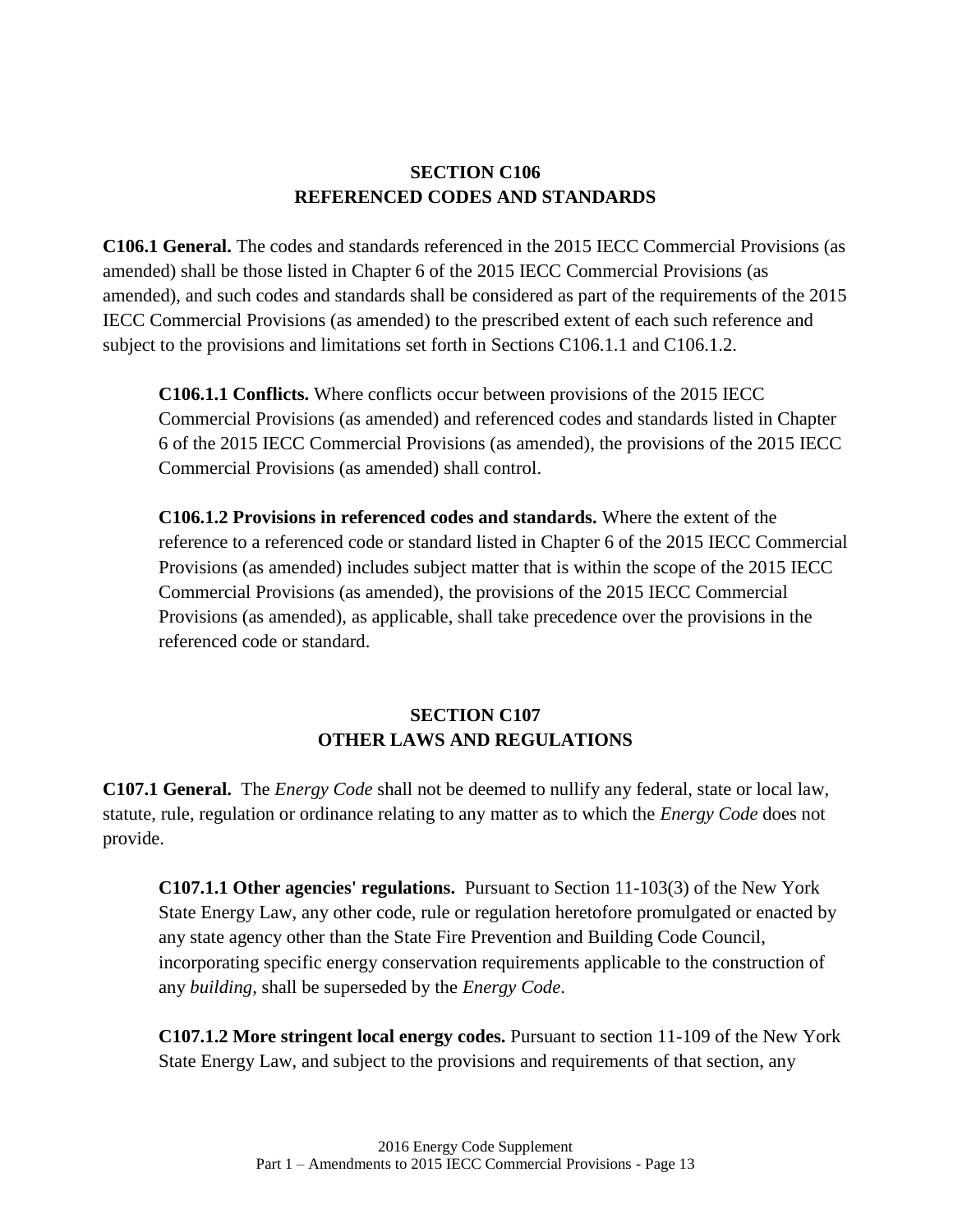## SECTION C106
## REFERENCED CODES AND STANDARDS

**C106.1 General.** The codes and standards referenced in the 2015 IECC Commercial Provisions (as amended) shall be those listed in Chapter 6 of the 2015 IECC Commercial Provisions (as amended), and such codes and standards shall be considered as part of the requirements of the 2015 IECC Commercial Provisions (as amended) to the prescribed extent of each such reference and subject to the provisions and limitations set forth in Sections C106.1.1 and C106.1.2.

**C106.1.1 Conflicts.** Where conflicts occur between provisions of the 2015 IECC Commercial Provisions (as amended) and referenced codes and standards listed in Chapter 6 of the 2015 IECC Commercial Provisions (as amended), the provisions of the 2015 IECC Commercial Provisions (as amended) shall control.

**C106.1.2 Provisions in referenced codes and standards.** Where the extent of the reference to a referenced code or standard listed in Chapter 6 of the 2015 IECC Commercial Provisions (as amended) includes subject matter that is within the scope of the 2015 IECC Commercial Provisions (as amended), the provisions of the 2015 IECC Commercial Provisions (as amended), as applicable, shall take precedence over the provisions in the referenced code or standard.

## SECTION C107
## OTHER LAWS AND REGULATIONS

**C107.1 General.** The *Energy Code* shall not be deemed to nullify any federal, state or local law, statute, rule, regulation or ordinance relating to any matter as to which the *Energy Code* does not provide.

**C107.1.1 Other agencies' regulations.** Pursuant to Section 11-103(3) of the New York State Energy Law, any other code, rule or regulation heretofore promulgated or enacted by any state agency other than the State Fire Prevention and Building Code Council, incorporating specific energy conservation requirements applicable to the construction of any *building*, shall be superseded by the *Energy Code*.

**C107.1.2 More stringent local energy codes.** Pursuant to section 11-109 of the New York State Energy Law, and subject to the provisions and requirements of that section, any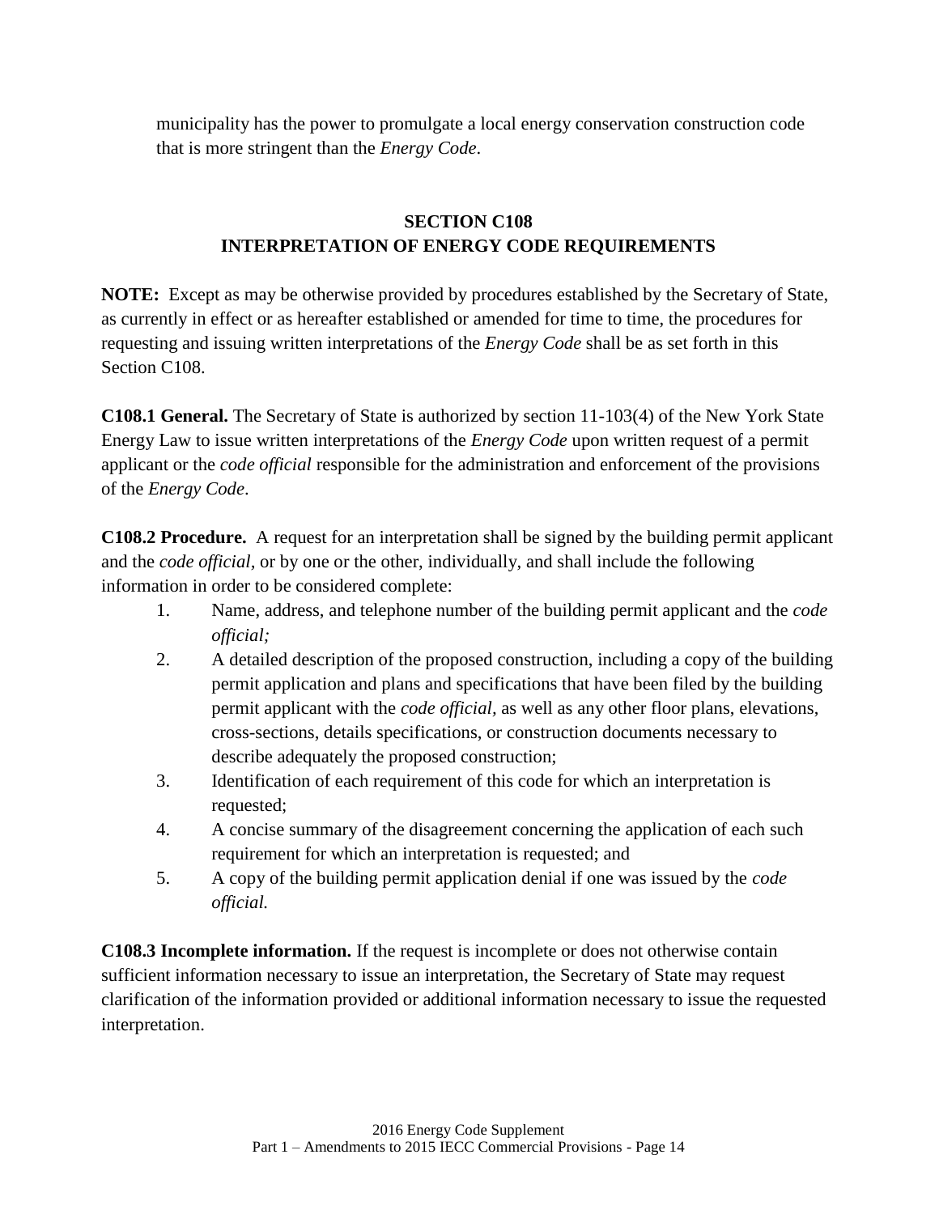municipality has the power to promulgate a local energy conservation construction code that is more stringent than the *Energy Code*.

## SECTION C108
## INTERPRETATION OF ENERGY CODE REQUIREMENTS

**NOTE:** Except as may be otherwise provided by procedures established by the Secretary of State, as currently in effect or as hereafter established or amended for time to time, the procedures for requesting and issuing written interpretations of the *Energy Code* shall be as set forth in this Section C108.

**C108.1 General.** The Secretary of State is authorized by section 11-103(4) of the New York State Energy Law to issue written interpretations of the *Energy Code* upon written request of a permit applicant or the *code official* responsible for the administration and enforcement of the provisions of the *Energy Code*.

**C108.2 Procedure.** A request for an interpretation shall be signed by the building permit applicant and the *code official,* or by one or the other, individually, and shall include the following information in order to be considered complete:

1. Name, address, and telephone number of the building permit applicant and the *code official;*
2. A detailed description of the proposed construction, including a copy of the building permit application and plans and specifications that have been filed by the building permit applicant with the *code official,* as well as any other floor plans, elevations, cross-sections, details specifications, or construction documents necessary to describe adequately the proposed construction;
3. Identification of each requirement of this code for which an interpretation is requested;
4. A concise summary of the disagreement concerning the application of each such requirement for which an interpretation is requested; and
5. A copy of the building permit application denial if one was issued by the *code official.*

**C108.3 Incomplete information.** If the request is incomplete or does not otherwise contain sufficient information necessary to issue an interpretation, the Secretary of State may request clarification of the information provided or additional information necessary to issue the requested interpretation.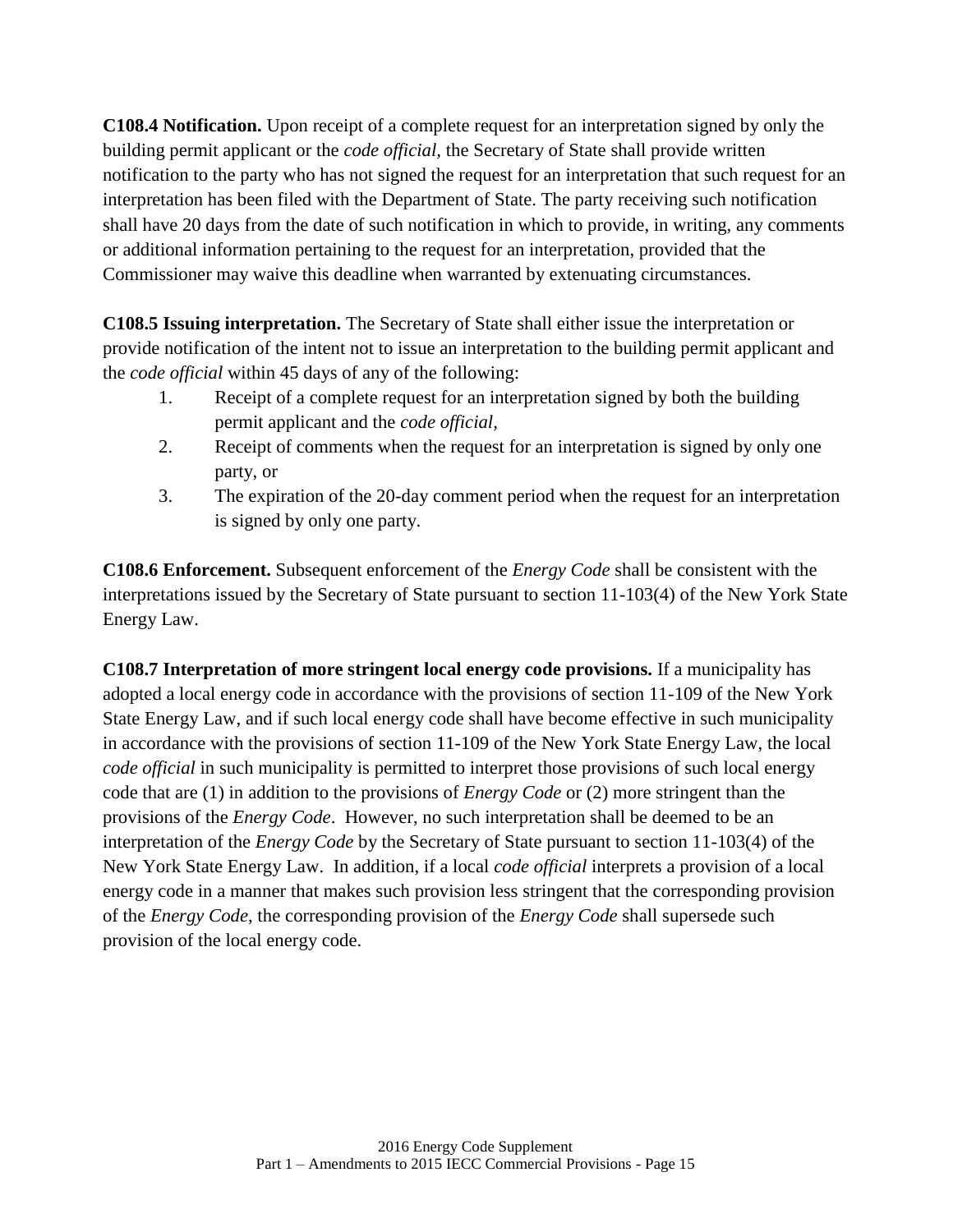**C108.4 Notification.** Upon receipt of a complete request for an interpretation signed by only the building permit applicant or the *code official*, the Secretary of State shall provide written notification to the party who has not signed the request for an interpretation that such request for an interpretation has been filed with the Department of State. The party receiving such notification shall have 20 days from the date of such notification in which to provide, in writing, any comments or additional information pertaining to the request for an interpretation, provided that the Commissioner may waive this deadline when warranted by extenuating circumstances.

**C108.5 Issuing interpretation.** The Secretary of State shall either issue the interpretation or provide notification of the intent not to issue an interpretation to the building permit applicant and the *code official* within 45 days of any of the following:

1. Receipt of a complete request for an interpretation signed by both the building permit applicant and the *code official*,
2. Receipt of comments when the request for an interpretation is signed by only one party, or
3. The expiration of the 20-day comment period when the request for an interpretation is signed by only one party.

**C108.6 Enforcement.** Subsequent enforcement of the *Energy Code* shall be consistent with the interpretations issued by the Secretary of State pursuant to section 11-103(4) of the New York State Energy Law.

**C108.7 Interpretation of more stringent local energy code provisions.** If a municipality has adopted a local energy code in accordance with the provisions of section 11-109 of the New York State Energy Law, and if such local energy code shall have become effective in such municipality in accordance with the provisions of section 11-109 of the New York State Energy Law, the local *code official* in such municipality is permitted to interpret those provisions of such local energy code that are (1) in addition to the provisions of *Energy Code* or (2) more stringent than the provisions of the *Energy Code*. However, no such interpretation shall be deemed to be an interpretation of the *Energy Code* by the Secretary of State pursuant to section 11-103(4) of the New York State Energy Law. In addition, if a local *code official* interprets a provision of a local energy code in a manner that makes such provision less stringent that the corresponding provision of the *Energy Code*, the corresponding provision of the *Energy Code* shall supersede such provision of the local energy code.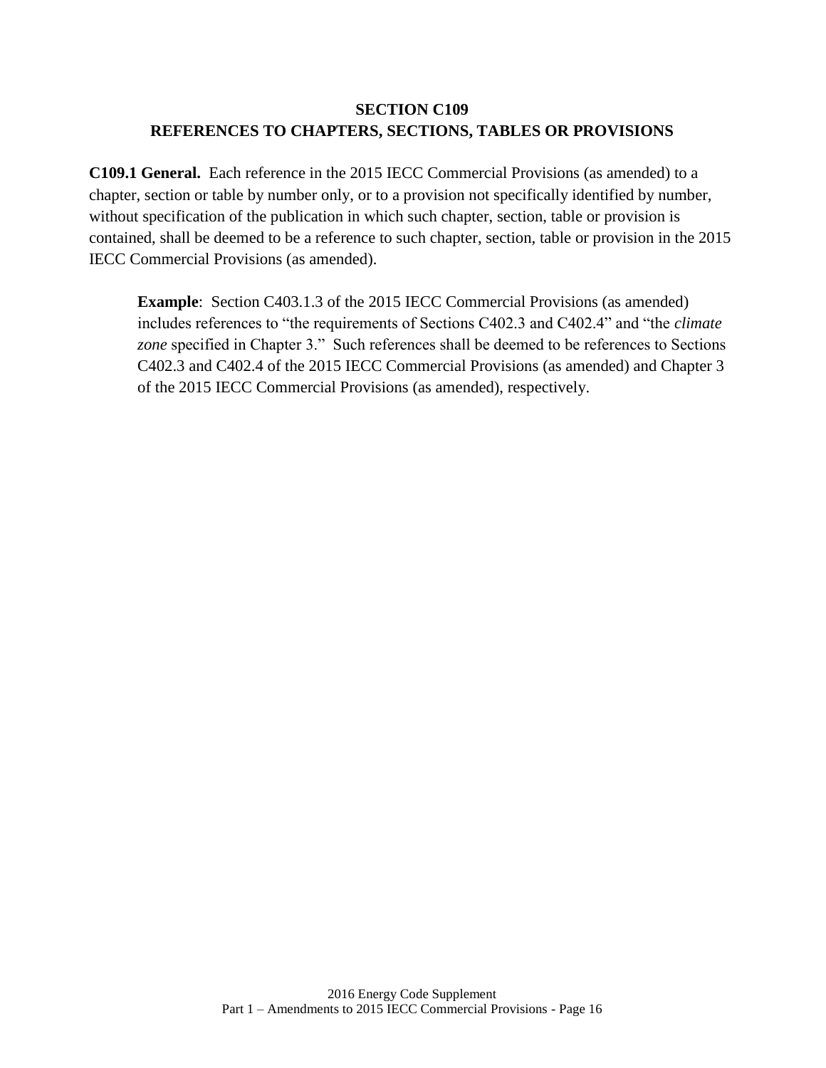## SECTION C109
## REFERENCES TO CHAPTERS, SECTIONS, TABLES OR PROVISIONS

**C109.1 General.** Each reference in the 2015 IECC Commercial Provisions (as amended) to a chapter, section or table by number only, or to a provision not specifically identified by number, without specification of the publication in which such chapter, section, table or provision is contained, shall be deemed to be a reference to such chapter, section, table or provision in the 2015 IECC Commercial Provisions (as amended).

> **Example**: Section C403.1.3 of the 2015 IECC Commercial Provisions (as amended) includes references to "the requirements of Sections C402.3 and C402.4" and "the *climate zone* specified in Chapter 3." Such references shall be deemed to be references to Sections C402.3 and C402.4 of the 2015 IECC Commercial Provisions (as amended) and Chapter 3 of the 2015 IECC Commercial Provisions (as amended), respectively.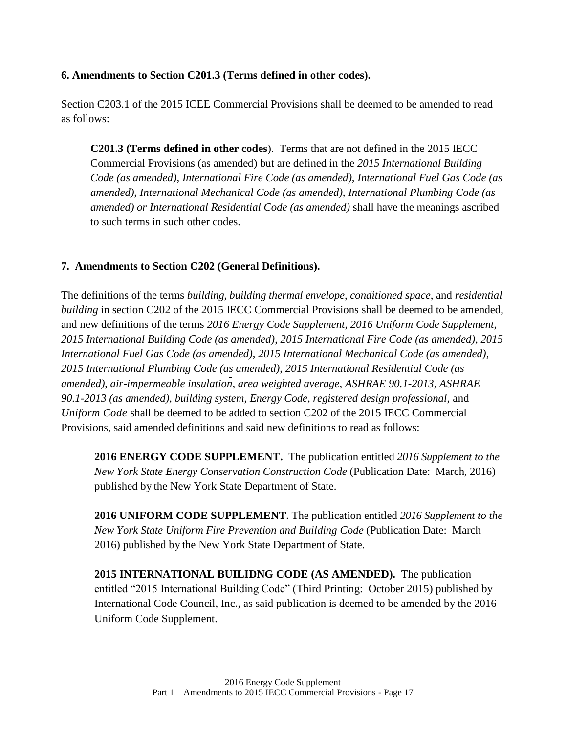### 6. Amendments to Section C201.3 (Terms defined in other codes).

Section C203.1 of the 2015 ICEE Commercial Provisions shall be deemed to be amended to read as follows:

> **C201.3 (Terms defined in other codes**). Terms that are not defined in the 2015 IECC Commercial Provisions (as amended) but are defined in the *2015 International Building Code (as amended), International Fire Code (as amended), International Fuel Gas Code (as amended), International Mechanical Code (as amended), International Plumbing Code (as amended) or International Residential Code (as amended)* shall have the meanings ascribed to such terms in such other codes.

### 7. Amendments to Section C202 (General Definitions).

The definitions of the terms *building, building thermal envelope*, *conditioned space*, and *residential building* in section C202 of the 2015 IECC Commercial Provisions shall be deemed to be amended, and new definitions of the terms *2016 Energy Code Supplement*, *2016 Uniform Code Supplement*, *2015 International Building Code (as amended)*, *2015 International Fire Code (as amended)*, *2015 International Fuel Gas Code (as amended)*, *2015 International Mechanical Code (as amended)*, *2015 International Plumbing Code (as amended), 2015 International Residential Code (as amended), air-impermeable insulation*, *area weighted average*, *ASHRAE 90.1-2013*, *ASHRAE 90.1-2013 (as amended)*, *building system*, *Energy Code*, *registered design professional*, and *Uniform Code* shall be deemed to be added to section C202 of the 2015 IECC Commercial Provisions, said amended definitions and said new definitions to read as follows:

> **2016 ENERGY CODE SUPPLEMENT.** The publication entitled *2016 Supplement to the New York State Energy Conservation Construction Code* (Publication Date: March, 2016) published by the New York State Department of State.
>
> **2016 UNIFORM CODE SUPPLEMENT**. The publication entitled *2016 Supplement to the New York State Uniform Fire Prevention and Building Code* (Publication Date: March 2016) published by the New York State Department of State.
>
> **2015 INTERNATIONAL BUILIDNG CODE (AS AMENDED).** The publication entitled "2015 International Building Code" (Third Printing: October 2015) published by International Code Council, Inc., as said publication is deemed to be amended by the 2016 Uniform Code Supplement.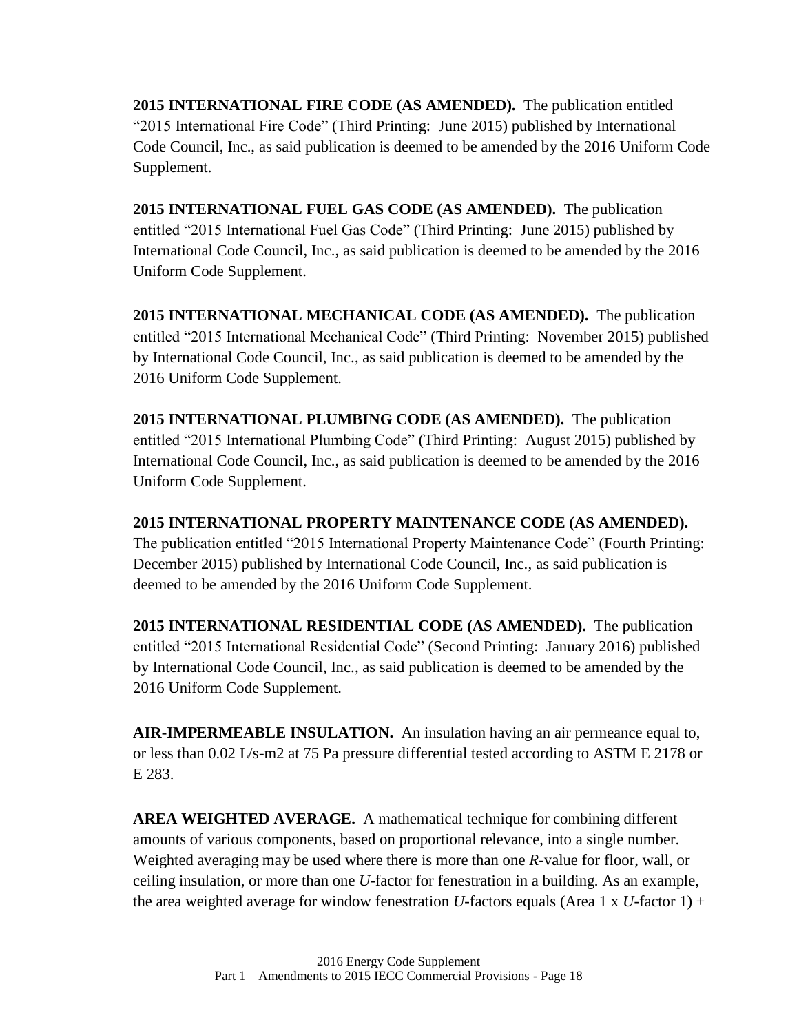**2015 INTERNATIONAL FIRE CODE (AS AMENDED).** The publication entitled "2015 International Fire Code" (Third Printing: June 2015) published by International Code Council, Inc., as said publication is deemed to be amended by the 2016 Uniform Code Supplement.

**2015 INTERNATIONAL FUEL GAS CODE (AS AMENDED).** The publication entitled "2015 International Fuel Gas Code" (Third Printing: June 2015) published by International Code Council, Inc., as said publication is deemed to be amended by the 2016 Uniform Code Supplement.

**2015 INTERNATIONAL MECHANICAL CODE (AS AMENDED).** The publication entitled "2015 International Mechanical Code" (Third Printing: November 2015) published by International Code Council, Inc., as said publication is deemed to be amended by the 2016 Uniform Code Supplement.

**2015 INTERNATIONAL PLUMBING CODE (AS AMENDED).** The publication entitled "2015 International Plumbing Code" (Third Printing: August 2015) published by International Code Council, Inc., as said publication is deemed to be amended by the 2016 Uniform Code Supplement.

**2015 INTERNATIONAL PROPERTY MAINTENANCE CODE (AS AMENDED).** The publication entitled "2015 International Property Maintenance Code" (Fourth Printing: December 2015) published by International Code Council, Inc., as said publication is deemed to be amended by the 2016 Uniform Code Supplement.

**2015 INTERNATIONAL RESIDENTIAL CODE (AS AMENDED).** The publication entitled "2015 International Residential Code" (Second Printing: January 2016) published by International Code Council, Inc., as said publication is deemed to be amended by the 2016 Uniform Code Supplement.

**AIR-IMPERMEABLE INSULATION.** An insulation having an air permeance equal to, or less than 0.02 L/s-m2 at 75 Pa pressure differential tested according to ASTM E 2178 or E 283.

**AREA WEIGHTED AVERAGE.** A mathematical technique for combining different amounts of various components, based on proportional relevance, into a single number. Weighted averaging may be used where there is more than one *R*-value for floor, wall, or ceiling insulation, or more than one *U*-factor for fenestration in a building. As an example, the area weighted average for window fenestration *U*-factors equals (Area 1 x *U*-factor 1) +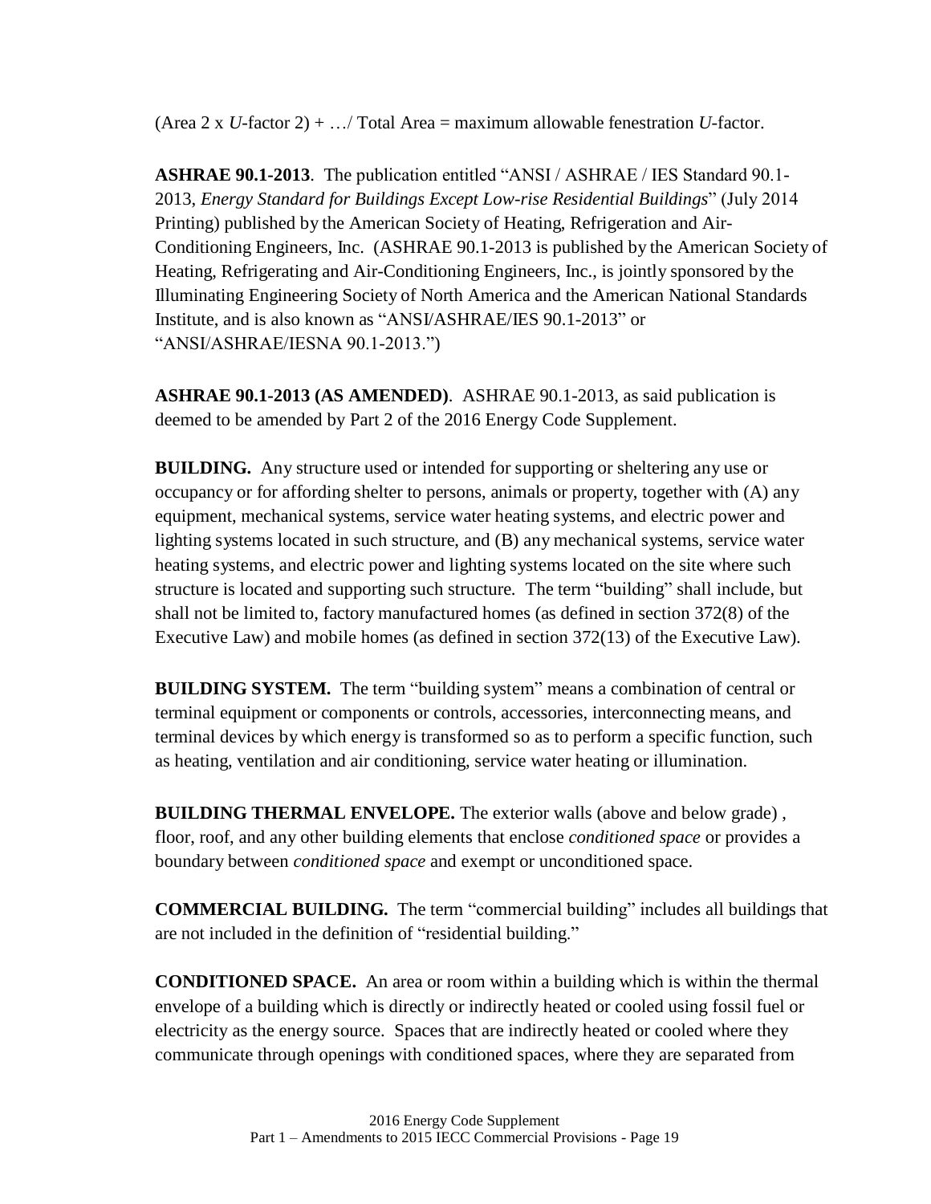(Area 2 x *U*-factor 2) + …/ Total Area = maximum allowable fenestration *U*-factor.

**ASHRAE 90.1-2013**. The publication entitled "ANSI / ASHRAE / IES Standard 90.1-2013, *Energy Standard for Buildings Except Low-rise Residential Buildings*" (July 2014 Printing) published by the American Society of Heating, Refrigeration and Air-Conditioning Engineers, Inc. (ASHRAE 90.1-2013 is published by the American Society of Heating, Refrigerating and Air-Conditioning Engineers, Inc., is jointly sponsored by the Illuminating Engineering Society of North America and the American National Standards Institute, and is also known as "ANSI/ASHRAE/IES 90.1-2013" or "ANSI/ASHRAE/IESNA 90.1-2013.")

**ASHRAE 90.1-2013 (AS AMENDED)**. ASHRAE 90.1-2013, as said publication is deemed to be amended by Part 2 of the 2016 Energy Code Supplement.

**BUILDING.** Any structure used or intended for supporting or sheltering any use or occupancy or for affording shelter to persons, animals or property, together with (A) any equipment, mechanical systems, service water heating systems, and electric power and lighting systems located in such structure, and (B) any mechanical systems, service water heating systems, and electric power and lighting systems located on the site where such structure is located and supporting such structure. The term "building" shall include, but shall not be limited to, factory manufactured homes (as defined in section 372(8) of the Executive Law) and mobile homes (as defined in section 372(13) of the Executive Law).

**BUILDING SYSTEM.** The term "building system" means a combination of central or terminal equipment or components or controls, accessories, interconnecting means, and terminal devices by which energy is transformed so as to perform a specific function, such as heating, ventilation and air conditioning, service water heating or illumination.

**BUILDING THERMAL ENVELOPE.** The exterior walls (above and below grade) , floor, roof, and any other building elements that enclose *conditioned space* or provides a boundary between *conditioned space* and exempt or unconditioned space.

**COMMERCIAL BUILDING.** The term "commercial building" includes all buildings that are not included in the definition of "residential building."

**CONDITIONED SPACE.** An area or room within a building which is within the thermal envelope of a building which is directly or indirectly heated or cooled using fossil fuel or electricity as the energy source. Spaces that are indirectly heated or cooled where they communicate through openings with conditioned spaces, where they are separated from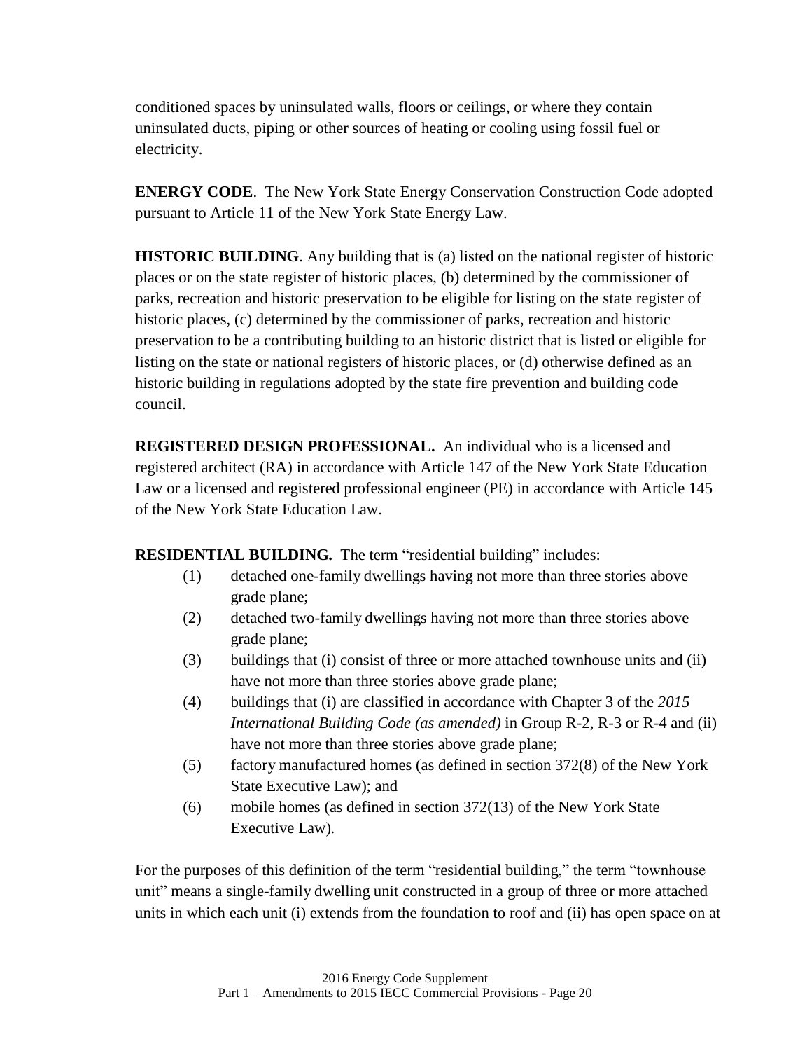conditioned spaces by uninsulated walls, floors or ceilings, or where they contain uninsulated ducts, piping or other sources of heating or cooling using fossil fuel or electricity.

**ENERGY CODE**. The New York State Energy Conservation Construction Code adopted pursuant to Article 11 of the New York State Energy Law.

**HISTORIC BUILDING**. Any building that is (a) listed on the national register of historic places or on the state register of historic places, (b) determined by the commissioner of parks, recreation and historic preservation to be eligible for listing on the state register of historic places, (c) determined by the commissioner of parks, recreation and historic preservation to be a contributing building to an historic district that is listed or eligible for listing on the state or national registers of historic places, or (d) otherwise defined as an historic building in regulations adopted by the state fire prevention and building code council.

**REGISTERED DESIGN PROFESSIONAL.** An individual who is a licensed and registered architect (RA) in accordance with Article 147 of the New York State Education Law or a licensed and registered professional engineer (PE) in accordance with Article 145 of the New York State Education Law.

**RESIDENTIAL BUILDING.** The term "residential building" includes:

(1) detached one-family dwellings having not more than three stories above grade plane;

(2) detached two-family dwellings having not more than three stories above grade plane;

(3) buildings that (i) consist of three or more attached townhouse units and (ii) have not more than three stories above grade plane;

(4) buildings that (i) are classified in accordance with Chapter 3 of the *2015 International Building Code (as amended)* in Group R-2, R-3 or R-4 and (ii) have not more than three stories above grade plane;

(5) factory manufactured homes (as defined in section 372(8) of the New York State Executive Law); and

(6) mobile homes (as defined in section 372(13) of the New York State Executive Law).

For the purposes of this definition of the term "residential building," the term "townhouse unit" means a single-family dwelling unit constructed in a group of three or more attached units in which each unit (i) extends from the foundation to roof and (ii) has open space on at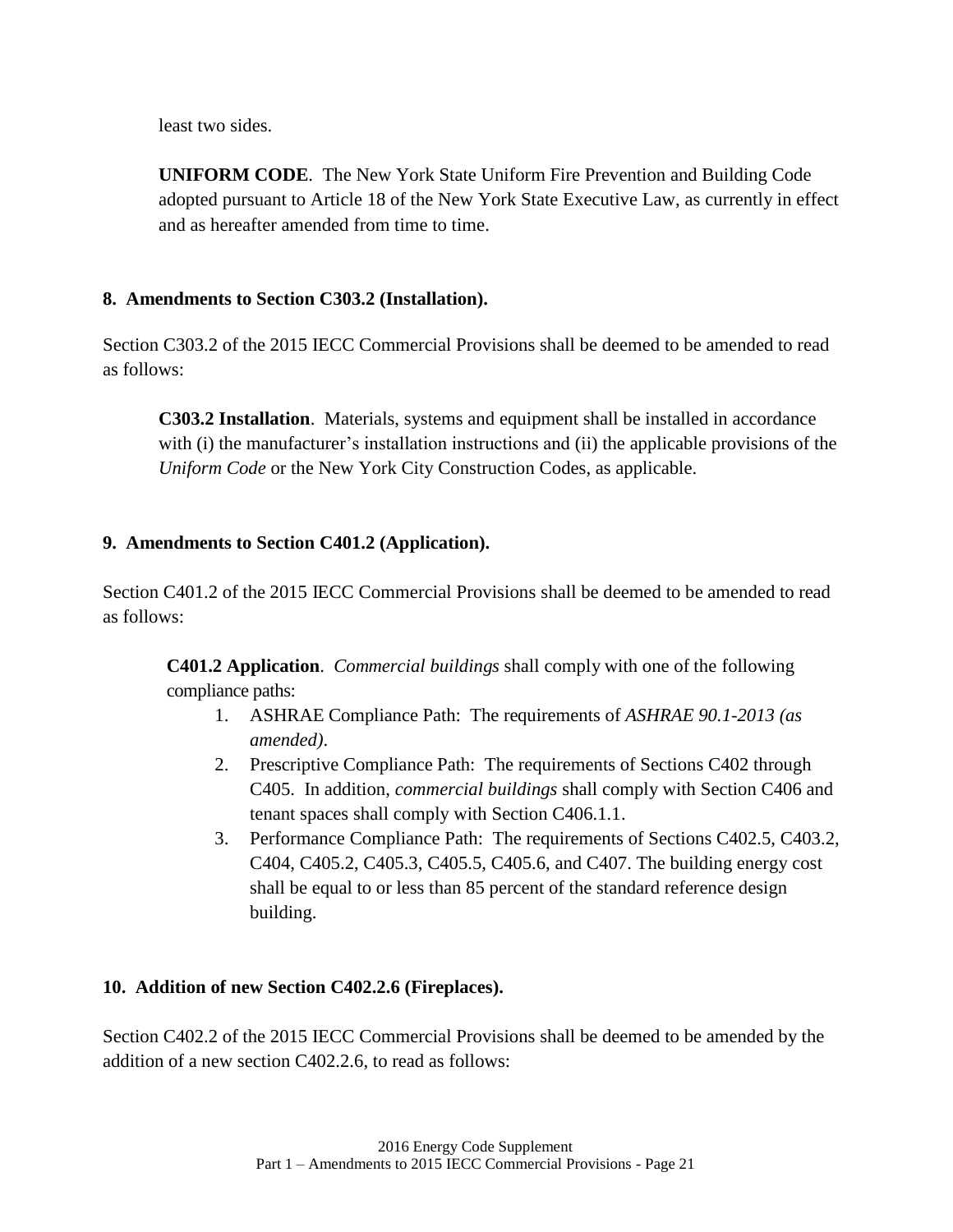least two sides.

**UNIFORM CODE**. The New York State Uniform Fire Prevention and Building Code adopted pursuant to Article 18 of the New York State Executive Law, as currently in effect and as hereafter amended from time to time.

### 8. Amendments to Section C303.2 (Installation).

Section C303.2 of the 2015 IECC Commercial Provisions shall be deemed to be amended to read as follows:

**C303.2 Installation**. Materials, systems and equipment shall be installed in accordance with (i) the manufacturer's installation instructions and (ii) the applicable provisions of the *Uniform Code* or the New York City Construction Codes, as applicable.

### 9. Amendments to Section C401.2 (Application).

Section C401.2 of the 2015 IECC Commercial Provisions shall be deemed to be amended to read as follows:

**C401.2 Application**. *Commercial buildings* shall comply with one of the following compliance paths:

1. ASHRAE Compliance Path: The requirements of *ASHRAE 90.1-2013 (as amended)*.
2. Prescriptive Compliance Path: The requirements of Sections C402 through C405. In addition, *commercial buildings* shall comply with Section C406 and tenant spaces shall comply with Section C406.1.1.
3. Performance Compliance Path: The requirements of Sections C402.5, C403.2, C404, C405.2, C405.3, C405.5, C405.6, and C407. The building energy cost shall be equal to or less than 85 percent of the standard reference design building.

### 10. Addition of new Section C402.2.6 (Fireplaces).

Section C402.2 of the 2015 IECC Commercial Provisions shall be deemed to be amended by the addition of a new section C402.2.6, to read as follows: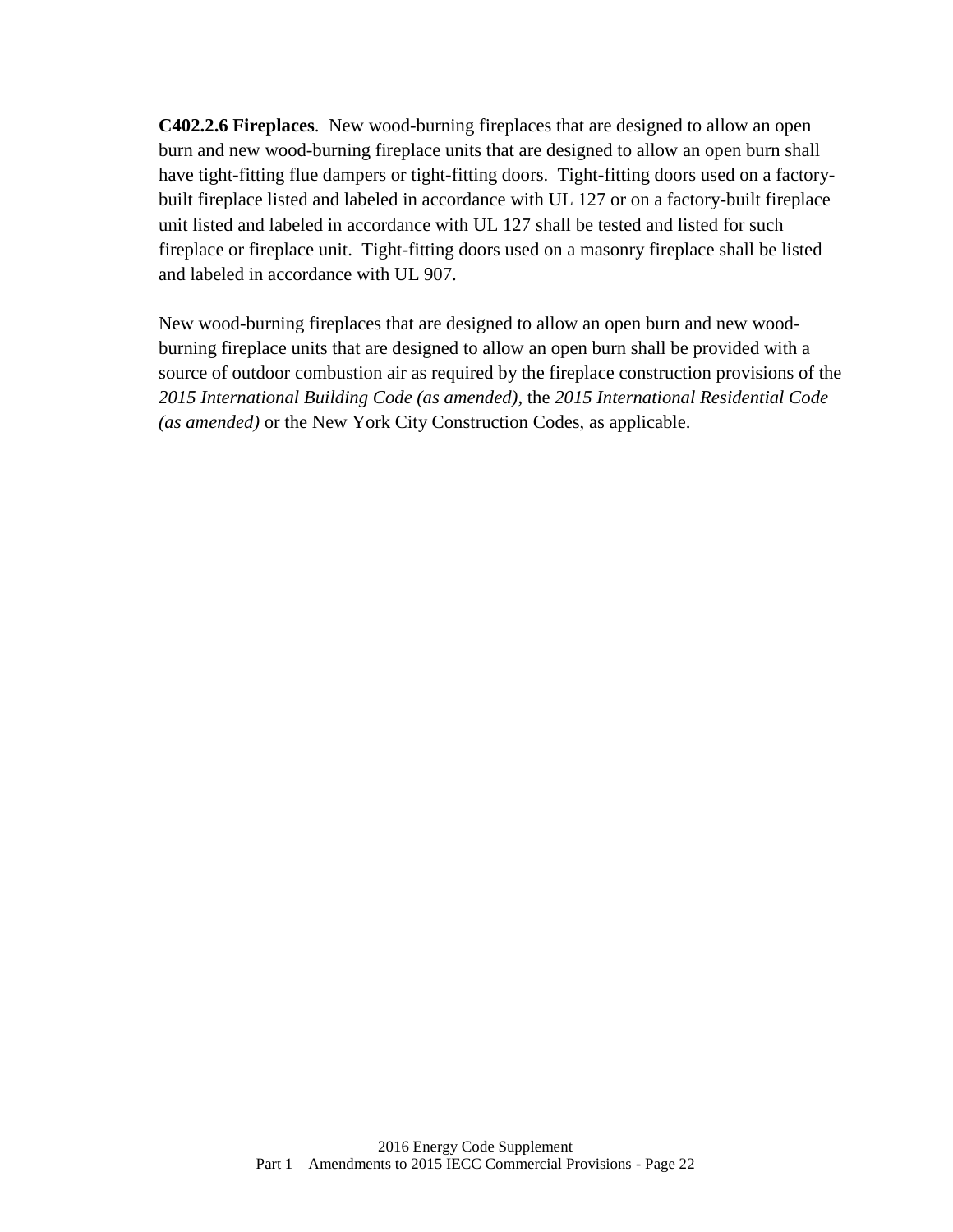**C402.2.6 Fireplaces**. New wood-burning fireplaces that are designed to allow an open burn and new wood-burning fireplace units that are designed to allow an open burn shall have tight-fitting flue dampers or tight-fitting doors. Tight-fitting doors used on a factory-built fireplace listed and labeled in accordance with UL 127 or on a factory-built fireplace unit listed and labeled in accordance with UL 127 shall be tested and listed for such fireplace or fireplace unit. Tight-fitting doors used on a masonry fireplace shall be listed and labeled in accordance with UL 907.

New wood-burning fireplaces that are designed to allow an open burn and new wood-burning fireplace units that are designed to allow an open burn shall be provided with a source of outdoor combustion air as required by the fireplace construction provisions of the *2015 International Building Code (as amended)*, the *2015 International Residential Code (as amended)* or the New York City Construction Codes, as applicable.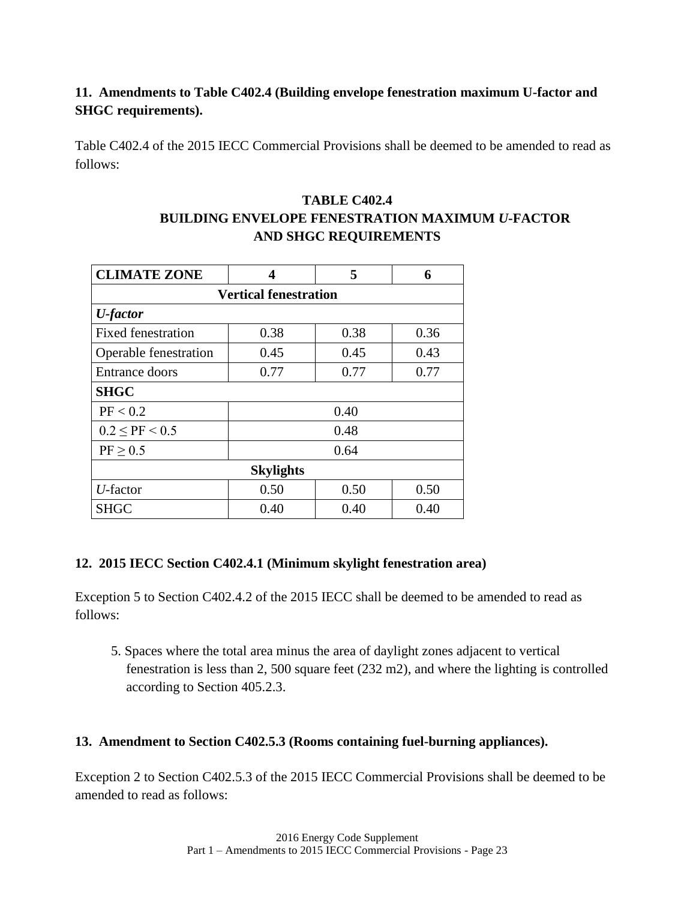**11. Amendments to Table C402.4 (Building envelope fenestration maximum U-factor and SHGC requirements).**

Table C402.4 of the 2015 IECC Commercial Provisions shall be deemed to be amended to read as follows:

**TABLE C402.4**
**BUILDING ENVELOPE FENESTRATION MAXIMUM *U*-FACTOR AND SHGC REQUIREMENTS**

| **CLIMATE ZONE** | **4** | **5** | **6** |
|---|---|---|---|
| **Vertical fenestration** | | | |
| ***U-factor*** | | | |
| Fixed fenestration | 0.38 | 0.38 | 0.36 |
| Operable fenestration | 0.45 | 0.45 | 0.43 |
| Entrance doors | 0.77 | 0.77 | 0.77 |
| **SHGC** | | | |
| PF < 0.2 | 0.40 | | |
| 0.2 ≤ PF < 0.5 | 0.48 | | |
| PF ≥ 0.5 | 0.64 | | |
| **Skylights** | | | |
| *U*-factor | 0.50 | 0.50 | 0.50 |
| SHGC | 0.40 | 0.40 | 0.40 |

**12. 2015 IECC Section C402.4.1 (Minimum skylight fenestration area)**

Exception 5 to Section C402.4.2 of the 2015 IECC shall be deemed to be amended to read as follows:

5. Spaces where the total area minus the area of daylight zones adjacent to vertical fenestration is less than 2, 500 square feet (232 m2), and where the lighting is controlled according to Section 405.2.3.

**13. Amendment to Section C402.5.3 (Rooms containing fuel-burning appliances).**

Exception 2 to Section C402.5.3 of the 2015 IECC Commercial Provisions shall be deemed to be amended to read as follows: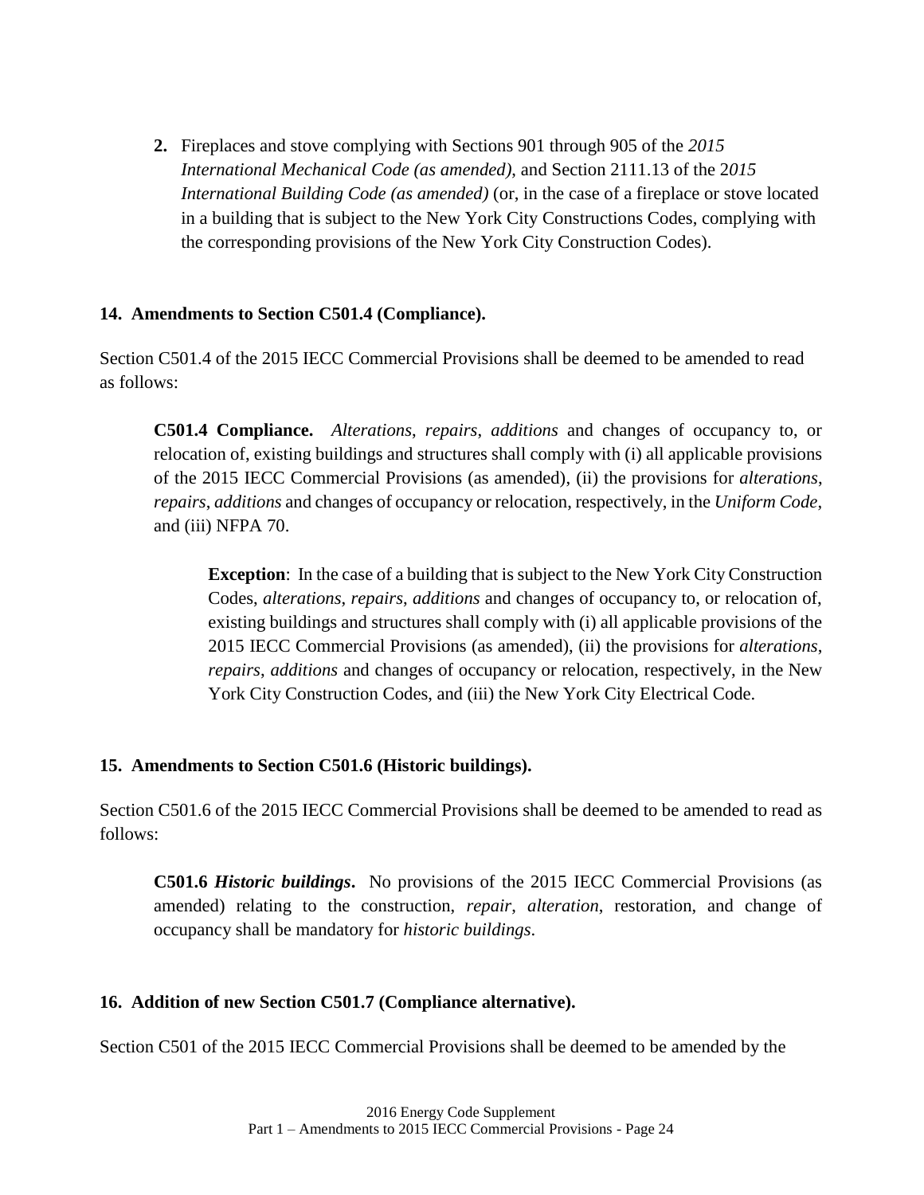2. Fireplaces and stove complying with Sections 901 through 905 of the *2015 International Mechanical Code (as amended)*, and Section 2111.13 of the 2*015 International Building Code (as amended)* (or, in the case of a fireplace or stove located in a building that is subject to the New York City Constructions Codes, complying with the corresponding provisions of the New York City Construction Codes).

**14. Amendments to Section C501.4 (Compliance).**

Section C501.4 of the 2015 IECC Commercial Provisions shall be deemed to be amended to read as follows:

> **C501.4 Compliance.** *Alterations*, *repairs*, *additions* and changes of occupancy to, or relocation of, existing buildings and structures shall comply with (i) all applicable provisions of the 2015 IECC Commercial Provisions (as amended), (ii) the provisions for *alterations*, *repairs*, *additions* and changes of occupancy or relocation, respectively, in the *Uniform Code*, and (iii) NFPA 70.
>
> > **Exception**: In the case of a building that is subject to the New York City Construction Codes, *alterations*, *repairs*, *additions* and changes of occupancy to, or relocation of, existing buildings and structures shall comply with (i) all applicable provisions of the 2015 IECC Commercial Provisions (as amended), (ii) the provisions for *alterations*, *repairs*, *additions* and changes of occupancy or relocation, respectively, in the New York City Construction Codes, and (iii) the New York City Electrical Code.

**15. Amendments to Section C501.6 (Historic buildings).**

Section C501.6 of the 2015 IECC Commercial Provisions shall be deemed to be amended to read as follows:

> **C501.6 *Historic buildings*.** No provisions of the 2015 IECC Commercial Provisions (as amended) relating to the construction, *repair*, *alteration*, restoration, and change of occupancy shall be mandatory for *historic buildings*.

**16. Addition of new Section C501.7 (Compliance alternative).**

Section C501 of the 2015 IECC Commercial Provisions shall be deemed to be amended by the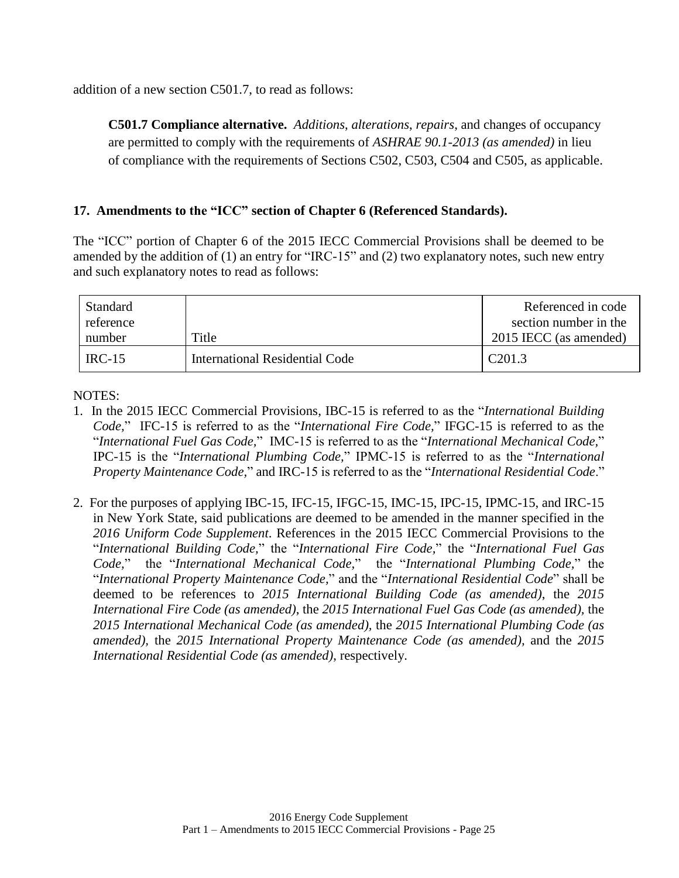addition of a new section C501.7, to read as follows:

> **C501.7 Compliance alternative.** *Additions*, *alterations*, *repairs*, and changes of occupancy are permitted to comply with the requirements of *ASHRAE 90.1-2013 (as amended)* in lieu of compliance with the requirements of Sections C502, C503, C504 and C505, as applicable.

## 17. Amendments to the "ICC" section of Chapter 6 (Referenced Standards).

The "ICC" portion of Chapter 6 of the 2015 IECC Commercial Provisions shall be deemed to be amended by the addition of (1) an entry for "IRC-15" and (2) two explanatory notes, such new entry and such explanatory notes to read as follows:

| Standard reference number | Title | Referenced in code section number in the 2015 IECC (as amended) |
|---|---|---|
| IRC-15 | International Residential Code | C201.3 |

NOTES:

1. In the 2015 IECC Commercial Provisions, IBC-15 is referred to as the "*International Building Code*," IFC-15 is referred to as the "*International Fire Code*," IFGC-15 is referred to as the "*International Fuel Gas Code*," IMC-15 is referred to as the "*International Mechanical Code*," IPC-15 is the "*International Plumbing Code*," IPMC-15 is referred to as the "*International Property Maintenance Code*," and IRC-15 is referred to as the "*International Residential Code*."

2. For the purposes of applying IBC-15, IFC-15, IFGC-15, IMC-15, IPC-15, IPMC-15, and IRC-15 in New York State, said publications are deemed to be amended in the manner specified in the *2016 Uniform Code Supplement*. References in the 2015 IECC Commercial Provisions to the "*International Building Code*," the "*International Fire Code*," the "*International Fuel Gas Code*," the "*International Mechanical Code*," the "*International Plumbing Code*," the "*International Property Maintenance Code*," and the "*International Residential Code*" shall be deemed to be references to *2015 International Building Code (as amended)*, the *2015 International Fire Code (as amended)*, the *2015 International Fuel Gas Code (as amended)*, the *2015 International Mechanical Code (as amended)*, the *2015 International Plumbing Code (as amended)*, the *2015 International Property Maintenance Code (as amended)*, and the *2015 International Residential Code (as amended)*, respectively.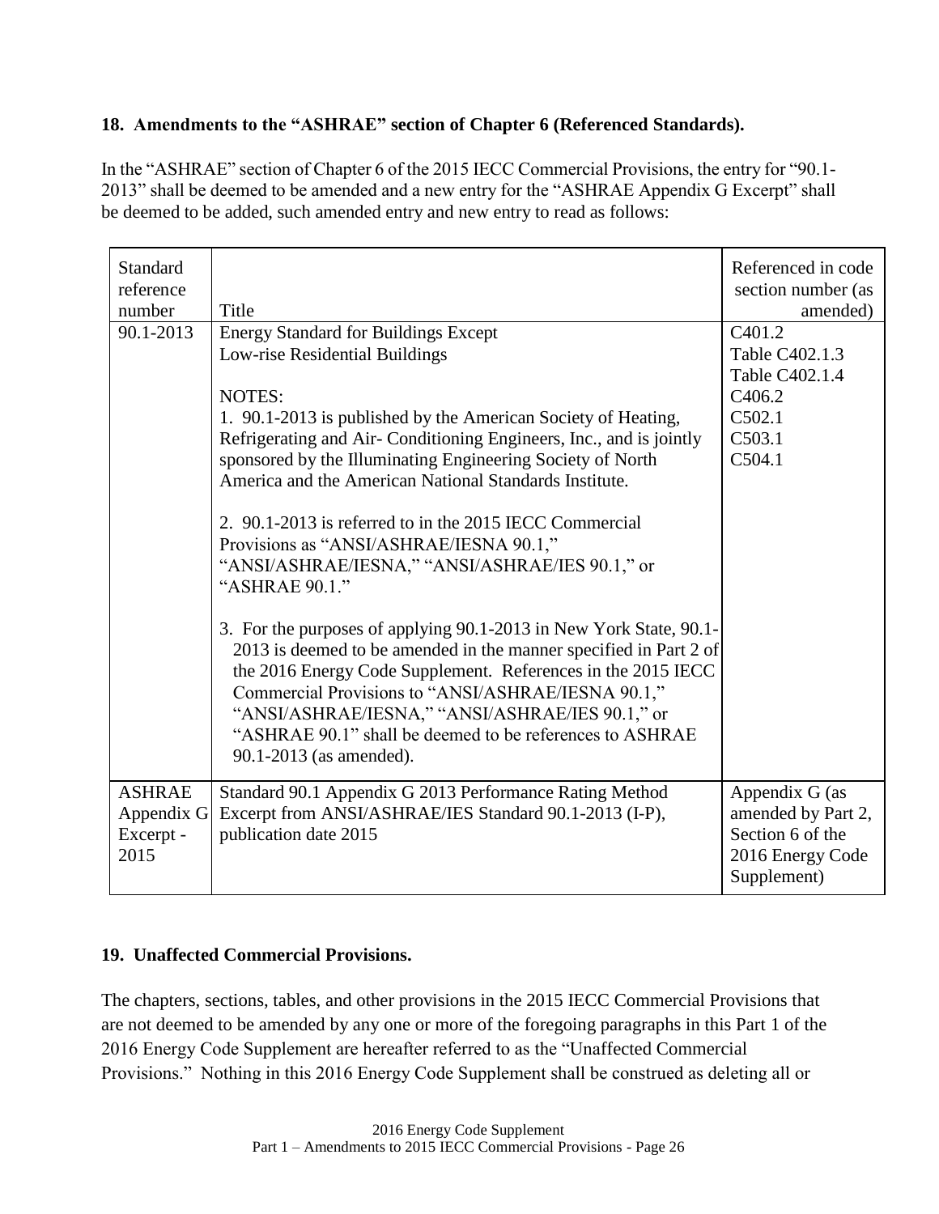**18. Amendments to the "ASHRAE" section of Chapter 6 (Referenced Standards).**

In the "ASHRAE" section of Chapter 6 of the 2015 IECC Commercial Provisions, the entry for "90.1-2013" shall be deemed to be amended and a new entry for the "ASHRAE Appendix G Excerpt" shall be deemed to be added, such amended entry and new entry to read as follows:

| Standard reference number | Title | Referenced in code section number (as amended) |
|---|---|---|
| 90.1-2013 | Energy Standard for Buildings Except Low-rise Residential Buildings<br><br>NOTES:<br>1. 90.1-2013 is published by the American Society of Heating, Refrigerating and Air- Conditioning Engineers, Inc., and is jointly sponsored by the Illuminating Engineering Society of North America and the American National Standards Institute.<br><br>2. 90.1-2013 is referred to in the 2015 IECC Commercial Provisions as "ANSI/ASHRAE/IESNA 90.1," "ANSI/ASHRAE/IESNA," "ANSI/ASHRAE/IES 90.1," or "ASHRAE 90.1."<br><br>3. For the purposes of applying 90.1-2013 in New York State, 90.1-2013 is deemed to be amended in the manner specified in Part 2 of the 2016 Energy Code Supplement. References in the 2015 IECC Commercial Provisions to "ANSI/ASHRAE/IESNA 90.1," "ANSI/ASHRAE/IESNA," "ANSI/ASHRAE/IES 90.1," or "ASHRAE 90.1" shall be deemed to be references to ASHRAE 90.1-2013 (as amended). | C401.2<br>Table C402.1.3<br>Table C402.1.4<br>C406.2<br>C502.1<br>C503.1<br>C504.1 |
| ASHRAE Appendix G Excerpt - 2015 | Standard 90.1 Appendix G 2013 Performance Rating Method Excerpt from ANSI/ASHRAE/IES Standard 90.1-2013 (I-P), publication date 2015 | Appendix G (as amended by Part 2, Section 6 of the 2016 Energy Code Supplement) |

**19. Unaffected Commercial Provisions.**

The chapters, sections, tables, and other provisions in the 2015 IECC Commercial Provisions that are not deemed to be amended by any one or more of the foregoing paragraphs in this Part 1 of the 2016 Energy Code Supplement are hereafter referred to as the "Unaffected Commercial Provisions." Nothing in this 2016 Energy Code Supplement shall be construed as deleting all or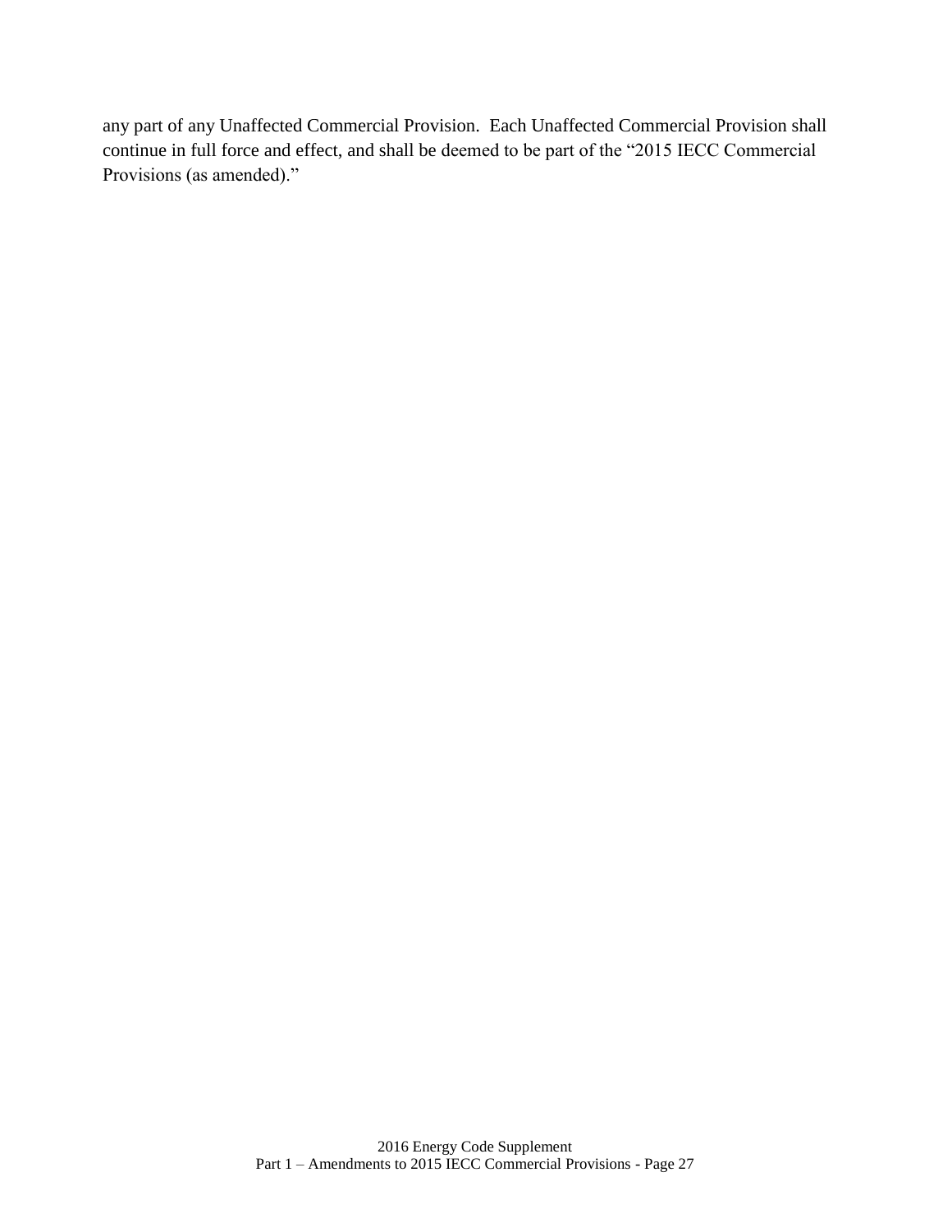any part of any Unaffected Commercial Provision. Each Unaffected Commercial Provision shall continue in full force and effect, and shall be deemed to be part of the "2015 IECC Commercial Provisions (as amended)."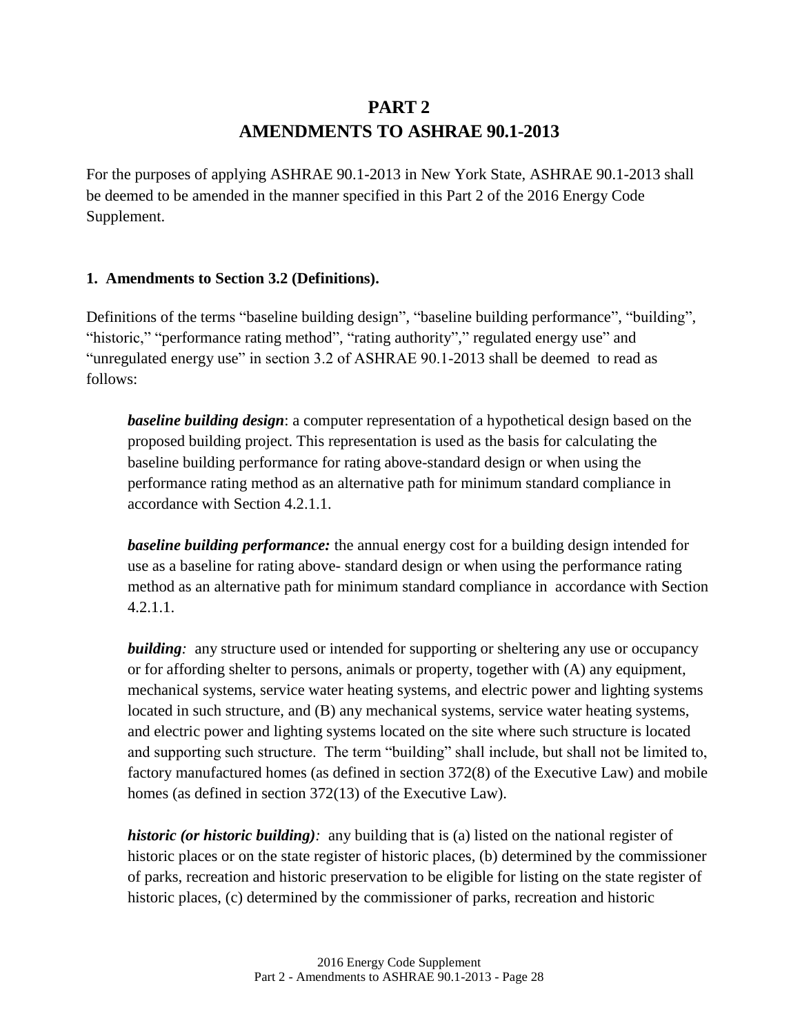# PART 2
# AMENDMENTS TO ASHRAE 90.1-2013

For the purposes of applying ASHRAE 90.1-2013 in New York State, ASHRAE 90.1-2013 shall be deemed to be amended in the manner specified in this Part 2 of the 2016 Energy Code Supplement.

**1. Amendments to Section 3.2 (Definitions).**

Definitions of the terms "baseline building design", "baseline building performance", "building", "historic," "performance rating method", "rating authority"," regulated energy use" and "unregulated energy use" in section 3.2 of ASHRAE 90.1-2013 shall be deemed to read as follows:

> ***baseline building design***: a computer representation of a hypothetical design based on the proposed building project. This representation is used as the basis for calculating the baseline building performance for rating above-standard design or when using the performance rating method as an alternative path for minimum standard compliance in accordance with Section 4.2.1.1.
>
> ***baseline building performance:*** the annual energy cost for a building design intended for use as a baseline for rating above- standard design or when using the performance rating method as an alternative path for minimum standard compliance in accordance with Section 4.2.1.1.
>
> ***building:*** any structure used or intended for supporting or sheltering any use or occupancy or for affording shelter to persons, animals or property, together with (A) any equipment, mechanical systems, service water heating systems, and electric power and lighting systems located in such structure, and (B) any mechanical systems, service water heating systems, and electric power and lighting systems located on the site where such structure is located and supporting such structure. The term "building" shall include, but shall not be limited to, factory manufactured homes (as defined in section 372(8) of the Executive Law) and mobile homes (as defined in section 372(13) of the Executive Law).
>
> ***historic (or historic building):*** any building that is (a) listed on the national register of historic places or on the state register of historic places, (b) determined by the commissioner of parks, recreation and historic preservation to be eligible for listing on the state register of historic places, (c) determined by the commissioner of parks, recreation and historic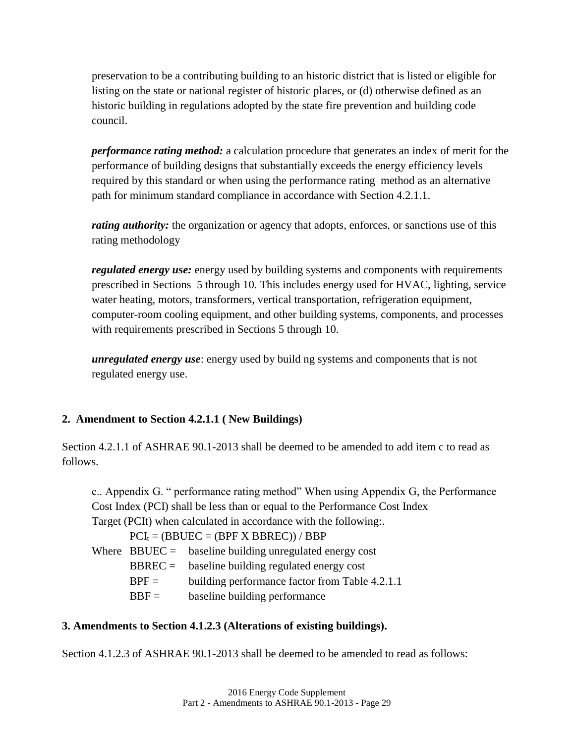preservation to be a contributing building to an historic district that is listed or eligible for listing on the state or national register of historic places, or (d) otherwise defined as an historic building in regulations adopted by the state fire prevention and building code council.

***performance rating method:*** a calculation procedure that generates an index of merit for the performance of building designs that substantially exceeds the energy efficiency levels required by this standard or when using the performance rating method as an alternative path for minimum standard compliance in accordance with Section 4.2.1.1.

***rating authority:*** the organization or agency that adopts, enforces, or sanctions use of this rating methodology

***regulated energy use:*** energy used by building systems and components with requirements prescribed in Sections 5 through 10. This includes energy used for HVAC, lighting, service water heating, motors, transformers, vertical transportation, refrigeration equipment, computer-room cooling equipment, and other building systems, components, and processes with requirements prescribed in Sections 5 through 10.

***unregulated energy use***: energy used by build ng systems and components that is not regulated energy use.

**2. Amendment to Section 4.2.1.1 ( New Buildings)**

Section 4.2.1.1 of ASHRAE 90.1-2013 shall be deemed to be amended to add item c to read as follows.

c.. Appendix G. " performance rating method" When using Appendix G, the Performance Cost Index (PCI) shall be less than or equal to the Performance Cost Index Target (PCIt) when calculated in accordance with the following:.

$PCI_t$ = (BBUEC = (BPF X BBREC)) / BBP

Where BBUEC = baseline building unregulated energy cost

BBREC = baseline building regulated energy cost

BPF = building performance factor from Table 4.2.1.1

BBF = baseline building performance

**3. Amendments to Section 4.1.2.3 (Alterations of existing buildings).**

Section 4.1.2.3 of ASHRAE 90.1-2013 shall be deemed to be amended to read as follows: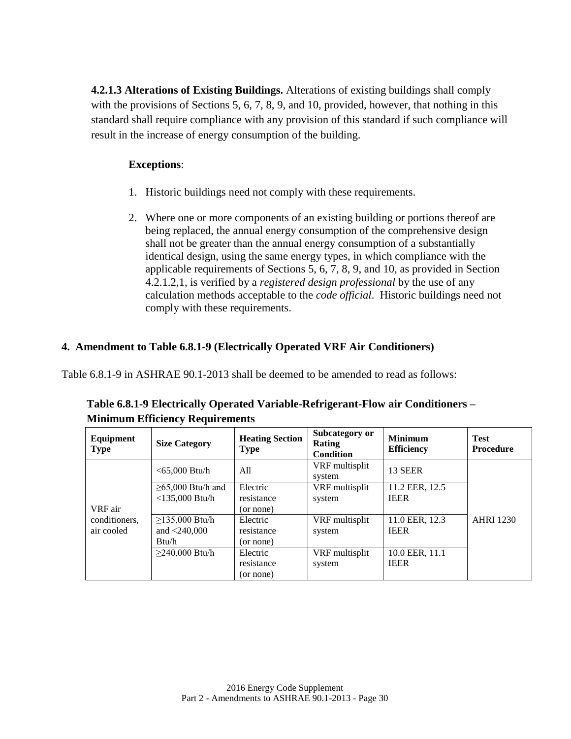**4.2.1.3 Alterations of Existing Buildings.** Alterations of existing buildings shall comply with the provisions of Sections 5, 6, 7, 8, 9, and 10, provided, however, that nothing in this standard shall require compliance with any provision of this standard if such compliance will result in the increase of energy consumption of the building.

**Exceptions**:

1. Historic buildings need not comply with these requirements.
2. Where one or more components of an existing building or portions thereof are being replaced, the annual energy consumption of the comprehensive design shall not be greater than the annual energy consumption of a substantially identical design, using the same energy types, in which compliance with the applicable requirements of Sections 5, 6, 7, 8, 9, and 10, as provided in Section 4.2.1.2,1, is verified by a *registered design professional* by the use of any calculation methods acceptable to the *code official*. Historic buildings need not comply with these requirements.

## 4. Amendment to Table 6.8.1-9 (Electrically Operated VRF Air Conditioners)

Table 6.8.1-9 in ASHRAE 90.1-2013 shall be deemed to be amended to read as follows:

**Table 6.8.1-9 Electrically Operated Variable-Refrigerant-Flow air Conditioners – Minimum Efficiency Requirements**

| Equipment Type | Size Category | Heating Section Type | Subcategory or Rating Condition | Minimum Efficiency | Test Procedure |
|---|---|---|---|---|---|
| VRF air conditioners, air cooled | <65,000 Btu/h | All | VRF multisplit system | 13 SEER | AHRI 1230 |
| | ≥65,000 Btu/h and <135,000 Btu/h | Electric resistance (or none) | VRF multisplit system | 11.2 EER, 12.5 IEER | |
| | ≥135,000 Btu/h and <240,000 Btu/h | Electric resistance (or none) | VRF multisplit system | 11.0 EER, 12.3 IEER | |
| | ≥240,000 Btu/h | Electric resistance (or none) | VRF multisplit system | 10.0 EER, 11.1 IEER | |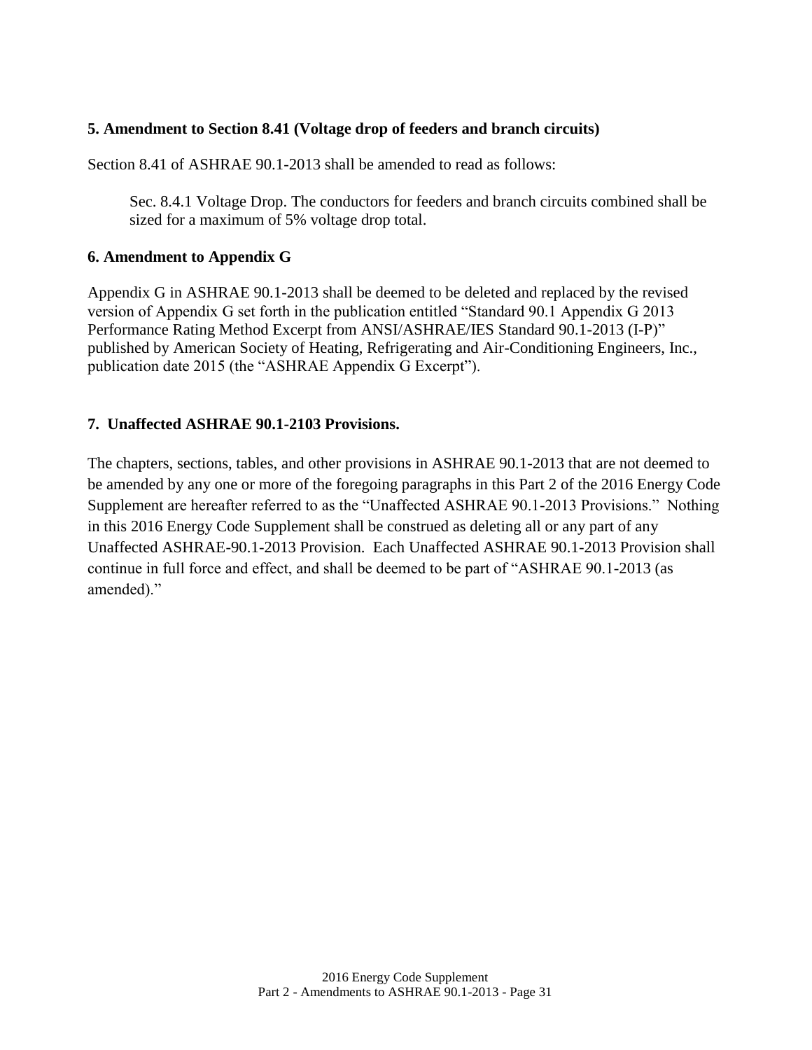**5. Amendment to Section 8.41 (Voltage drop of feeders and branch circuits)**

Section 8.41 of ASHRAE 90.1-2013 shall be amended to read as follows:

> Sec. 8.4.1 Voltage Drop. The conductors for feeders and branch circuits combined shall be sized for a maximum of 5% voltage drop total.

**6. Amendment to Appendix G**

Appendix G in ASHRAE 90.1-2013 shall be deemed to be deleted and replaced by the revised version of Appendix G set forth in the publication entitled "Standard 90.1 Appendix G 2013 Performance Rating Method Excerpt from ANSI/ASHRAE/IES Standard 90.1-2013 (I-P)" published by American Society of Heating, Refrigerating and Air-Conditioning Engineers, Inc., publication date 2015 (the "ASHRAE Appendix G Excerpt").

**7. Unaffected ASHRAE 90.1-2103 Provisions.**

The chapters, sections, tables, and other provisions in ASHRAE 90.1-2013 that are not deemed to be amended by any one or more of the foregoing paragraphs in this Part 2 of the 2016 Energy Code Supplement are hereafter referred to as the "Unaffected ASHRAE 90.1-2013 Provisions." Nothing in this 2016 Energy Code Supplement shall be construed as deleting all or any part of any Unaffected ASHRAE-90.1-2013 Provision. Each Unaffected ASHRAE 90.1-2013 Provision shall continue in full force and effect, and shall be deemed to be part of "ASHRAE 90.1-2013 (as amended)."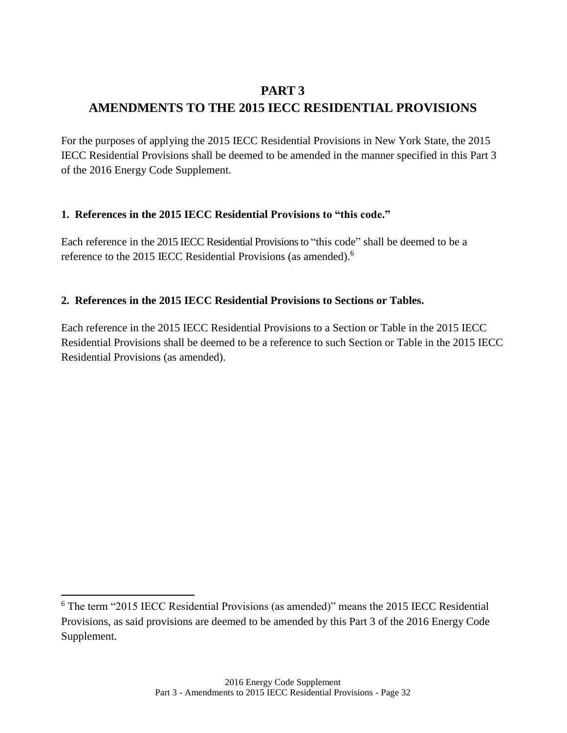# PART 3
# AMENDMENTS TO THE 2015 IECC RESIDENTIAL PROVISIONS

For the purposes of applying the 2015 IECC Residential Provisions in New York State, the 2015 IECC Residential Provisions shall be deemed to be amended in the manner specified in this Part 3 of the 2016 Energy Code Supplement.

### 1. References in the 2015 IECC Residential Provisions to "this code."

Each reference in the 2015 IECC Residential Provisions to "this code" shall be deemed to be a reference to the 2015 IECC Residential Provisions (as amended).[6]

### 2. References in the 2015 IECC Residential Provisions to Sections or Tables.

Each reference in the 2015 IECC Residential Provisions to a Section or Table in the 2015 IECC Residential Provisions shall be deemed to be a reference to such Section or Table in the 2015 IECC Residential Provisions (as amended).

---

[6] The term "2015 IECC Residential Provisions (as amended)" means the 2015 IECC Residential Provisions, as said provisions are deemed to be amended by this Part 3 of the 2016 Energy Code Supplement.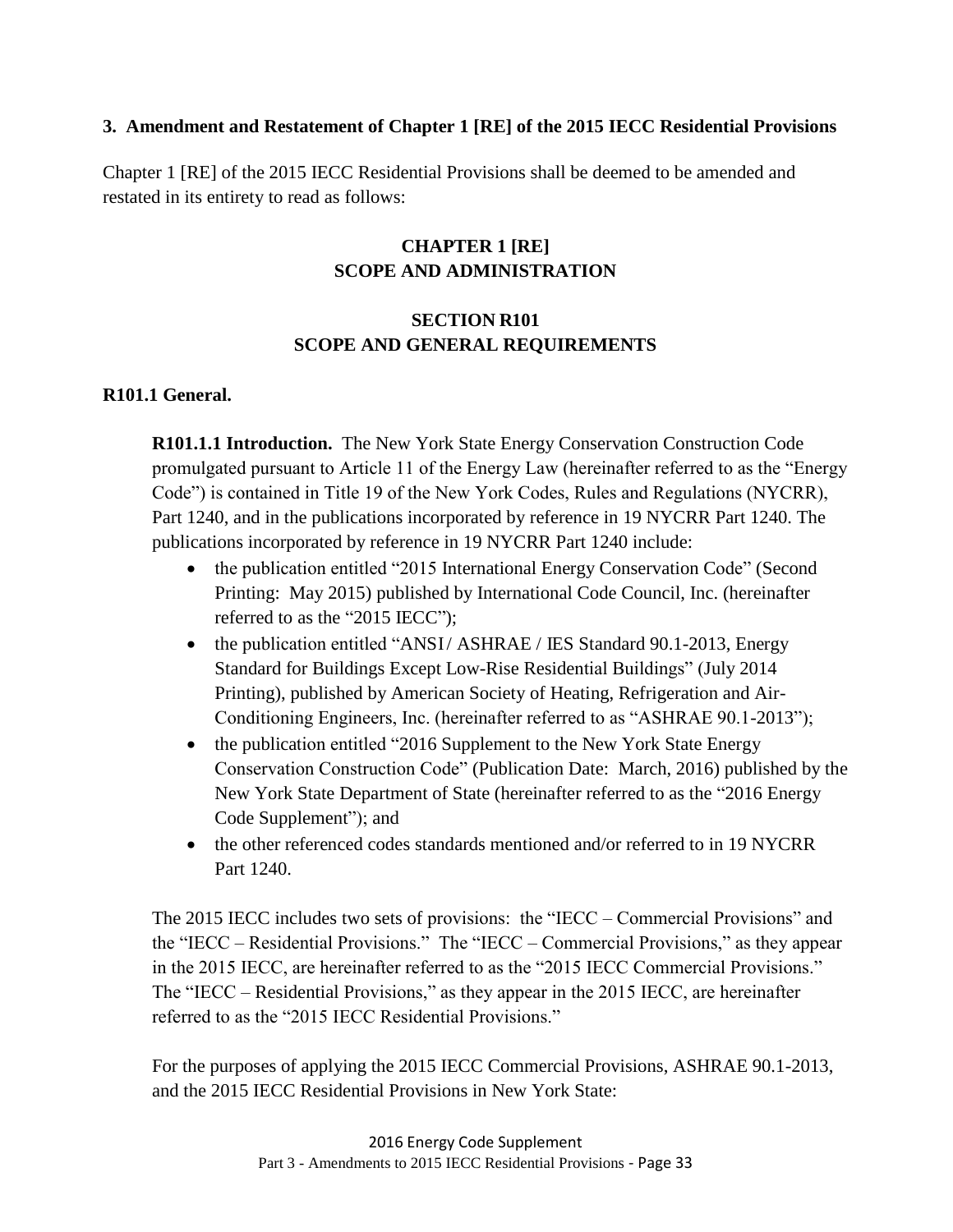### 3. Amendment and Restatement of Chapter 1 [RE] of the 2015 IECC Residential Provisions

Chapter 1 [RE] of the 2015 IECC Residential Provisions shall be deemed to be amended and restated in its entirety to read as follows:

## CHAPTER 1 [RE]
## SCOPE AND ADMINISTRATION

### SECTION R101
### SCOPE AND GENERAL REQUIREMENTS

**R101.1 General.**

**R101.1.1 Introduction.** The New York State Energy Conservation Construction Code promulgated pursuant to Article 11 of the Energy Law (hereinafter referred to as the "Energy Code") is contained in Title 19 of the New York Codes, Rules and Regulations (NYCRR), Part 1240, and in the publications incorporated by reference in 19 NYCRR Part 1240. The publications incorporated by reference in 19 NYCRR Part 1240 include:

- the publication entitled "2015 International Energy Conservation Code" (Second Printing: May 2015) published by International Code Council, Inc. (hereinafter referred to as the "2015 IECC");
- the publication entitled "ANSI / ASHRAE / IES Standard 90.1-2013, Energy Standard for Buildings Except Low-Rise Residential Buildings" (July 2014 Printing), published by American Society of Heating, Refrigeration and Air-Conditioning Engineers, Inc. (hereinafter referred to as "ASHRAE 90.1-2013");
- the publication entitled "2016 Supplement to the New York State Energy Conservation Construction Code" (Publication Date: March, 2016) published by the New York State Department of State (hereinafter referred to as the "2016 Energy Code Supplement"); and
- the other referenced codes standards mentioned and/or referred to in 19 NYCRR Part 1240.

The 2015 IECC includes two sets of provisions: the "IECC – Commercial Provisions" and the "IECC – Residential Provisions." The "IECC – Commercial Provisions," as they appear in the 2015 IECC, are hereinafter referred to as the "2015 IECC Commercial Provisions." The "IECC – Residential Provisions," as they appear in the 2015 IECC, are hereinafter referred to as the "2015 IECC Residential Provisions."

For the purposes of applying the 2015 IECC Commercial Provisions, ASHRAE 90.1-2013, and the 2015 IECC Residential Provisions in New York State: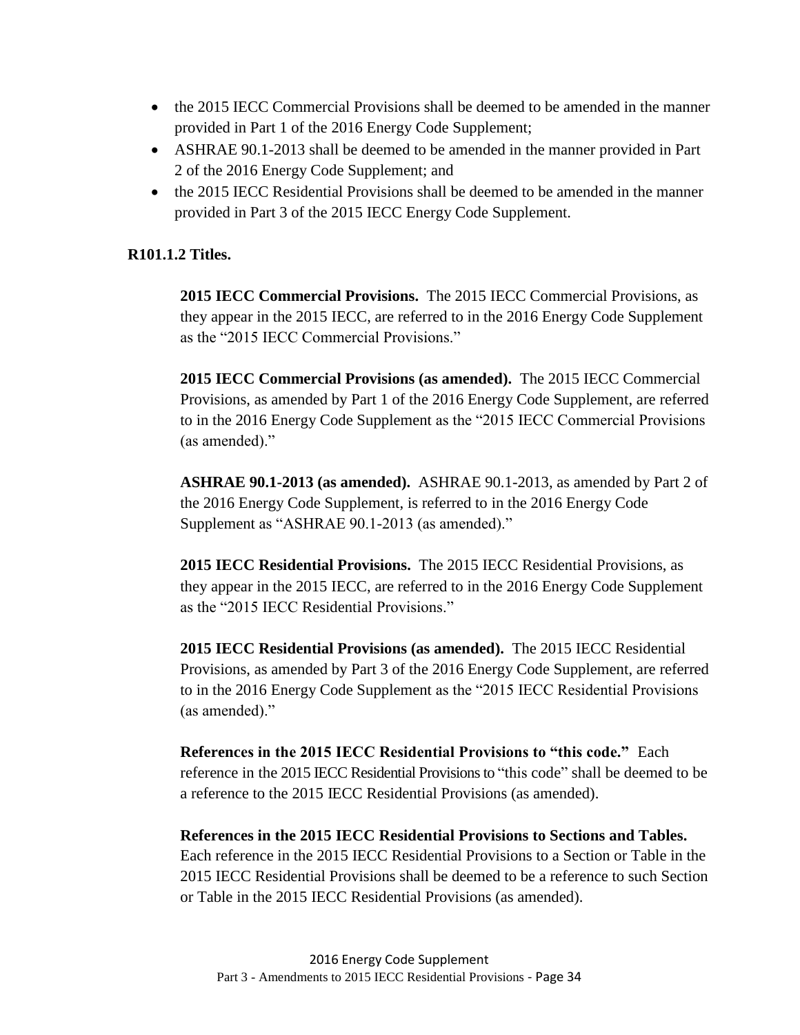- the 2015 IECC Commercial Provisions shall be deemed to be amended in the manner provided in Part 1 of the 2016 Energy Code Supplement;
- ASHRAE 90.1-2013 shall be deemed to be amended in the manner provided in Part 2 of the 2016 Energy Code Supplement; and
- the 2015 IECC Residential Provisions shall be deemed to be amended in the manner provided in Part 3 of the 2015 IECC Energy Code Supplement.

**R101.1.2 Titles.**

**2015 IECC Commercial Provisions.** The 2015 IECC Commercial Provisions, as they appear in the 2015 IECC, are referred to in the 2016 Energy Code Supplement as the "2015 IECC Commercial Provisions."

**2015 IECC Commercial Provisions (as amended).** The 2015 IECC Commercial Provisions, as amended by Part 1 of the 2016 Energy Code Supplement, are referred to in the 2016 Energy Code Supplement as the "2015 IECC Commercial Provisions (as amended)."

**ASHRAE 90.1-2013 (as amended).** ASHRAE 90.1-2013, as amended by Part 2 of the 2016 Energy Code Supplement, is referred to in the 2016 Energy Code Supplement as "ASHRAE 90.1-2013 (as amended)."

**2015 IECC Residential Provisions.** The 2015 IECC Residential Provisions, as they appear in the 2015 IECC, are referred to in the 2016 Energy Code Supplement as the "2015 IECC Residential Provisions."

**2015 IECC Residential Provisions (as amended).** The 2015 IECC Residential Provisions, as amended by Part 3 of the 2016 Energy Code Supplement, are referred to in the 2016 Energy Code Supplement as the "2015 IECC Residential Provisions (as amended)."

**References in the 2015 IECC Residential Provisions to "this code."** Each reference in the 2015 IECC Residential Provisions to "this code" shall be deemed to be a reference to the 2015 IECC Residential Provisions (as amended).

**References in the 2015 IECC Residential Provisions to Sections and Tables.** Each reference in the 2015 IECC Residential Provisions to a Section or Table in the 2015 IECC Residential Provisions shall be deemed to be a reference to such Section or Table in the 2015 IECC Residential Provisions (as amended).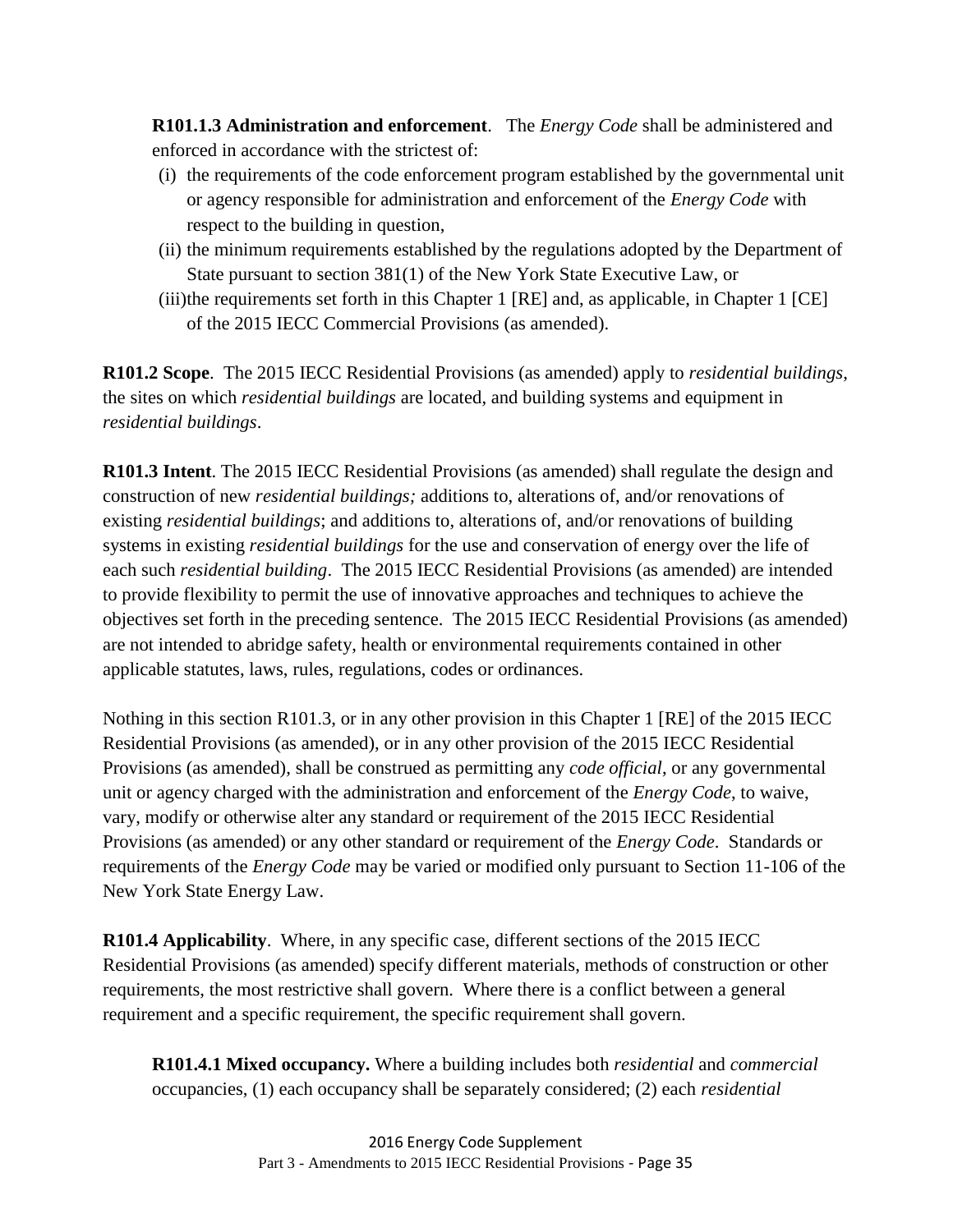**R101.1.3 Administration and enforcement**. The *Energy Code* shall be administered and enforced in accordance with the strictest of:

- (i) the requirements of the code enforcement program established by the governmental unit or agency responsible for administration and enforcement of the *Energy Code* with respect to the building in question,
- (ii) the minimum requirements established by the regulations adopted by the Department of State pursuant to section 381(1) of the New York State Executive Law, or
- (iii) the requirements set forth in this Chapter 1 [RE] and, as applicable, in Chapter 1 [CE] of the 2015 IECC Commercial Provisions (as amended).

**R101.2 Scope**. The 2015 IECC Residential Provisions (as amended) apply to *residential buildings*, the sites on which *residential buildings* are located, and building systems and equipment in *residential buildings*.

**R101.3 Intent**. The 2015 IECC Residential Provisions (as amended) shall regulate the design and construction of new *residential buildings;* additions to, alterations of, and/or renovations of existing *residential buildings*; and additions to, alterations of, and/or renovations of building systems in existing *residential buildings* for the use and conservation of energy over the life of each such *residential building*. The 2015 IECC Residential Provisions (as amended) are intended to provide flexibility to permit the use of innovative approaches and techniques to achieve the objectives set forth in the preceding sentence. The 2015 IECC Residential Provisions (as amended) are not intended to abridge safety, health or environmental requirements contained in other applicable statutes, laws, rules, regulations, codes or ordinances.

Nothing in this section R101.3, or in any other provision in this Chapter 1 [RE] of the 2015 IECC Residential Provisions (as amended), or in any other provision of the 2015 IECC Residential Provisions (as amended), shall be construed as permitting any *code official*, or any governmental unit or agency charged with the administration and enforcement of the *Energy Code*, to waive, vary, modify or otherwise alter any standard or requirement of the 2015 IECC Residential Provisions (as amended) or any other standard or requirement of the *Energy Code*. Standards or requirements of the *Energy Code* may be varied or modified only pursuant to Section 11-106 of the New York State Energy Law.

**R101.4 Applicability**. Where, in any specific case, different sections of the 2015 IECC Residential Provisions (as amended) specify different materials, methods of construction or other requirements, the most restrictive shall govern. Where there is a conflict between a general requirement and a specific requirement, the specific requirement shall govern.

**R101.4.1 Mixed occupancy.** Where a building includes both *residential* and *commercial* occupancies, (1) each occupancy shall be separately considered; (2) each *residential*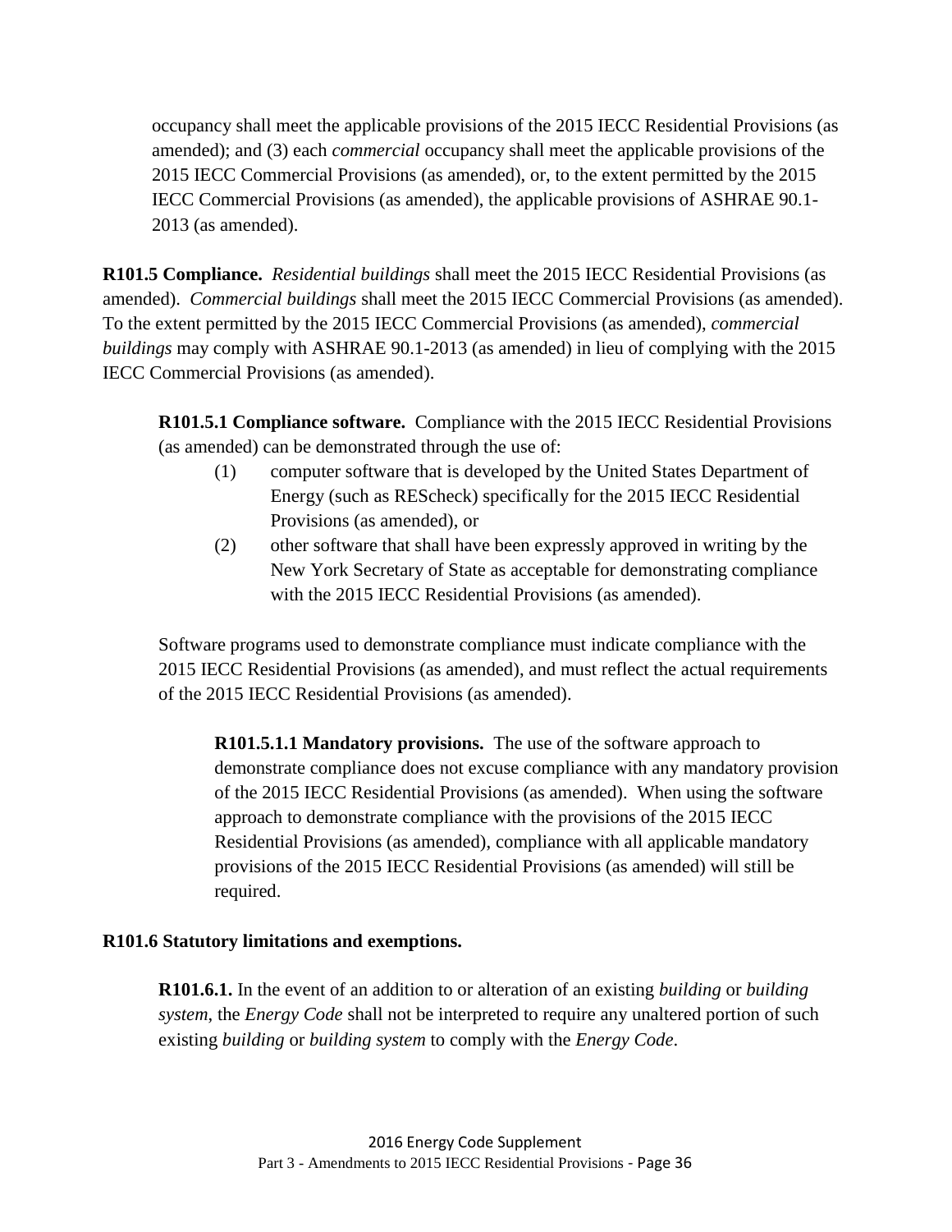occupancy shall meet the applicable provisions of the 2015 IECC Residential Provisions (as amended); and (3) each *commercial* occupancy shall meet the applicable provisions of the 2015 IECC Commercial Provisions (as amended), or, to the extent permitted by the 2015 IECC Commercial Provisions (as amended), the applicable provisions of ASHRAE 90.1-2013 (as amended).

**R101.5 Compliance.** *Residential buildings* shall meet the 2015 IECC Residential Provisions (as amended). *Commercial buildings* shall meet the 2015 IECC Commercial Provisions (as amended). To the extent permitted by the 2015 IECC Commercial Provisions (as amended), *commercial buildings* may comply with ASHRAE 90.1-2013 (as amended) in lieu of complying with the 2015 IECC Commercial Provisions (as amended).

**R101.5.1 Compliance software.** Compliance with the 2015 IECC Residential Provisions (as amended) can be demonstrated through the use of:

(1) computer software that is developed by the United States Department of Energy (such as REScheck) specifically for the 2015 IECC Residential Provisions (as amended), or

(2) other software that shall have been expressly approved in writing by the New York Secretary of State as acceptable for demonstrating compliance with the 2015 IECC Residential Provisions (as amended).

Software programs used to demonstrate compliance must indicate compliance with the 2015 IECC Residential Provisions (as amended), and must reflect the actual requirements of the 2015 IECC Residential Provisions (as amended).

**R101.5.1.1 Mandatory provisions.** The use of the software approach to demonstrate compliance does not excuse compliance with any mandatory provision of the 2015 IECC Residential Provisions (as amended). When using the software approach to demonstrate compliance with the provisions of the 2015 IECC Residential Provisions (as amended), compliance with all applicable mandatory provisions of the 2015 IECC Residential Provisions (as amended) will still be required.

**R101.6 Statutory limitations and exemptions.**

**R101.6.1.** In the event of an addition to or alteration of an existing *building* or *building system*, the *Energy Code* shall not be interpreted to require any unaltered portion of such existing *building* or *building system* to comply with the *Energy Code*.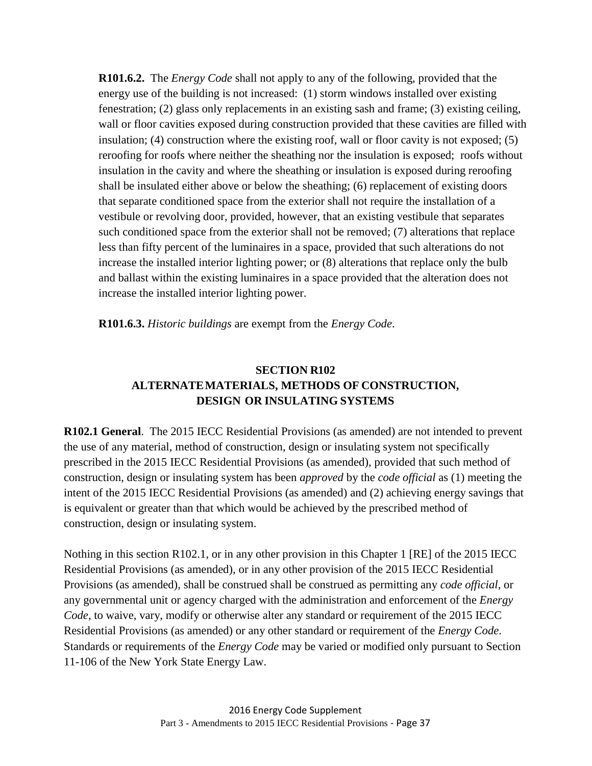**R101.6.2.** The *Energy Code* shall not apply to any of the following, provided that the energy use of the building is not increased: (1) storm windows installed over existing fenestration; (2) glass only replacements in an existing sash and frame; (3) existing ceiling, wall or floor cavities exposed during construction provided that these cavities are filled with insulation; (4) construction where the existing roof, wall or floor cavity is not exposed; (5) reroofing for roofs where neither the sheathing nor the insulation is exposed; roofs without insulation in the cavity and where the sheathing or insulation is exposed during reroofing shall be insulated either above or below the sheathing; (6) replacement of existing doors that separate conditioned space from the exterior shall not require the installation of a vestibule or revolving door, provided, however, that an existing vestibule that separates such conditioned space from the exterior shall not be removed; (7) alterations that replace less than fifty percent of the luminaires in a space, provided that such alterations do not increase the installed interior lighting power; or (8) alterations that replace only the bulb and ballast within the existing luminaires in a space provided that the alteration does not increase the installed interior lighting power.

**R101.6.3.** *Historic buildings* are exempt from the *Energy Code*.

## SECTION R102
## ALTERNATE MATERIALS, METHODS OF CONSTRUCTION, DESIGN OR INSULATING SYSTEMS

**R102.1 General**. The 2015 IECC Residential Provisions (as amended) are not intended to prevent the use of any material, method of construction, design or insulating system not specifically prescribed in the 2015 IECC Residential Provisions (as amended), provided that such method of construction, design or insulating system has been *approved* by the *code official* as (1) meeting the intent of the 2015 IECC Residential Provisions (as amended) and (2) achieving energy savings that is equivalent or greater than that which would be achieved by the prescribed method of construction, design or insulating system.

Nothing in this section R102.1, or in any other provision in this Chapter 1 [RE] of the 2015 IECC Residential Provisions (as amended), or in any other provision of the 2015 IECC Residential Provisions (as amended), shall be construed shall be construed as permitting any *code official*, or any governmental unit or agency charged with the administration and enforcement of the *Energy Code*, to waive, vary, modify or otherwise alter any standard or requirement of the 2015 IECC Residential Provisions (as amended) or any other standard or requirement of the *Energy Code*. Standards or requirements of the *Energy Code* may be varied or modified only pursuant to Section 11-106 of the New York State Energy Law.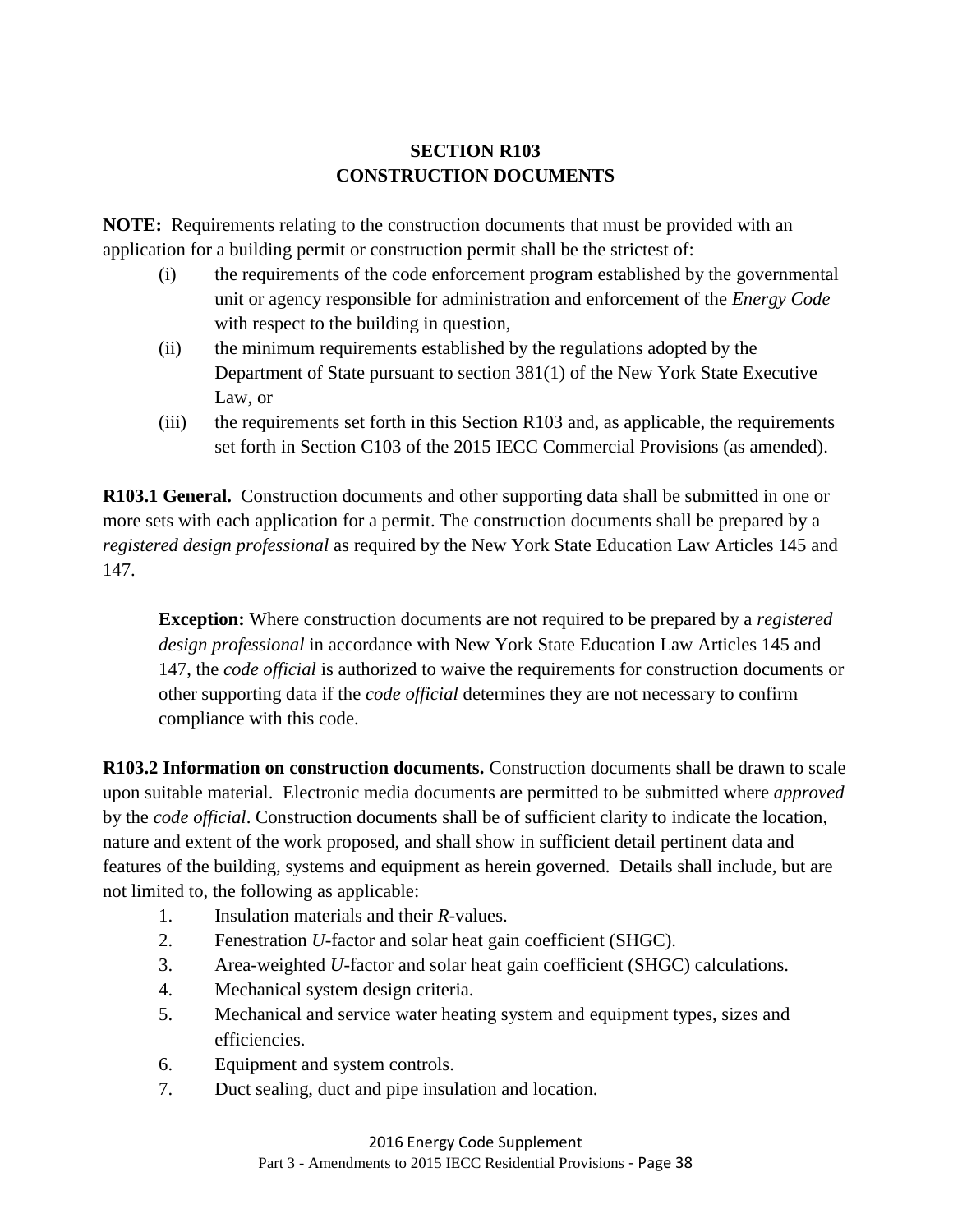## SECTION R103
## CONSTRUCTION DOCUMENTS

**NOTE:** Requirements relating to the construction documents that must be provided with an application for a building permit or construction permit shall be the strictest of:

(i) the requirements of the code enforcement program established by the governmental unit or agency responsible for administration and enforcement of the *Energy Code* with respect to the building in question,

(ii) the minimum requirements established by the regulations adopted by the Department of State pursuant to section 381(1) of the New York State Executive Law, or

(iii) the requirements set forth in this Section R103 and, as applicable, the requirements set forth in Section C103 of the 2015 IECC Commercial Provisions (as amended).

**R103.1 General.** Construction documents and other supporting data shall be submitted in one or more sets with each application for a permit. The construction documents shall be prepared by a *registered design professional* as required by the New York State Education Law Articles 145 and 147.

> **Exception:** Where construction documents are not required to be prepared by a *registered design professional* in accordance with New York State Education Law Articles 145 and 147, the *code official* is authorized to waive the requirements for construction documents or other supporting data if the *code official* determines they are not necessary to confirm compliance with this code.

**R103.2 Information on construction documents.** Construction documents shall be drawn to scale upon suitable material. Electronic media documents are permitted to be submitted where *approved* by the *code official*. Construction documents shall be of sufficient clarity to indicate the location, nature and extent of the work proposed, and shall show in sufficient detail pertinent data and features of the building, systems and equipment as herein governed. Details shall include, but are not limited to, the following as applicable:

1. Insulation materials and their *R*-values.
2. Fenestration *U*-factor and solar heat gain coefficient (SHGC).
3. Area-weighted *U*-factor and solar heat gain coefficient (SHGC) calculations.
4. Mechanical system design criteria.
5. Mechanical and service water heating system and equipment types, sizes and efficiencies.
6. Equipment and system controls.
7. Duct sealing, duct and pipe insulation and location.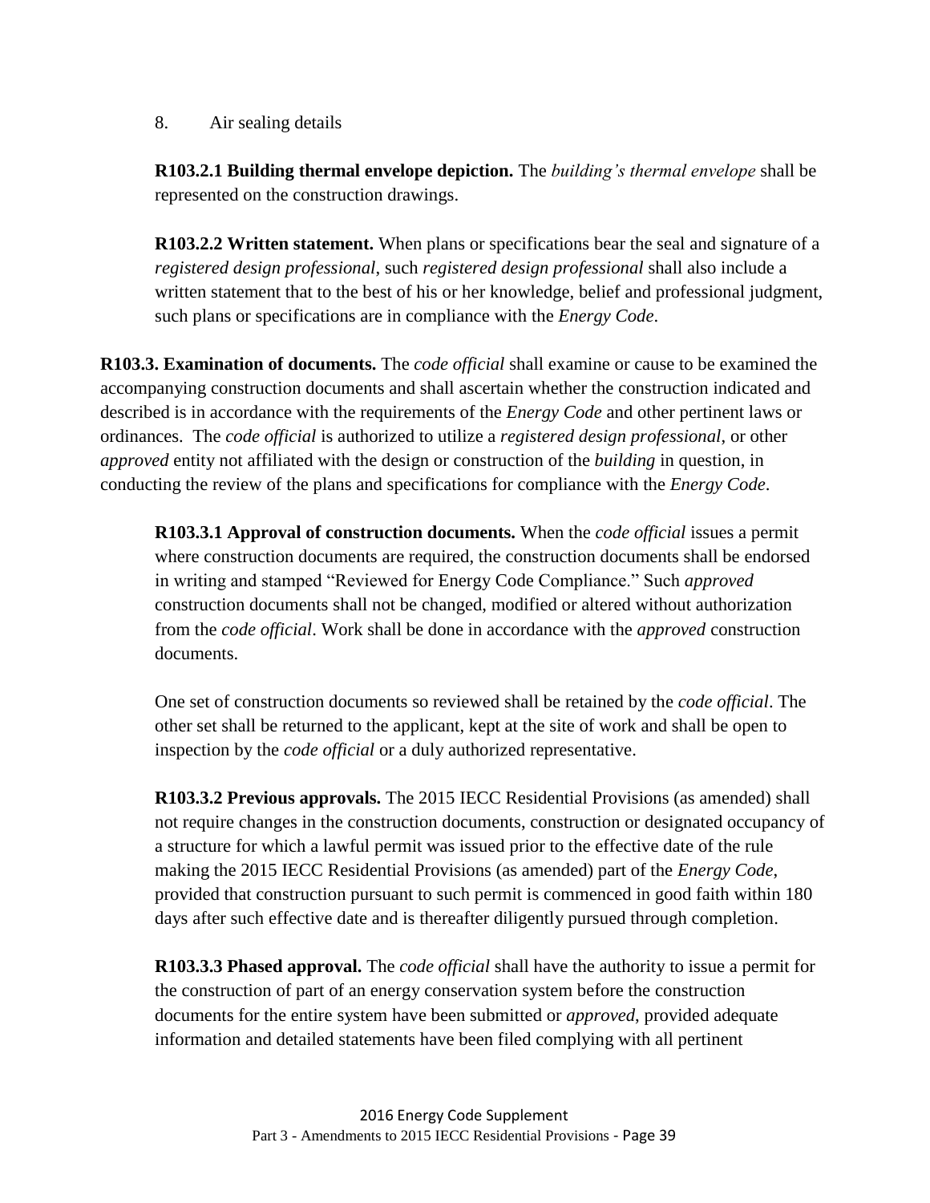8. Air sealing details

**R103.2.1 Building thermal envelope depiction.** The *building's thermal envelope* shall be represented on the construction drawings.

**R103.2.2 Written statement.** When plans or specifications bear the seal and signature of a *registered design professional*, such *registered design professional* shall also include a written statement that to the best of his or her knowledge, belief and professional judgment, such plans or specifications are in compliance with the *Energy Code*.

**R103.3. Examination of documents.** The *code official* shall examine or cause to be examined the accompanying construction documents and shall ascertain whether the construction indicated and described is in accordance with the requirements of the *Energy Code* and other pertinent laws or ordinances. The *code official* is authorized to utilize a *registered design professional*, or other *approved* entity not affiliated with the design or construction of the *building* in question, in conducting the review of the plans and specifications for compliance with the *Energy Code*.

**R103.3.1 Approval of construction documents.** When the *code official* issues a permit where construction documents are required, the construction documents shall be endorsed in writing and stamped "Reviewed for Energy Code Compliance." Such *approved* construction documents shall not be changed, modified or altered without authorization from the *code official*. Work shall be done in accordance with the *approved* construction documents.

One set of construction documents so reviewed shall be retained by the *code official*. The other set shall be returned to the applicant, kept at the site of work and shall be open to inspection by the *code official* or a duly authorized representative.

**R103.3.2 Previous approvals.** The 2015 IECC Residential Provisions (as amended) shall not require changes in the construction documents, construction or designated occupancy of a structure for which a lawful permit was issued prior to the effective date of the rule making the 2015 IECC Residential Provisions (as amended) part of the *Energy Code*, provided that construction pursuant to such permit is commenced in good faith within 180 days after such effective date and is thereafter diligently pursued through completion.

**R103.3.3 Phased approval.** The *code official* shall have the authority to issue a permit for the construction of part of an energy conservation system before the construction documents for the entire system have been submitted or *approved*, provided adequate information and detailed statements have been filed complying with all pertinent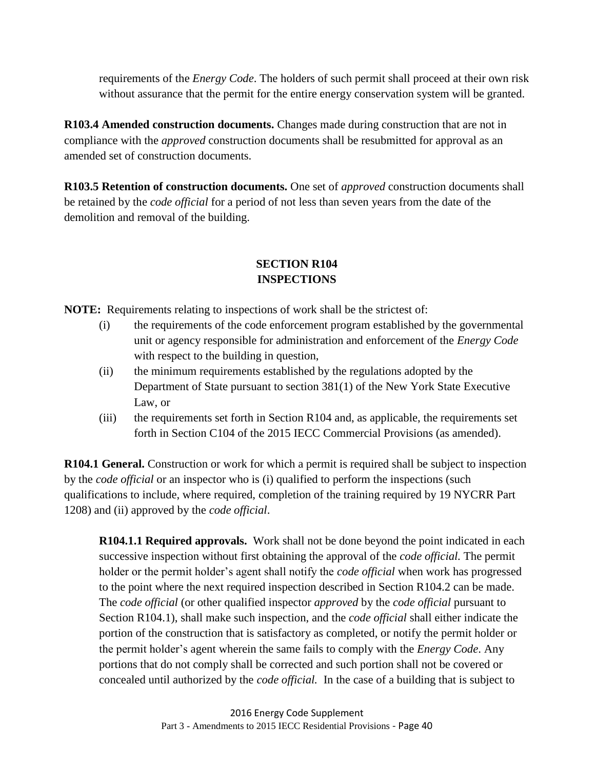requirements of the *Energy Code*. The holders of such permit shall proceed at their own risk without assurance that the permit for the entire energy conservation system will be granted.

**R103.4 Amended construction documents.** Changes made during construction that are not in compliance with the *approved* construction documents shall be resubmitted for approval as an amended set of construction documents.

**R103.5 Retention of construction documents.** One set of *approved* construction documents shall be retained by the *code official* for a period of not less than seven years from the date of the demolition and removal of the building.

## SECTION R104
## INSPECTIONS

**NOTE:** Requirements relating to inspections of work shall be the strictest of:

- (i) the requirements of the code enforcement program established by the governmental unit or agency responsible for administration and enforcement of the *Energy Code* with respect to the building in question,
- (ii) the minimum requirements established by the regulations adopted by the Department of State pursuant to section 381(1) of the New York State Executive Law, or
- (iii) the requirements set forth in Section R104 and, as applicable, the requirements set forth in Section C104 of the 2015 IECC Commercial Provisions (as amended).

**R104.1 General.** Construction or work for which a permit is required shall be subject to inspection by the *code official* or an inspector who is (i) qualified to perform the inspections (such qualifications to include, where required, completion of the training required by 19 NYCRR Part 1208) and (ii) approved by the *code official*.

**R104.1.1 Required approvals.** Work shall not be done beyond the point indicated in each successive inspection without first obtaining the approval of the *code official.* The permit holder or the permit holder's agent shall notify the *code official* when work has progressed to the point where the next required inspection described in Section R104.2 can be made. The *code official* (or other qualified inspector *approved* by the *code official* pursuant to Section R104.1), shall make such inspection, and the *code official* shall either indicate the portion of the construction that is satisfactory as completed, or notify the permit holder or the permit holder's agent wherein the same fails to comply with the *Energy Code.* Any portions that do not comply shall be corrected and such portion shall not be covered or concealed until authorized by the *code official.* In the case of a building that is subject to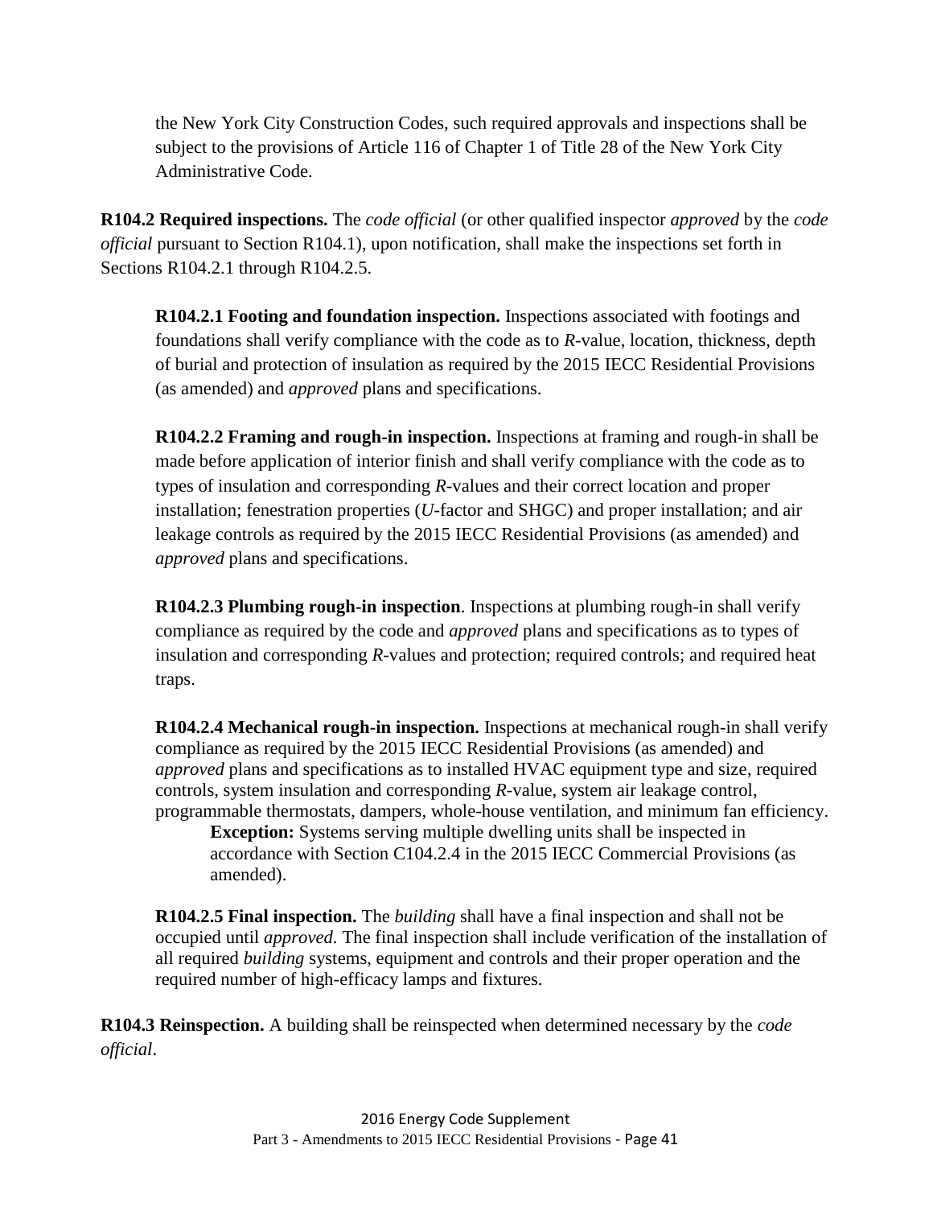the New York City Construction Codes, such required approvals and inspections shall be subject to the provisions of Article 116 of Chapter 1 of Title 28 of the New York City Administrative Code.

**R104.2 Required inspections.** The *code official* (or other qualified inspector *approved* by the *code official* pursuant to Section R104.1), upon notification, shall make the inspections set forth in Sections R104.2.1 through R104.2.5.

**R104.2.1 Footing and foundation inspection.** Inspections associated with footings and foundations shall verify compliance with the code as to *R*-value, location, thickness, depth of burial and protection of insulation as required by the 2015 IECC Residential Provisions (as amended) and *approved* plans and specifications.

**R104.2.2 Framing and rough-in inspection.** Inspections at framing and rough-in shall be made before application of interior finish and shall verify compliance with the code as to types of insulation and corresponding *R*-values and their correct location and proper installation; fenestration properties (*U*-factor and SHGC) and proper installation; and air leakage controls as required by the 2015 IECC Residential Provisions (as amended) and *approved* plans and specifications.

**R104.2.3 Plumbing rough-in inspection**. Inspections at plumbing rough-in shall verify compliance as required by the code and *approved* plans and specifications as to types of insulation and corresponding *R*-values and protection; required controls; and required heat traps.

**R104.2.4 Mechanical rough-in inspection.** Inspections at mechanical rough-in shall verify compliance as required by the 2015 IECC Residential Provisions (as amended) and *approved* plans and specifications as to installed HVAC equipment type and size, required controls, system insulation and corresponding *R*-value, system air leakage control, programmable thermostats, dampers, whole-house ventilation, and minimum fan efficiency.

> **Exception:** Systems serving multiple dwelling units shall be inspected in accordance with Section C104.2.4 in the 2015 IECC Commercial Provisions (as amended).

**R104.2.5 Final inspection.** The *building* shall have a final inspection and shall not be occupied until *approved*. The final inspection shall include verification of the installation of all required *building* systems, equipment and controls and their proper operation and the required number of high-efficacy lamps and fixtures.

**R104.3 Reinspection.** A building shall be reinspected when determined necessary by the *code official*.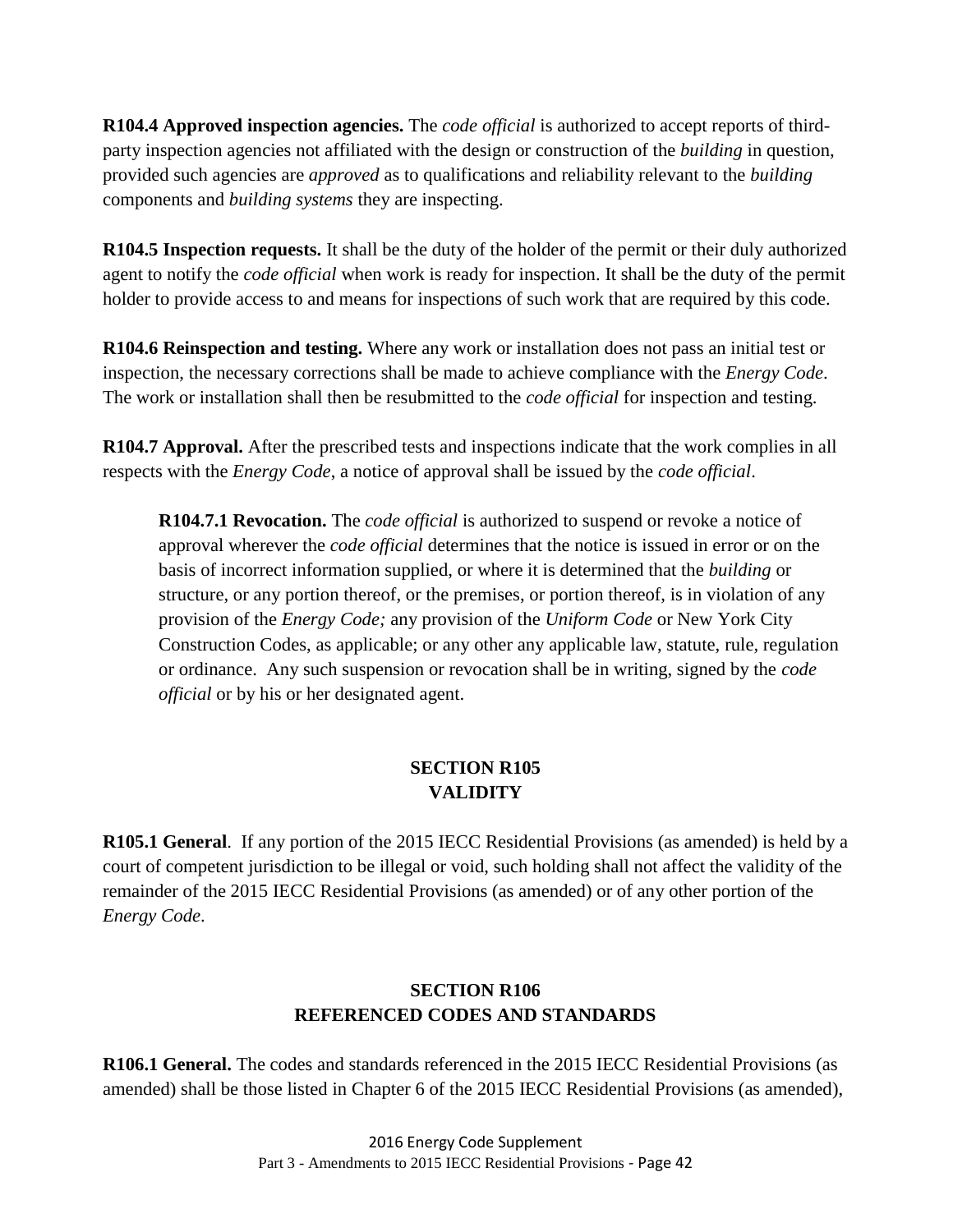**R104.4 Approved inspection agencies.** The *code official* is authorized to accept reports of third-party inspection agencies not affiliated with the design or construction of the *building* in question, provided such agencies are *approved* as to qualifications and reliability relevant to the *building* components and *building systems* they are inspecting.

**R104.5 Inspection requests.** It shall be the duty of the holder of the permit or their duly authorized agent to notify the *code official* when work is ready for inspection. It shall be the duty of the permit holder to provide access to and means for inspections of such work that are required by this code.

**R104.6 Reinspection and testing.** Where any work or installation does not pass an initial test or inspection, the necessary corrections shall be made to achieve compliance with the *Energy Code*. The work or installation shall then be resubmitted to the *code official* for inspection and testing.

**R104.7 Approval.** After the prescribed tests and inspections indicate that the work complies in all respects with the *Energy Code*, a notice of approval shall be issued by the *code official*.

> **R104.7.1 Revocation.** The *code official* is authorized to suspend or revoke a notice of approval wherever the *code official* determines that the notice is issued in error or on the basis of incorrect information supplied, or where it is determined that the *building* or structure, or any portion thereof, or the premises, or portion thereof, is in violation of any provision of the *Energy Code;* any provision of the *Uniform Code* or New York City Construction Codes, as applicable; or any other any applicable law, statute, rule, regulation or ordinance. Any such suspension or revocation shall be in writing, signed by the *code official* or by his or her designated agent.

## SECTION R105
## VALIDITY

**R105.1 General**. If any portion of the 2015 IECC Residential Provisions (as amended) is held by a court of competent jurisdiction to be illegal or void, such holding shall not affect the validity of the remainder of the 2015 IECC Residential Provisions (as amended) or of any other portion of the *Energy Code*.

## SECTION R106
## REFERENCED CODES AND STANDARDS

**R106.1 General.** The codes and standards referenced in the 2015 IECC Residential Provisions (as amended) shall be those listed in Chapter 6 of the 2015 IECC Residential Provisions (as amended),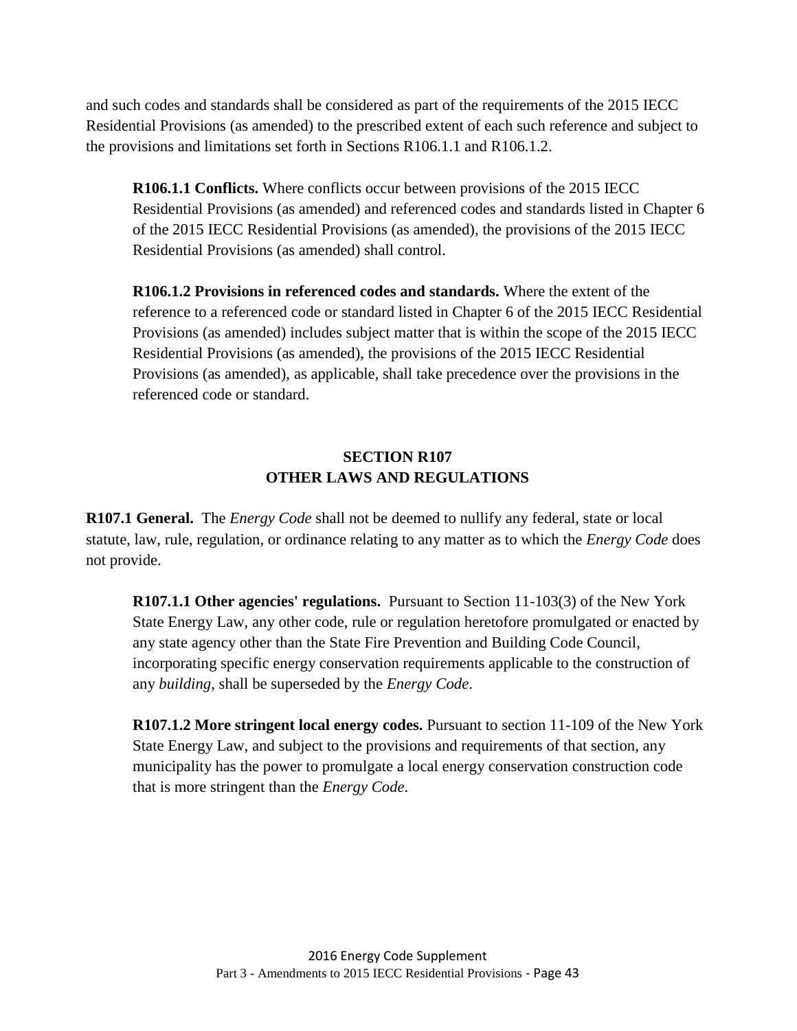and such codes and standards shall be considered as part of the requirements of the 2015 IECC Residential Provisions (as amended) to the prescribed extent of each such reference and subject to the provisions and limitations set forth in Sections R106.1.1 and R106.1.2.

**R106.1.1 Conflicts.** Where conflicts occur between provisions of the 2015 IECC Residential Provisions (as amended) and referenced codes and standards listed in Chapter 6 of the 2015 IECC Residential Provisions (as amended), the provisions of the 2015 IECC Residential Provisions (as amended) shall control.

**R106.1.2 Provisions in referenced codes and standards.** Where the extent of the reference to a referenced code or standard listed in Chapter 6 of the 2015 IECC Residential Provisions (as amended) includes subject matter that is within the scope of the 2015 IECC Residential Provisions (as amended), the provisions of the 2015 IECC Residential Provisions (as amended), as applicable, shall take precedence over the provisions in the referenced code or standard.

## SECTION R107
## OTHER LAWS AND REGULATIONS

**R107.1 General.** The *Energy Code* shall not be deemed to nullify any federal, state or local statute, law, rule, regulation, or ordinance relating to any matter as to which the *Energy Code* does not provide.

**R107.1.1 Other agencies' regulations.** Pursuant to Section 11-103(3) of the New York State Energy Law, any other code, rule or regulation heretofore promulgated or enacted by any state agency other than the State Fire Prevention and Building Code Council, incorporating specific energy conservation requirements applicable to the construction of any *building*, shall be superseded by the *Energy Code*.

**R107.1.2 More stringent local energy codes.** Pursuant to section 11-109 of the New York State Energy Law, and subject to the provisions and requirements of that section, any municipality has the power to promulgate a local energy conservation construction code that is more stringent than the *Energy Code*.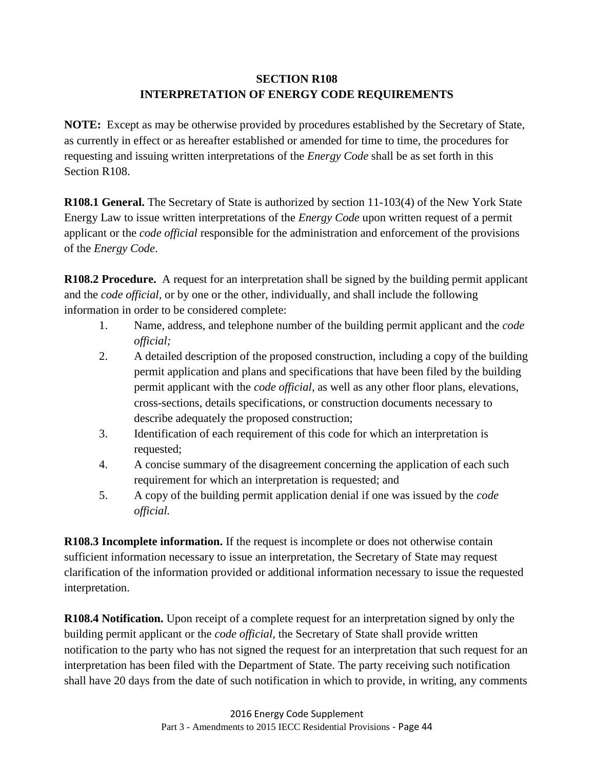## SECTION R108
## INTERPRETATION OF ENERGY CODE REQUIREMENTS

**NOTE:** Except as may be otherwise provided by procedures established by the Secretary of State, as currently in effect or as hereafter established or amended for time to time, the procedures for requesting and issuing written interpretations of the *Energy Code* shall be as set forth in this Section R108.

**R108.1 General.** The Secretary of State is authorized by section 11-103(4) of the New York State Energy Law to issue written interpretations of the *Energy Code* upon written request of a permit applicant or the *code official* responsible for the administration and enforcement of the provisions of the *Energy Code*.

**R108.2 Procedure.** A request for an interpretation shall be signed by the building permit applicant and the *code official*, or by one or the other, individually, and shall include the following information in order to be considered complete:

1. Name, address, and telephone number of the building permit applicant and the *code official;*
2. A detailed description of the proposed construction, including a copy of the building permit application and plans and specifications that have been filed by the building permit applicant with the *code official*, as well as any other floor plans, elevations, cross-sections, details specifications, or construction documents necessary to describe adequately the proposed construction;
3. Identification of each requirement of this code for which an interpretation is requested;
4. A concise summary of the disagreement concerning the application of each such requirement for which an interpretation is requested; and
5. A copy of the building permit application denial if one was issued by the *code official.*

**R108.3 Incomplete information.** If the request is incomplete or does not otherwise contain sufficient information necessary to issue an interpretation, the Secretary of State may request clarification of the information provided or additional information necessary to issue the requested interpretation.

**R108.4 Notification.** Upon receipt of a complete request for an interpretation signed by only the building permit applicant or the *code official*, the Secretary of State shall provide written notification to the party who has not signed the request for an interpretation that such request for an interpretation has been filed with the Department of State. The party receiving such notification shall have 20 days from the date of such notification in which to provide, in writing, any comments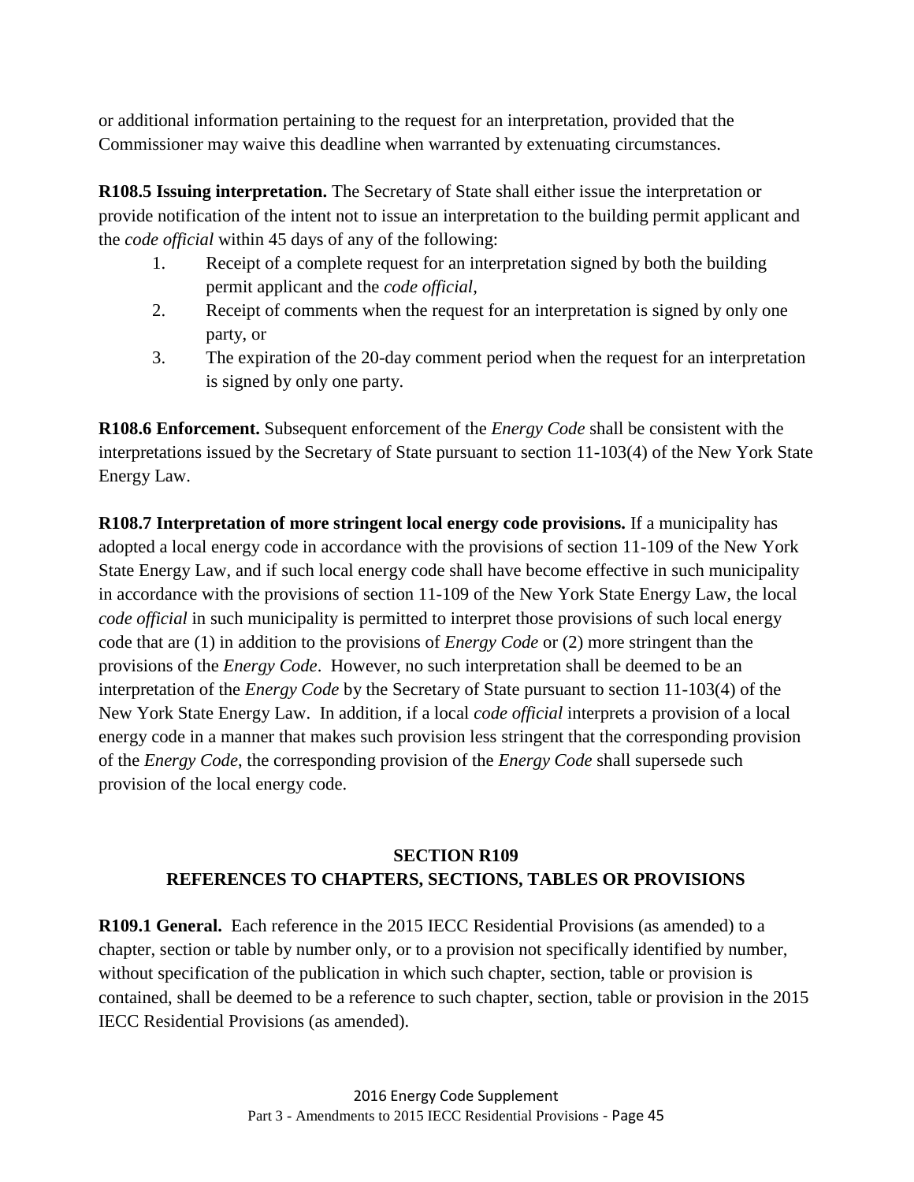or additional information pertaining to the request for an interpretation, provided that the Commissioner may waive this deadline when warranted by extenuating circumstances.

**R108.5 Issuing interpretation.** The Secretary of State shall either issue the interpretation or provide notification of the intent not to issue an interpretation to the building permit applicant and the *code official* within 45 days of any of the following:

1. Receipt of a complete request for an interpretation signed by both the building permit applicant and the *code official*,
2. Receipt of comments when the request for an interpretation is signed by only one party, or
3. The expiration of the 20-day comment period when the request for an interpretation is signed by only one party.

**R108.6 Enforcement.** Subsequent enforcement of the *Energy Code* shall be consistent with the interpretations issued by the Secretary of State pursuant to section 11-103(4) of the New York State Energy Law.

**R108.7 Interpretation of more stringent local energy code provisions.** If a municipality has adopted a local energy code in accordance with the provisions of section 11-109 of the New York State Energy Law, and if such local energy code shall have become effective in such municipality in accordance with the provisions of section 11-109 of the New York State Energy Law, the local *code official* in such municipality is permitted to interpret those provisions of such local energy code that are (1) in addition to the provisions of *Energy Code* or (2) more stringent than the provisions of the *Energy Code*. However, no such interpretation shall be deemed to be an interpretation of the *Energy Code* by the Secretary of State pursuant to section 11-103(4) of the New York State Energy Law. In addition, if a local *code official* interprets a provision of a local energy code in a manner that makes such provision less stringent that the corresponding provision of the *Energy Code*, the corresponding provision of the *Energy Code* shall supersede such provision of the local energy code.

## SECTION R109
## REFERENCES TO CHAPTERS, SECTIONS, TABLES OR PROVISIONS

**R109.1 General.** Each reference in the 2015 IECC Residential Provisions (as amended) to a chapter, section or table by number only, or to a provision not specifically identified by number, without specification of the publication in which such chapter, section, table or provision is contained, shall be deemed to be a reference to such chapter, section, table or provision in the 2015 IECC Residential Provisions (as amended).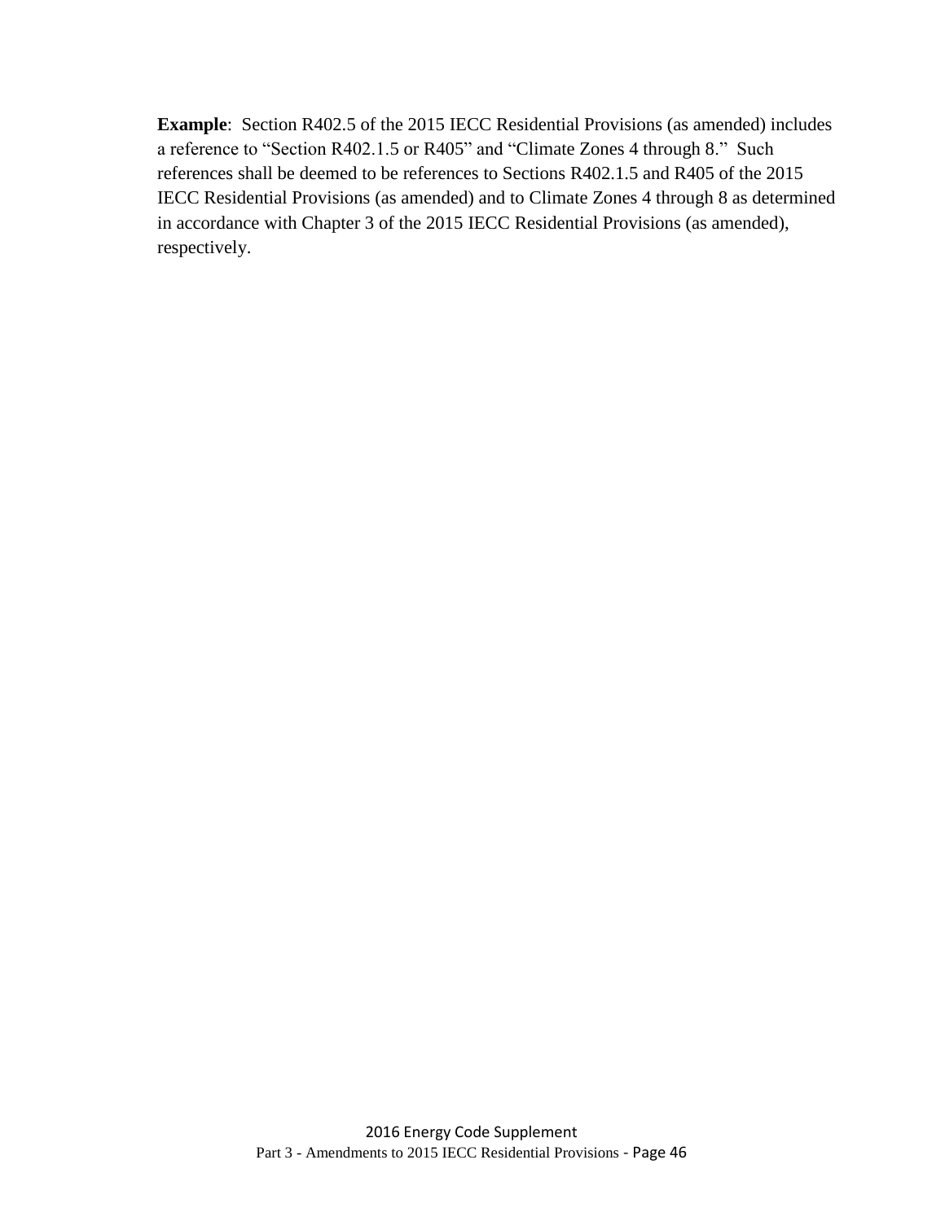**Example**: Section R402.5 of the 2015 IECC Residential Provisions (as amended) includes a reference to "Section R402.1.5 or R405" and "Climate Zones 4 through 8." Such references shall be deemed to be references to Sections R402.1.5 and R405 of the 2015 IECC Residential Provisions (as amended) and to Climate Zones 4 through 8 as determined in accordance with Chapter 3 of the 2015 IECC Residential Provisions (as amended), respectively.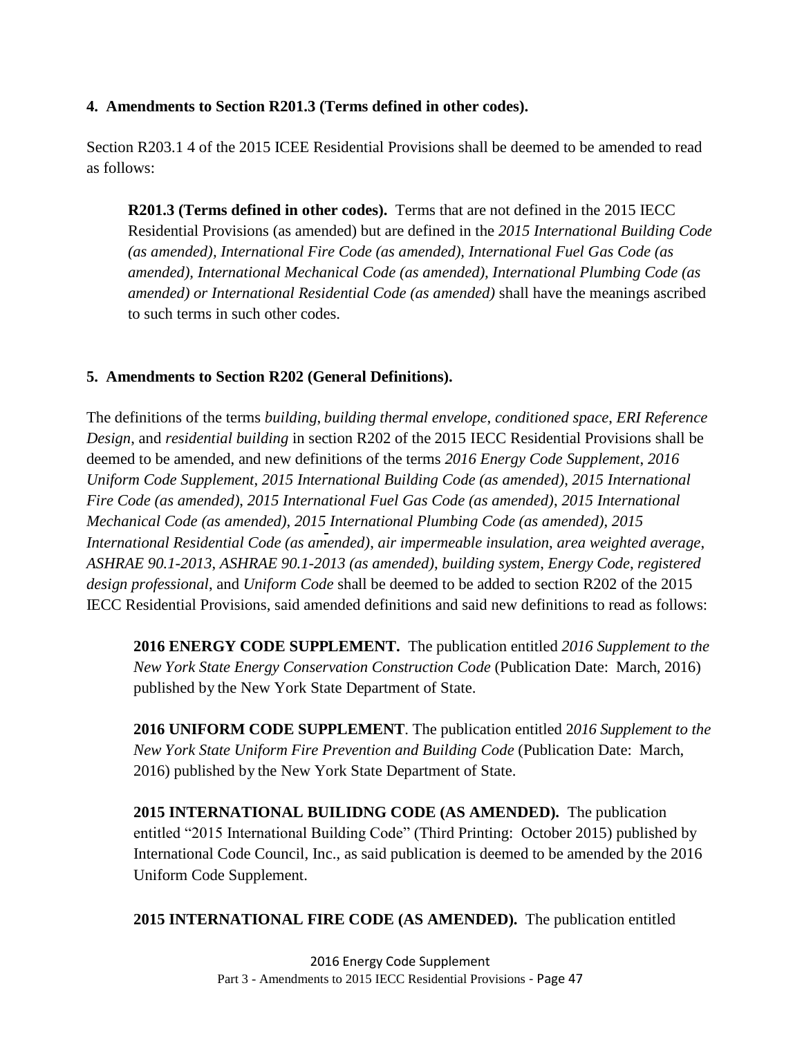## 4. Amendments to Section R201.3 (Terms defined in other codes).

Section R203.1 4 of the 2015 ICEE Residential Provisions shall be deemed to be amended to read as follows:

> **R201.3 (Terms defined in other codes).** Terms that are not defined in the 2015 IECC Residential Provisions (as amended) but are defined in the *2015 International Building Code (as amended), International Fire Code (as amended), International Fuel Gas Code (as amended), International Mechanical Code (as amended), International Plumbing Code (as amended) or International Residential Code (as amended)* shall have the meanings ascribed to such terms in such other codes.

## 5. Amendments to Section R202 (General Definitions).

The definitions of the terms *building, building thermal envelope*, *conditioned space*, *ERI Reference Design*, and *residential building* in section R202 of the 2015 IECC Residential Provisions shall be deemed to be amended, and new definitions of the terms *2016 Energy Code Supplement*, *2016 Uniform Code Supplement*, *2015 International Building Code (as amended)*, *2015 International Fire Code (as amended)*, *2015 International Fuel Gas Code (as amended)*, *2015 International Mechanical Code (as amended)*, *2015 International Plumbing Code (as amended)*, *2015 International Residential Code (as amended)*, *air impermeable insulation*, *area weighted average*, *ASHRAE 90.1-2013*, *ASHRAE 90.1-2013 (as amended)*, *building system*, *Energy Code*, *registered design professional*, and *Uniform Code* shall be deemed to be added to section R202 of the 2015 IECC Residential Provisions, said amended definitions and said new definitions to read as follows:

> **2016 ENERGY CODE SUPPLEMENT.** The publication entitled *2016 Supplement to the New York State Energy Conservation Construction Code* (Publication Date: March, 2016) published by the New York State Department of State.
>
> **2016 UNIFORM CODE SUPPLEMENT**. The publication entitled 2*016 Supplement to the New York State Uniform Fire Prevention and Building Code* (Publication Date: March, 2016) published by the New York State Department of State.
>
> **2015 INTERNATIONAL BUILIDNG CODE (AS AMENDED).** The publication entitled "2015 International Building Code" (Third Printing: October 2015) published by International Code Council, Inc., as said publication is deemed to be amended by the 2016 Uniform Code Supplement.
>
> **2015 INTERNATIONAL FIRE CODE (AS AMENDED).** The publication entitled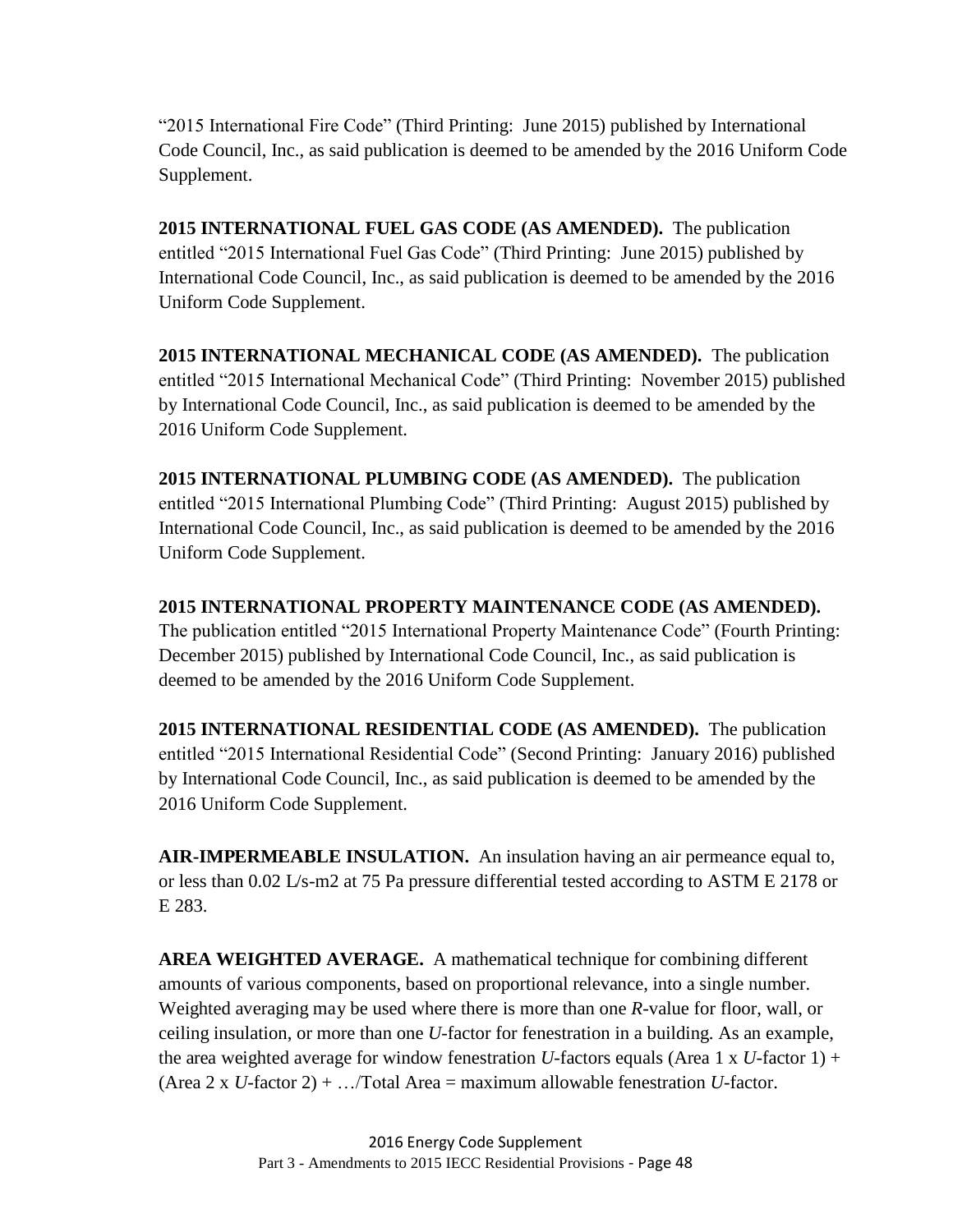"2015 International Fire Code" (Third Printing: June 2015) published by International Code Council, Inc., as said publication is deemed to be amended by the 2016 Uniform Code Supplement.

**2015 INTERNATIONAL FUEL GAS CODE (AS AMENDED).** The publication entitled "2015 International Fuel Gas Code" (Third Printing: June 2015) published by International Code Council, Inc., as said publication is deemed to be amended by the 2016 Uniform Code Supplement.

**2015 INTERNATIONAL MECHANICAL CODE (AS AMENDED).** The publication entitled "2015 International Mechanical Code" (Third Printing: November 2015) published by International Code Council, Inc., as said publication is deemed to be amended by the 2016 Uniform Code Supplement.

**2015 INTERNATIONAL PLUMBING CODE (AS AMENDED).** The publication entitled "2015 International Plumbing Code" (Third Printing: August 2015) published by International Code Council, Inc., as said publication is deemed to be amended by the 2016 Uniform Code Supplement.

**2015 INTERNATIONAL PROPERTY MAINTENANCE CODE (AS AMENDED).** The publication entitled "2015 International Property Maintenance Code" (Fourth Printing: December 2015) published by International Code Council, Inc., as said publication is deemed to be amended by the 2016 Uniform Code Supplement.

**2015 INTERNATIONAL RESIDENTIAL CODE (AS AMENDED).** The publication entitled "2015 International Residential Code" (Second Printing: January 2016) published by International Code Council, Inc., as said publication is deemed to be amended by the 2016 Uniform Code Supplement.

**AIR-IMPERMEABLE INSULATION.** An insulation having an air permeance equal to, or less than 0.02 L/s-m2 at 75 Pa pressure differential tested according to ASTM E 2178 or E 283.

**AREA WEIGHTED AVERAGE.** A mathematical technique for combining different amounts of various components, based on proportional relevance, into a single number. Weighted averaging may be used where there is more than one *R*-value for floor, wall, or ceiling insulation, or more than one *U*-factor for fenestration in a building. As an example, the area weighted average for window fenestration *U*-factors equals (Area 1 x *U*-factor 1) + (Area 2 x *U*-factor 2) + …/Total Area = maximum allowable fenestration *U*-factor.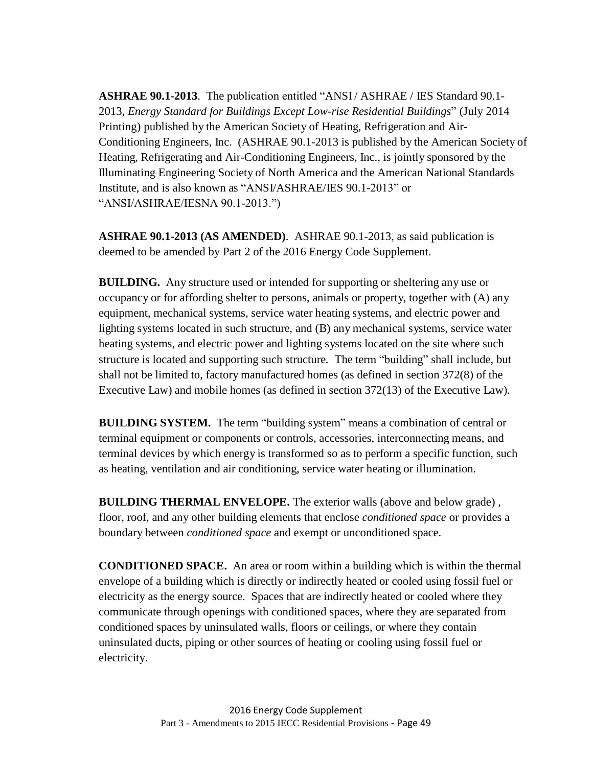**ASHRAE 90.1-2013**. The publication entitled "ANSI / ASHRAE / IES Standard 90.1-2013, *Energy Standard for Buildings Except Low-rise Residential Buildings*" (July 2014 Printing) published by the American Society of Heating, Refrigeration and Air-Conditioning Engineers, Inc. (ASHRAE 90.1-2013 is published by the American Society of Heating, Refrigerating and Air-Conditioning Engineers, Inc., is jointly sponsored by the Illuminating Engineering Society of North America and the American National Standards Institute, and is also known as "ANSI/ASHRAE/IES 90.1-2013" or "ANSI/ASHRAE/IESNA 90.1-2013.")

**ASHRAE 90.1-2013 (AS AMENDED)**. ASHRAE 90.1-2013, as said publication is deemed to be amended by Part 2 of the 2016 Energy Code Supplement.

**BUILDING.** Any structure used or intended for supporting or sheltering any use or occupancy or for affording shelter to persons, animals or property, together with (A) any equipment, mechanical systems, service water heating systems, and electric power and lighting systems located in such structure, and (B) any mechanical systems, service water heating systems, and electric power and lighting systems located on the site where such structure is located and supporting such structure. The term "building" shall include, but shall not be limited to, factory manufactured homes (as defined in section 372(8) of the Executive Law) and mobile homes (as defined in section 372(13) of the Executive Law).

**BUILDING SYSTEM.** The term "building system" means a combination of central or terminal equipment or components or controls, accessories, interconnecting means, and terminal devices by which energy is transformed so as to perform a specific function, such as heating, ventilation and air conditioning, service water heating or illumination.

**BUILDING THERMAL ENVELOPE.** The exterior walls (above and below grade) , floor, roof, and any other building elements that enclose *conditioned space* or provides a boundary between *conditioned space* and exempt or unconditioned space.

**CONDITIONED SPACE.** An area or room within a building which is within the thermal envelope of a building which is directly or indirectly heated or cooled using fossil fuel or electricity as the energy source. Spaces that are indirectly heated or cooled where they communicate through openings with conditioned spaces, where they are separated from conditioned spaces by uninsulated walls, floors or ceilings, or where they contain uninsulated ducts, piping or other sources of heating or cooling using fossil fuel or electricity.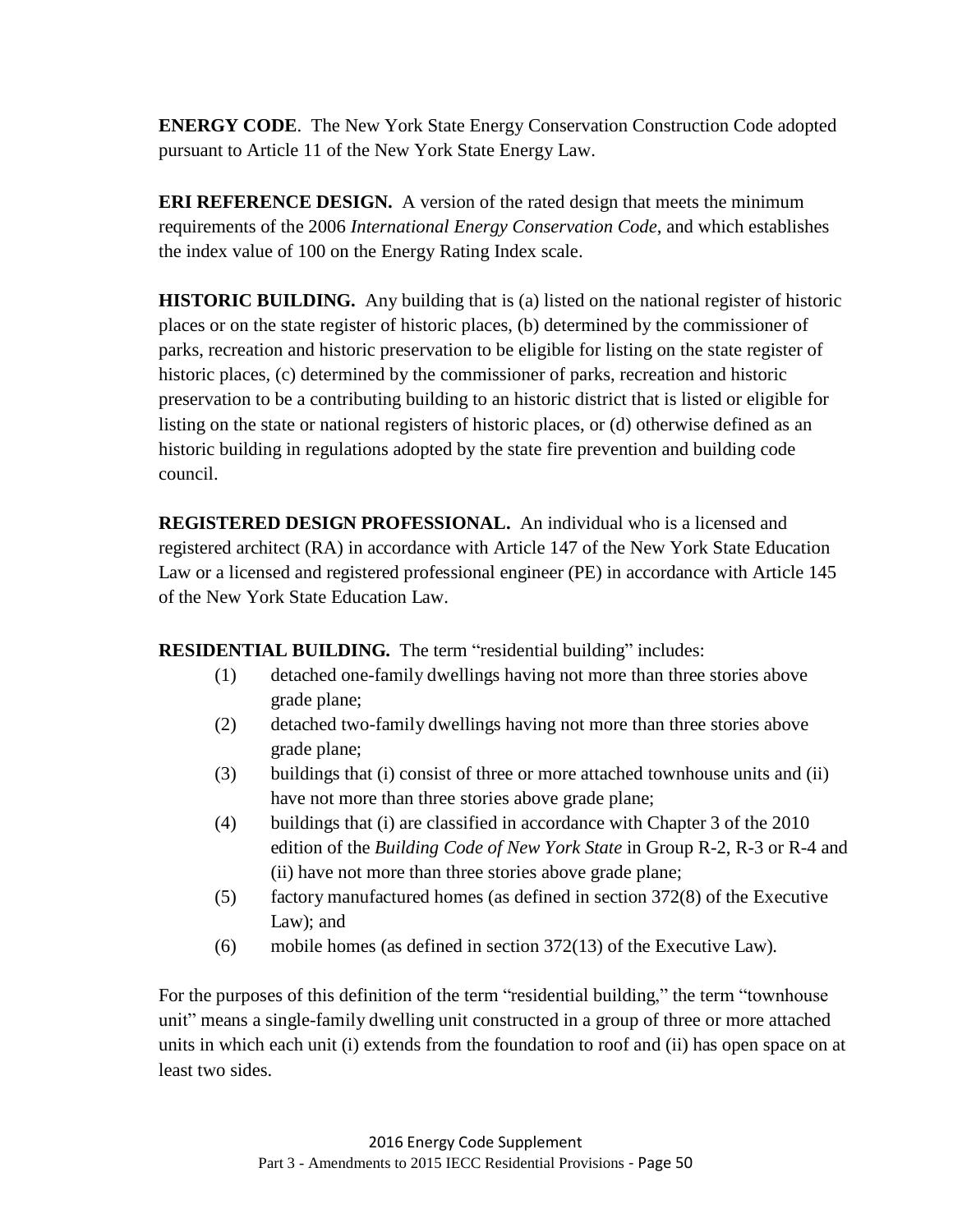**ENERGY CODE**. The New York State Energy Conservation Construction Code adopted pursuant to Article 11 of the New York State Energy Law.

**ERI REFERENCE DESIGN.** A version of the rated design that meets the minimum requirements of the 2006 *International Energy Conservation Code*, and which establishes the index value of 100 on the Energy Rating Index scale.

**HISTORIC BUILDING.** Any building that is (a) listed on the national register of historic places or on the state register of historic places, (b) determined by the commissioner of parks, recreation and historic preservation to be eligible for listing on the state register of historic places, (c) determined by the commissioner of parks, recreation and historic preservation to be a contributing building to an historic district that is listed or eligible for listing on the state or national registers of historic places, or (d) otherwise defined as an historic building in regulations adopted by the state fire prevention and building code council.

**REGISTERED DESIGN PROFESSIONAL.** An individual who is a licensed and registered architect (RA) in accordance with Article 147 of the New York State Education Law or a licensed and registered professional engineer (PE) in accordance with Article 145 of the New York State Education Law.

**RESIDENTIAL BUILDING.** The term "residential building" includes:

(1) detached one-family dwellings having not more than three stories above grade plane;

(2) detached two-family dwellings having not more than three stories above grade plane;

(3) buildings that (i) consist of three or more attached townhouse units and (ii) have not more than three stories above grade plane;

(4) buildings that (i) are classified in accordance with Chapter 3 of the 2010 edition of the *Building Code of New York State* in Group R-2, R-3 or R-4 and (ii) have not more than three stories above grade plane;

(5) factory manufactured homes (as defined in section 372(8) of the Executive Law); and

(6) mobile homes (as defined in section 372(13) of the Executive Law).

For the purposes of this definition of the term "residential building," the term "townhouse unit" means a single-family dwelling unit constructed in a group of three or more attached units in which each unit (i) extends from the foundation to roof and (ii) has open space on at least two sides.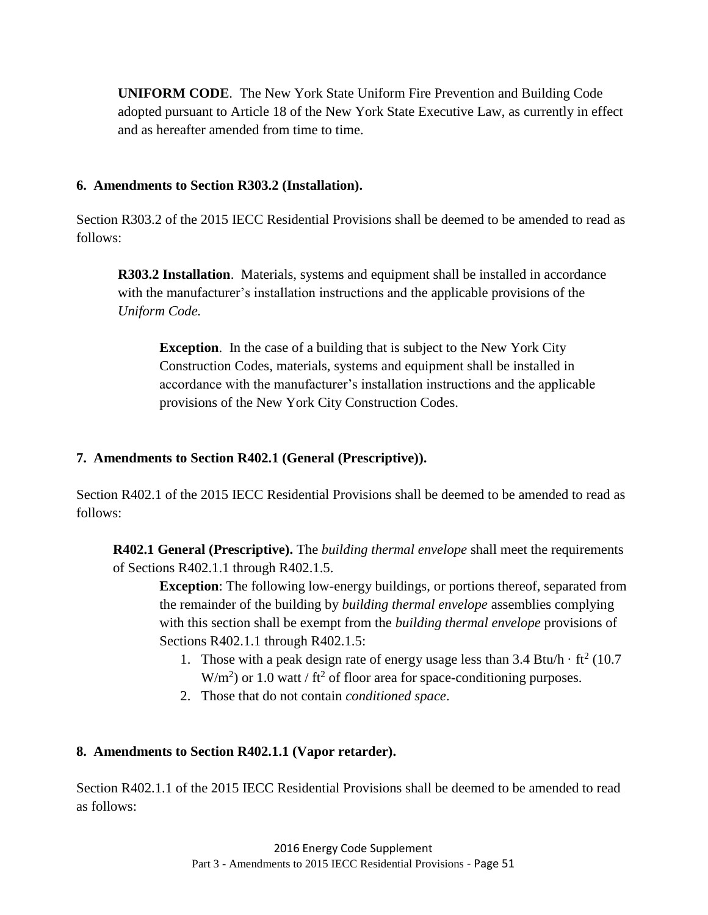**UNIFORM CODE**. The New York State Uniform Fire Prevention and Building Code adopted pursuant to Article 18 of the New York State Executive Law, as currently in effect and as hereafter amended from time to time.

### 6. Amendments to Section R303.2 (Installation).

Section R303.2 of the 2015 IECC Residential Provisions shall be deemed to be amended to read as follows:

**R303.2 Installation**. Materials, systems and equipment shall be installed in accordance with the manufacturer's installation instructions and the applicable provisions of the *Uniform Code.*

**Exception**. In the case of a building that is subject to the New York City Construction Codes, materials, systems and equipment shall be installed in accordance with the manufacturer's installation instructions and the applicable provisions of the New York City Construction Codes.

### 7. Amendments to Section R402.1 (General (Prescriptive)).

Section R402.1 of the 2015 IECC Residential Provisions shall be deemed to be amended to read as follows:

**R402.1 General (Prescriptive).** The *building thermal envelope* shall meet the requirements of Sections R402.1.1 through R402.1.5.

**Exception**: The following low-energy buildings, or portions thereof, separated from the remainder of the building by *building thermal envelope* assemblies complying with this section shall be exempt from the *building thermal envelope* provisions of Sections R402.1.1 through R402.1.5:

1. Those with a peak design rate of energy usage less than 3.4 Btu/h · $ft^2$ (10.7 $W/m^2$) or 1.0 watt / $ft^2$ of floor area for space-conditioning purposes.
2. Those that do not contain *conditioned space*.

### 8. Amendments to Section R402.1.1 (Vapor retarder).

Section R402.1.1 of the 2015 IECC Residential Provisions shall be deemed to be amended to read as follows: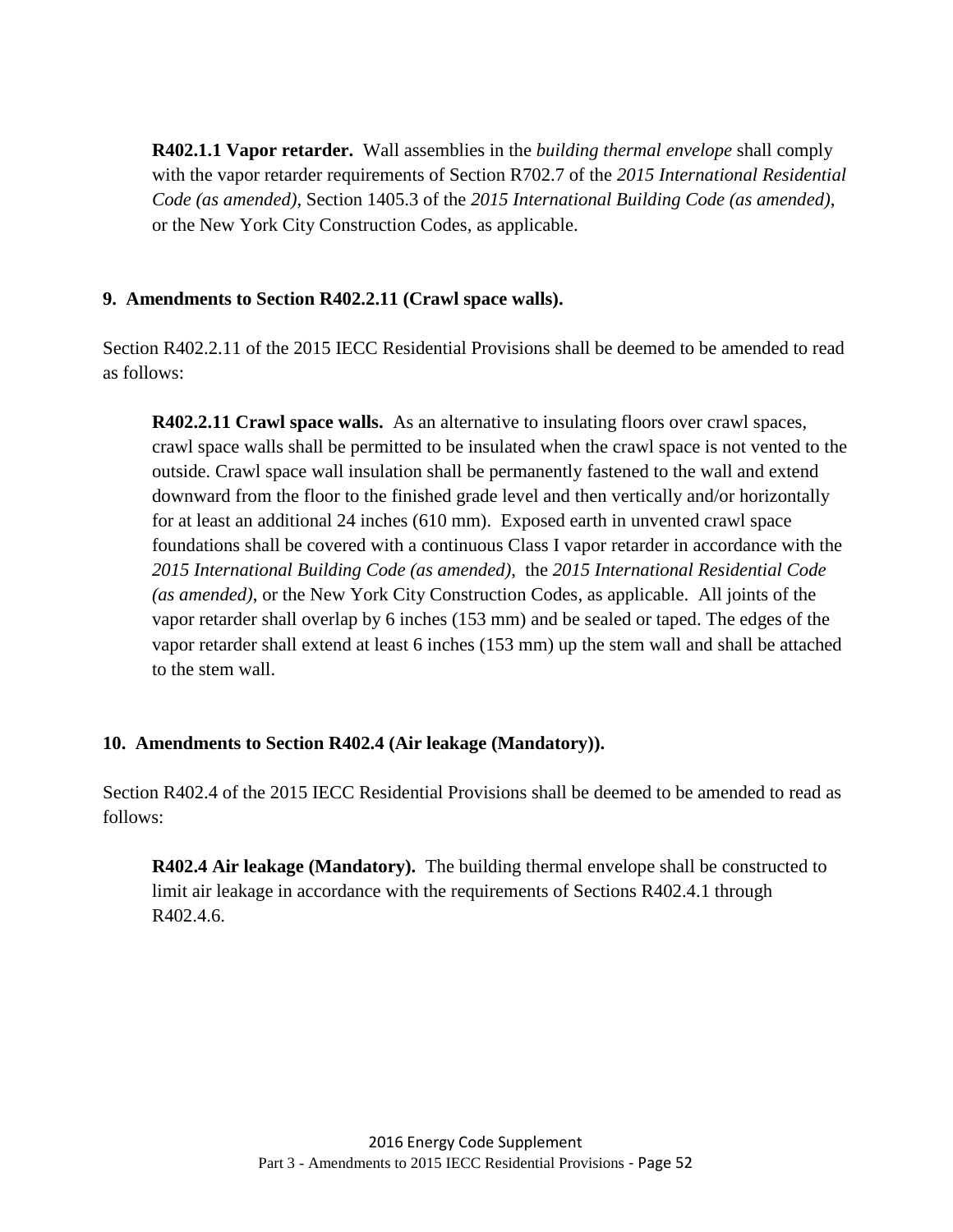**R402.1.1 Vapor retarder.** Wall assemblies in the *building thermal envelope* shall comply with the vapor retarder requirements of Section R702.7 of the *2015 International Residential Code (as amended)*, Section 1405.3 of the *2015 International Building Code (as amended)*, or the New York City Construction Codes, as applicable.

### 9. Amendments to Section R402.2.11 (Crawl space walls).

Section R402.2.11 of the 2015 IECC Residential Provisions shall be deemed to be amended to read as follows:

**R402.2.11 Crawl space walls.** As an alternative to insulating floors over crawl spaces, crawl space walls shall be permitted to be insulated when the crawl space is not vented to the outside. Crawl space wall insulation shall be permanently fastened to the wall and extend downward from the floor to the finished grade level and then vertically and/or horizontally for at least an additional 24 inches (610 mm). Exposed earth in unvented crawl space foundations shall be covered with a continuous Class I vapor retarder in accordance with the *2015 International Building Code (as amended)*, the *2015 International Residential Code (as amended)*, or the New York City Construction Codes, as applicable. All joints of the vapor retarder shall overlap by 6 inches (153 mm) and be sealed or taped. The edges of the vapor retarder shall extend at least 6 inches (153 mm) up the stem wall and shall be attached to the stem wall.

### 10. Amendments to Section R402.4 (Air leakage (Mandatory)).

Section R402.4 of the 2015 IECC Residential Provisions shall be deemed to be amended to read as follows:

**R402.4 Air leakage (Mandatory).** The building thermal envelope shall be constructed to limit air leakage in accordance with the requirements of Sections R402.4.1 through R402.4.6.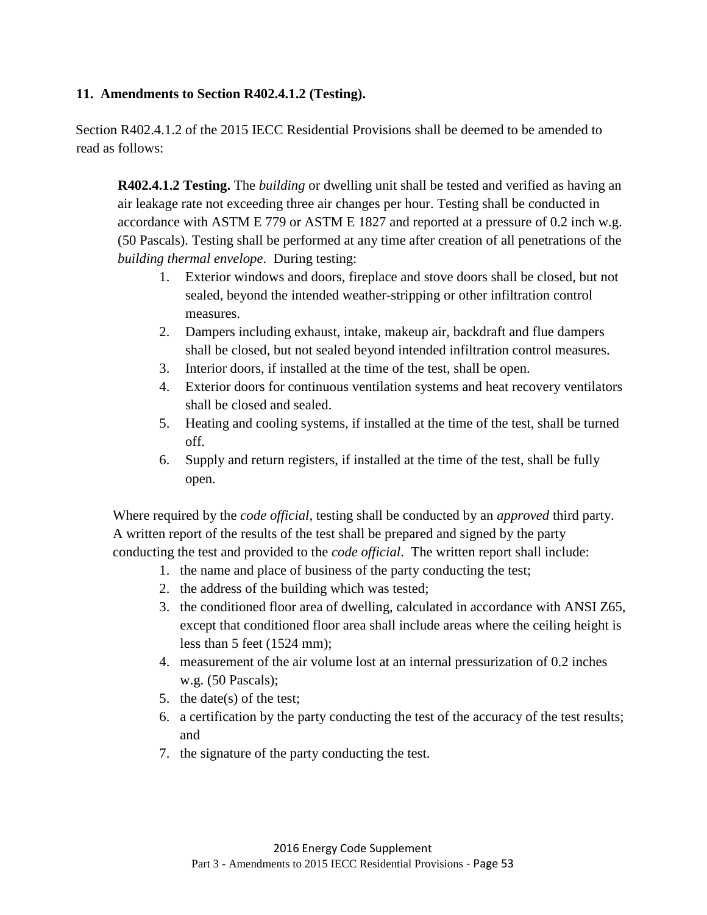### 11. Amendments to Section R402.4.1.2 (Testing).

Section R402.4.1.2 of the 2015 IECC Residential Provisions shall be deemed to be amended to read as follows:

> **R402.4.1.2 Testing.** The *building* or dwelling unit shall be tested and verified as having an air leakage rate not exceeding three air changes per hour. Testing shall be conducted in accordance with ASTM E 779 or ASTM E 1827 and reported at a pressure of 0.2 inch w.g. (50 Pascals). Testing shall be performed at any time after creation of all penetrations of the *building thermal envelope*. During testing:
>
> 1. Exterior windows and doors, fireplace and stove doors shall be closed, but not sealed, beyond the intended weather-stripping or other infiltration control measures.
> 2. Dampers including exhaust, intake, makeup air, backdraft and flue dampers shall be closed, but not sealed beyond intended infiltration control measures.
> 3. Interior doors, if installed at the time of the test, shall be open.
> 4. Exterior doors for continuous ventilation systems and heat recovery ventilators shall be closed and sealed.
> 5. Heating and cooling systems, if installed at the time of the test, shall be turned off.
> 6. Supply and return registers, if installed at the time of the test, shall be fully open.
>
> Where required by the *code official*, testing shall be conducted by an *approved* third party. A written report of the results of the test shall be prepared and signed by the party conducting the test and provided to the *code official*. The written report shall include:
>
> 1. the name and place of business of the party conducting the test;
> 2. the address of the building which was tested;
> 3. the conditioned floor area of dwelling, calculated in accordance with ANSI Z65, except that conditioned floor area shall include areas where the ceiling height is less than 5 feet (1524 mm);
> 4. measurement of the air volume lost at an internal pressurization of 0.2 inches w.g. (50 Pascals);
> 5. the date(s) of the test;
> 6. a certification by the party conducting the test of the accuracy of the test results; and
> 7. the signature of the party conducting the test.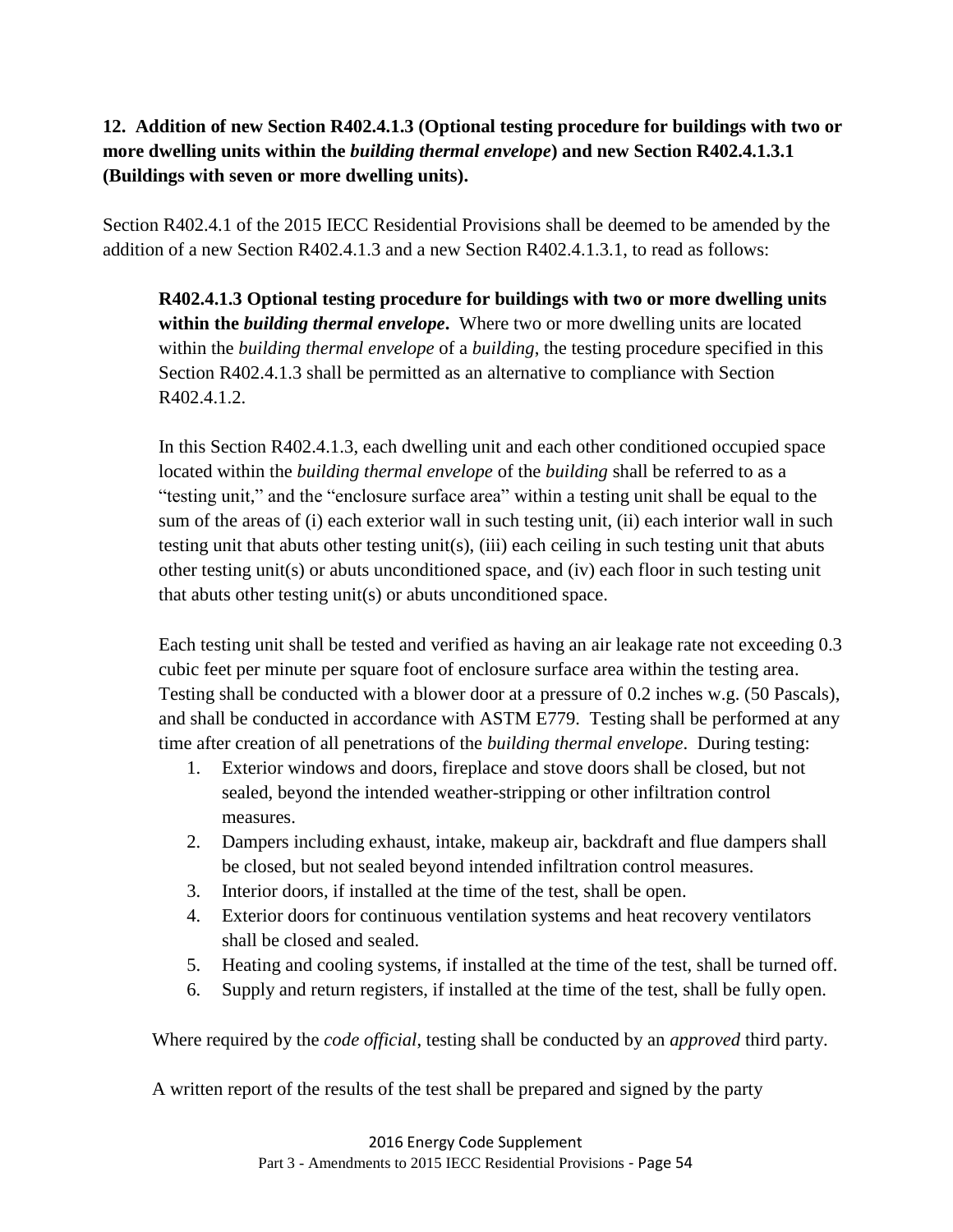**12. Addition of new Section R402.4.1.3 (Optional testing procedure for buildings with two or more dwelling units within the *building thermal envelope*) and new Section R402.4.1.3.1 (Buildings with seven or more dwelling units).**

Section R402.4.1 of the 2015 IECC Residential Provisions shall be deemed to be amended by the addition of a new Section R402.4.1.3 and a new Section R402.4.1.3.1, to read as follows:

> **R402.4.1.3 Optional testing procedure for buildings with two or more dwelling units within the *building thermal envelope*.** Where two or more dwelling units are located within the *building thermal envelope* of a *building*, the testing procedure specified in this Section R402.4.1.3 shall be permitted as an alternative to compliance with Section R402.4.1.2.
>
> In this Section R402.4.1.3, each dwelling unit and each other conditioned occupied space located within the *building thermal envelope* of the *building* shall be referred to as a "testing unit," and the "enclosure surface area" within a testing unit shall be equal to the sum of the areas of (i) each exterior wall in such testing unit, (ii) each interior wall in such testing unit that abuts other testing unit(s), (iii) each ceiling in such testing unit that abuts other testing unit(s) or abuts unconditioned space, and (iv) each floor in such testing unit that abuts other testing unit(s) or abuts unconditioned space.
>
> Each testing unit shall be tested and verified as having an air leakage rate not exceeding 0.3 cubic feet per minute per square foot of enclosure surface area within the testing area. Testing shall be conducted with a blower door at a pressure of 0.2 inches w.g. (50 Pascals), and shall be conducted in accordance with ASTM E779. Testing shall be performed at any time after creation of all penetrations of the *building thermal envelope*. During testing:
>
> 1. Exterior windows and doors, fireplace and stove doors shall be closed, but not sealed, beyond the intended weather-stripping or other infiltration control measures.
> 2. Dampers including exhaust, intake, makeup air, backdraft and flue dampers shall be closed, but not sealed beyond intended infiltration control measures.
> 3. Interior doors, if installed at the time of the test, shall be open.
> 4. Exterior doors for continuous ventilation systems and heat recovery ventilators shall be closed and sealed.
> 5. Heating and cooling systems, if installed at the time of the test, shall be turned off.
> 6. Supply and return registers, if installed at the time of the test, shall be fully open.
>
> Where required by the *code official*, testing shall be conducted by an *approved* third party.
>
> A written report of the results of the test shall be prepared and signed by the party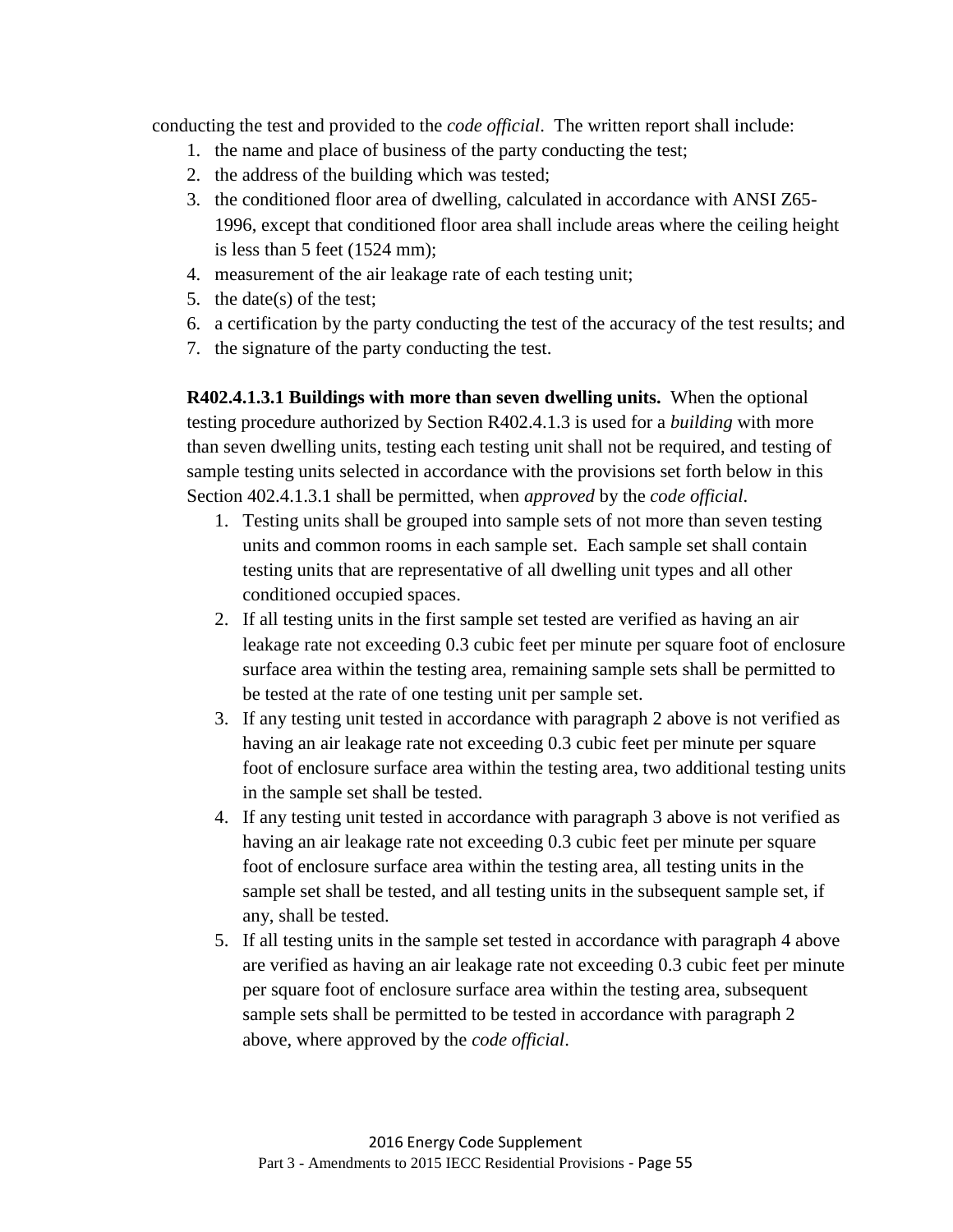conducting the test and provided to the *code official*. The written report shall include:

1. the name and place of business of the party conducting the test;
2. the address of the building which was tested;
3. the conditioned floor area of dwelling, calculated in accordance with ANSI Z65-1996, except that conditioned floor area shall include areas where the ceiling height is less than 5 feet (1524 mm);
4. measurement of the air leakage rate of each testing unit;
5. the date(s) of the test;
6. a certification by the party conducting the test of the accuracy of the test results; and
7. the signature of the party conducting the test.

**R402.4.1.3.1 Buildings with more than seven dwelling units.** When the optional testing procedure authorized by Section R402.4.1.3 is used for a *building* with more than seven dwelling units, testing each testing unit shall not be required, and testing of sample testing units selected in accordance with the provisions set forth below in this Section 402.4.1.3.1 shall be permitted, when *approved* by the *code official*.

1. Testing units shall be grouped into sample sets of not more than seven testing units and common rooms in each sample set. Each sample set shall contain testing units that are representative of all dwelling unit types and all other conditioned occupied spaces.
2. If all testing units in the first sample set tested are verified as having an air leakage rate not exceeding 0.3 cubic feet per minute per square foot of enclosure surface area within the testing area, remaining sample sets shall be permitted to be tested at the rate of one testing unit per sample set.
3. If any testing unit tested in accordance with paragraph 2 above is not verified as having an air leakage rate not exceeding 0.3 cubic feet per minute per square foot of enclosure surface area within the testing area, two additional testing units in the sample set shall be tested.
4. If any testing unit tested in accordance with paragraph 3 above is not verified as having an air leakage rate not exceeding 0.3 cubic feet per minute per square foot of enclosure surface area within the testing area, all testing units in the sample set shall be tested, and all testing units in the subsequent sample set, if any, shall be tested.
5. If all testing units in the sample set tested in accordance with paragraph 4 above are verified as having an air leakage rate not exceeding 0.3 cubic feet per minute per square foot of enclosure surface area within the testing area, subsequent sample sets shall be permitted to be tested in accordance with paragraph 2 above, where approved by the *code official*.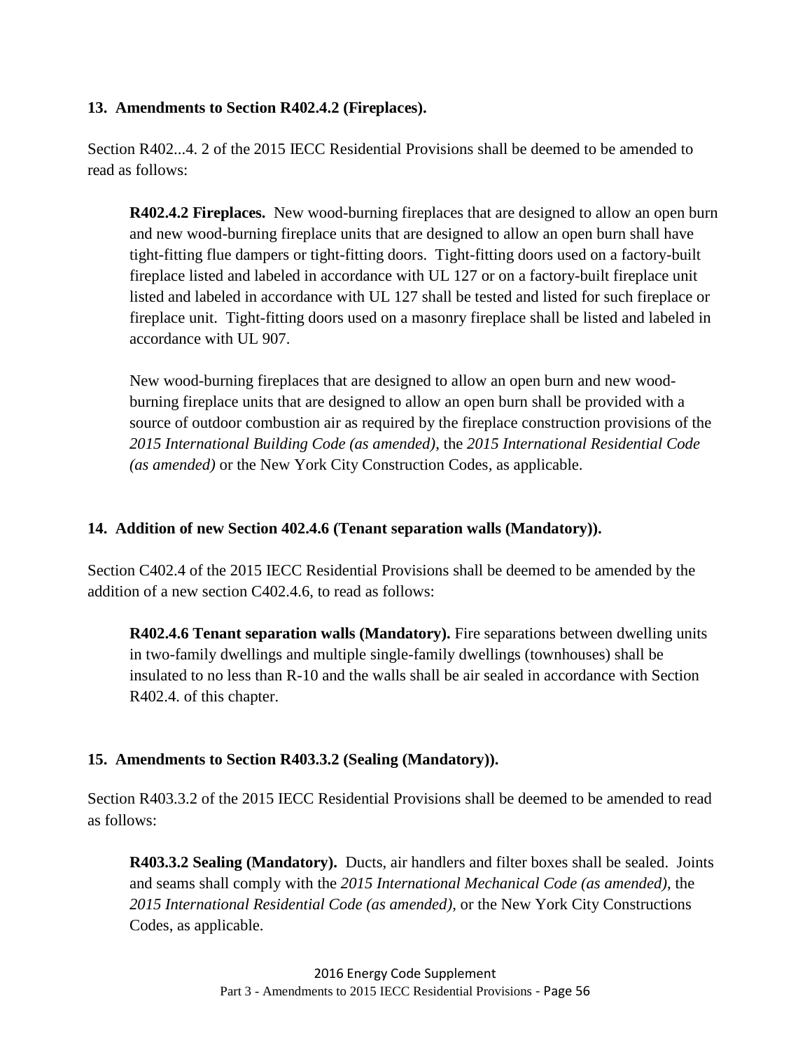### 13. Amendments to Section R402.4.2 (Fireplaces).

Section R402...4. 2 of the 2015 IECC Residential Provisions shall be deemed to be amended to read as follows:

> **R402.4.2 Fireplaces.** New wood-burning fireplaces that are designed to allow an open burn and new wood-burning fireplace units that are designed to allow an open burn shall have tight-fitting flue dampers or tight-fitting doors. Tight-fitting doors used on a factory-built fireplace listed and labeled in accordance with UL 127 or on a factory-built fireplace unit listed and labeled in accordance with UL 127 shall be tested and listed for such fireplace or fireplace unit. Tight-fitting doors used on a masonry fireplace shall be listed and labeled in accordance with UL 907.
>
> New wood-burning fireplaces that are designed to allow an open burn and new wood-burning fireplace units that are designed to allow an open burn shall be provided with a source of outdoor combustion air as required by the fireplace construction provisions of the *2015 International Building Code (as amended)*, the *2015 International Residential Code (as amended)* or the New York City Construction Codes, as applicable.

### 14. Addition of new Section 402.4.6 (Tenant separation walls (Mandatory)).

Section C402.4 of the 2015 IECC Residential Provisions shall be deemed to be amended by the addition of a new section C402.4.6, to read as follows:

> **R402.4.6 Tenant separation walls (Mandatory).** Fire separations between dwelling units in two-family dwellings and multiple single-family dwellings (townhouses) shall be insulated to no less than R-10 and the walls shall be air sealed in accordance with Section R402.4. of this chapter.

### 15. Amendments to Section R403.3.2 (Sealing (Mandatory)).

Section R403.3.2 of the 2015 IECC Residential Provisions shall be deemed to be amended to read as follows:

> **R403.3.2 Sealing (Mandatory).** Ducts, air handlers and filter boxes shall be sealed. Joints and seams shall comply with the *2015 International Mechanical Code (as amended)*, the *2015 International Residential Code (as amended)*, or the New York City Constructions Codes, as applicable.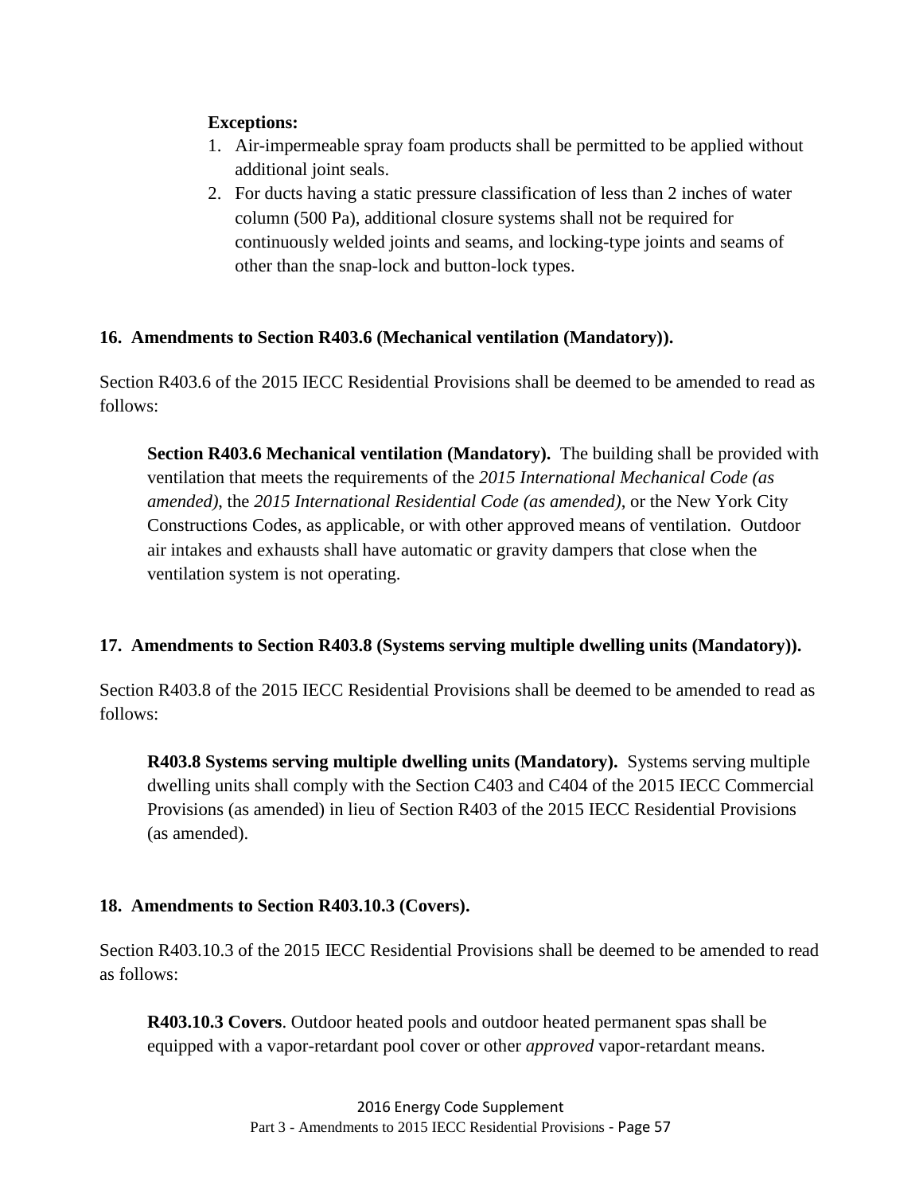**Exceptions:**

1. Air-impermeable spray foam products shall be permitted to be applied without additional joint seals.
2. For ducts having a static pressure classification of less than 2 inches of water column (500 Pa), additional closure systems shall not be required for continuously welded joints and seams, and locking-type joints and seams of other than the snap-lock and button-lock types.

### 16. Amendments to Section R403.6 (Mechanical ventilation (Mandatory)).

Section R403.6 of the 2015 IECC Residential Provisions shall be deemed to be amended to read as follows:

> **Section R403.6 Mechanical ventilation (Mandatory).** The building shall be provided with ventilation that meets the requirements of the *2015 International Mechanical Code (as amended)*, the *2015 International Residential Code (as amended)*, or the New York City Constructions Codes, as applicable, or with other approved means of ventilation. Outdoor air intakes and exhausts shall have automatic or gravity dampers that close when the ventilation system is not operating.

### 17. Amendments to Section R403.8 (Systems serving multiple dwelling units (Mandatory)).

Section R403.8 of the 2015 IECC Residential Provisions shall be deemed to be amended to read as follows:

> **R403.8 Systems serving multiple dwelling units (Mandatory).** Systems serving multiple dwelling units shall comply with the Section C403 and C404 of the 2015 IECC Commercial Provisions (as amended) in lieu of Section R403 of the 2015 IECC Residential Provisions (as amended).

### 18. Amendments to Section R403.10.3 (Covers).

Section R403.10.3 of the 2015 IECC Residential Provisions shall be deemed to be amended to read as follows:

> **R403.10.3 Covers**. Outdoor heated pools and outdoor heated permanent spas shall be equipped with a vapor-retardant pool cover or other *approved* vapor-retardant means.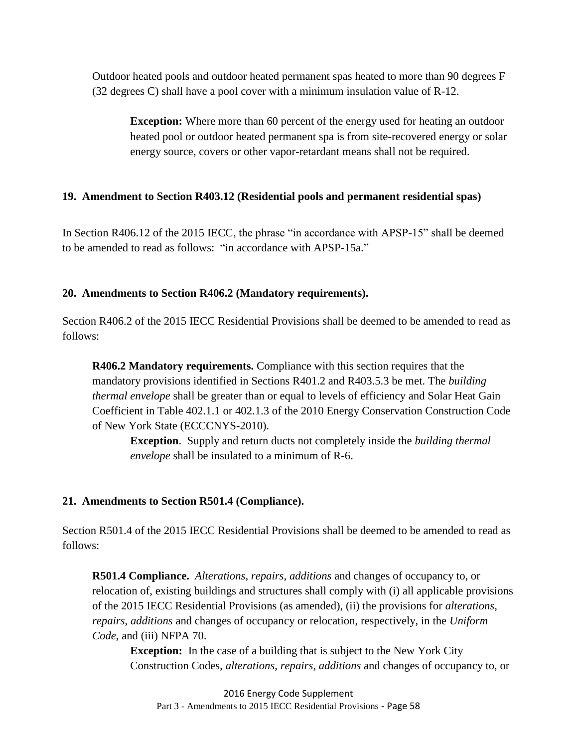Outdoor heated pools and outdoor heated permanent spas heated to more than 90 degrees F (32 degrees C) shall have a pool cover with a minimum insulation value of R-12.

> **Exception:** Where more than 60 percent of the energy used for heating an outdoor heated pool or outdoor heated permanent spa is from site-recovered energy or solar energy source, covers or other vapor-retardant means shall not be required.

### 19. Amendment to Section R403.12 (Residential pools and permanent residential spas)

In Section R406.12 of the 2015 IECC, the phrase "in accordance with APSP-15" shall be deemed to be amended to read as follows: "in accordance with APSP-15a."

### 20. Amendments to Section R406.2 (Mandatory requirements).

Section R406.2 of the 2015 IECC Residential Provisions shall be deemed to be amended to read as follows:

> **R406.2 Mandatory requirements.** Compliance with this section requires that the mandatory provisions identified in Sections R401.2 and R403.5.3 be met. The *building thermal envelope* shall be greater than or equal to levels of efficiency and Solar Heat Gain Coefficient in Table 402.1.1 or 402.1.3 of the 2010 Energy Conservation Construction Code of New York State (ECCCNYS-2010).
>
> > **Exception**. Supply and return ducts not completely inside the *building thermal envelope* shall be insulated to a minimum of R-6.

### 21. Amendments to Section R501.4 (Compliance).

Section R501.4 of the 2015 IECC Residential Provisions shall be deemed to be amended to read as follows:

> **R501.4 Compliance.** *Alterations*, *repairs*, *additions* and changes of occupancy to, or relocation of, existing buildings and structures shall comply with (i) all applicable provisions of the 2015 IECC Residential Provisions (as amended), (ii) the provisions for *alterations*, *repairs*, *additions* and changes of occupancy or relocation, respectively, in the *Uniform Code*, and (iii) NFPA 70.
>
> > **Exception:** In the case of a building that is subject to the New York City Construction Codes, *alterations*, *repairs*, *additions* and changes of occupancy to, or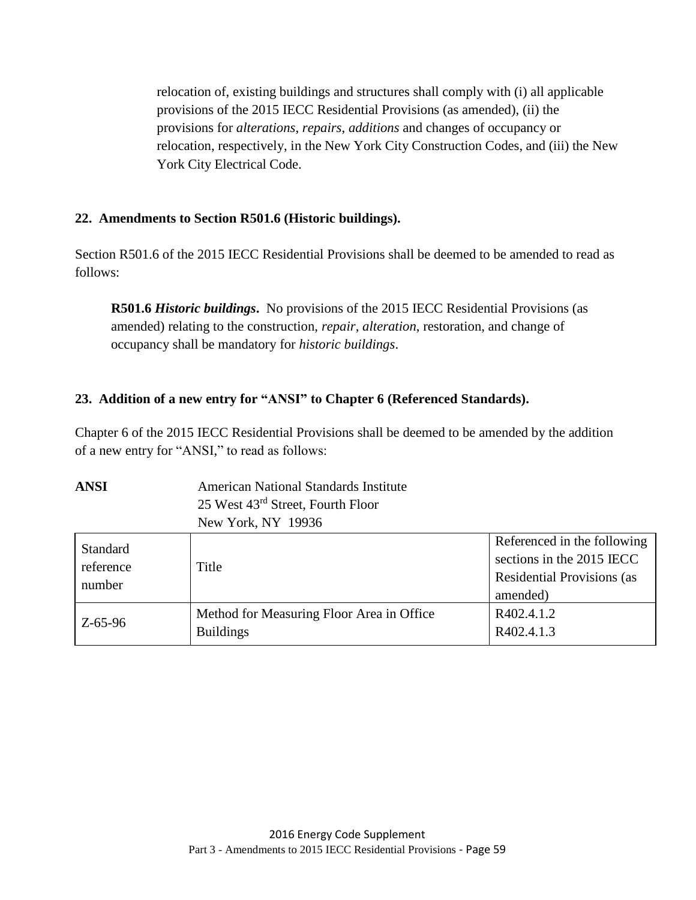relocation of, existing buildings and structures shall comply with (i) all applicable provisions of the 2015 IECC Residential Provisions (as amended), (ii) the provisions for *alterations*, *repairs*, *additions* and changes of occupancy or relocation, respectively, in the New York City Construction Codes, and (iii) the New York City Electrical Code.

### 22. Amendments to Section R501.6 (Historic buildings).

Section R501.6 of the 2015 IECC Residential Provisions shall be deemed to be amended to read as follows:

> **R501.6** ***Historic buildings*.** No provisions of the 2015 IECC Residential Provisions (as amended) relating to the construction, *repair*, *alteration*, restoration, and change of occupancy shall be mandatory for *historic buildings*.

### 23. Addition of a new entry for "ANSI" to Chapter 6 (Referenced Standards).

Chapter 6 of the 2015 IECC Residential Provisions shall be deemed to be amended by the addition of a new entry for "ANSI," to read as follows:

**ANSI** American National Standards Institute
25 West 43rd Street, Fourth Floor
New York, NY 19936

| Standard reference number | Title | Referenced in the following sections in the 2015 IECC Residential Provisions (as amended) |
|---|---|---|
| Z-65-96 | Method for Measuring Floor Area in Office Buildings | R402.4.1.2<br>R402.4.1.3 |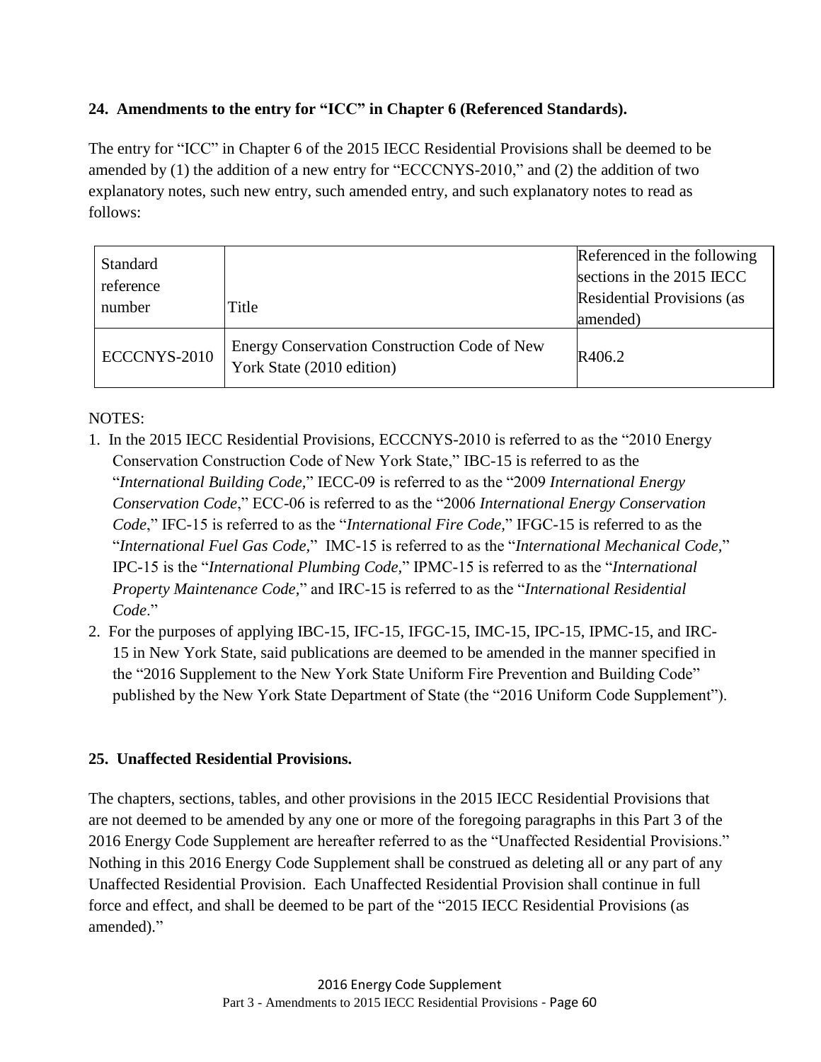**24. Amendments to the entry for "ICC" in Chapter 6 (Referenced Standards).**

The entry for "ICC" in Chapter 6 of the 2015 IECC Residential Provisions shall be deemed to be amended by (1) the addition of a new entry for "ECCCNYS-2010," and (2) the addition of two explanatory notes, such new entry, such amended entry, and such explanatory notes to read as follows:

| Standard reference number | Title | Referenced in the following sections in the 2015 IECC Residential Provisions (as amended) |
|---|---|---|
| ECCCNYS-2010 | Energy Conservation Construction Code of New York State (2010 edition) | R406.2 |

NOTES:

1. In the 2015 IECC Residential Provisions, ECCCNYS-2010 is referred to as the "2010 Energy Conservation Construction Code of New York State," IBC-15 is referred to as the "*International Building Code,*" IECC-09 is referred to as the "2009 *International Energy Conservation Code*," ECC-06 is referred to as the "2006 *International Energy Conservation Code*," IFC-15 is referred to as the "*International Fire Code,*" IFGC-15 is referred to as the "*International Fuel Gas Code,*" IMC-15 is referred to as the "*International Mechanical Code,*" IPC-15 is the "*International Plumbing Code,*" IPMC-15 is referred to as the "*International Property Maintenance Code,*" and IRC-15 is referred to as the "*International Residential Code*."
2. For the purposes of applying IBC-15, IFC-15, IFGC-15, IMC-15, IPC-15, IPMC-15, and IRC-15 in New York State, said publications are deemed to be amended in the manner specified in the "2016 Supplement to the New York State Uniform Fire Prevention and Building Code" published by the New York State Department of State (the "2016 Uniform Code Supplement").

**25. Unaffected Residential Provisions.**

The chapters, sections, tables, and other provisions in the 2015 IECC Residential Provisions that are not deemed to be amended by any one or more of the foregoing paragraphs in this Part 3 of the 2016 Energy Code Supplement are hereafter referred to as the "Unaffected Residential Provisions." Nothing in this 2016 Energy Code Supplement shall be construed as deleting all or any part of any Unaffected Residential Provision. Each Unaffected Residential Provision shall continue in full force and effect, and shall be deemed to be part of the "2015 IECC Residential Provisions (as amended)."